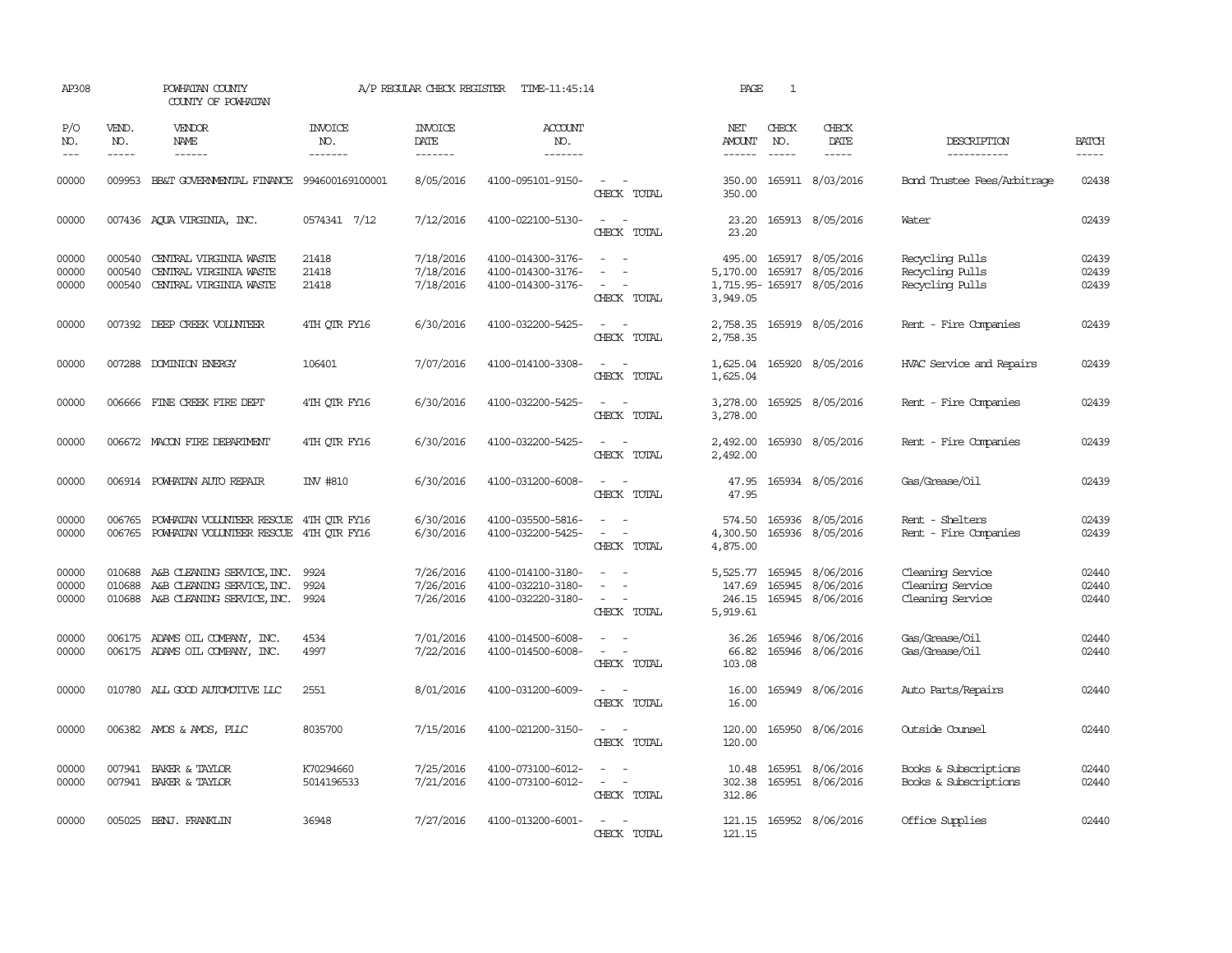AP308 POWHATAN COUNTY A/P REGULAR CHECK REGISTER TIME-11:45:14

COUNTY OF POWHATAN

| P/O NO. | VEND. NO. | VENDOR NAME | INVOICE NO. | INVOICE DATE | ACCOUNT NO. | | NET AMOUNT | CHECK NO. | CHECK DATE | DESCRIPTION | BATCH |
|---|---|---|---|---|---|---|---|---|---|---|---|
| 00000 | 009953 | BB&T GOVERNMENTAL FINANCE | 994600169100001 | 8/05/2016 | 4100-095101-9150- | - - | 350.00 | 165911 | 8/03/2016 | Bond Trustee Fees/Arbitrage | 02438 |
| | | | | | | CHECK TOTAL | 350.00 | | | | |
| 00000 | 007436 | AQUA VIRGINIA, INC. | 0574341 7/12 | 7/12/2016 | 4100-022100-5130- | - - | 23.20 | 165913 | 8/05/2016 | Water | 02439 |
| | | | | | | CHECK TOTAL | 23.20 | | | | |
| 00000 | 000540 | CENTRAL VIRGINIA WASTE | 21418 | 7/18/2016 | 4100-014300-3176- | - - | 495.00 | 165917 | 8/05/2016 | Recycling Pulls | 02439 |
| 00000 | 000540 | CENTRAL VIRGINIA WASTE | 21418 | 7/18/2016 | 4100-014300-3176- | - - | 5,170.00 | 165917 | 8/05/2016 | Recycling Pulls | 02439 |
| 00000 | 000540 | CENTRAL VIRGINIA WASTE | 21418 | 7/18/2016 | 4100-014300-3176- | - - | 1,715.95- | 165917 | 8/05/2016 | Recycling Pulls | 02439 |
| | | | | | | CHECK TOTAL | 3,949.05 | | | | |
| 00000 | 007392 | DEEP CREEK VOLUNTEER | 4TH QTR FY16 | 6/30/2016 | 4100-032200-5425- | - - | 2,758.35 | 165919 | 8/05/2016 | Rent - Fire Companies | 02439 |
| | | | | | | CHECK TOTAL | 2,758.35 | | | | |
| 00000 | 007288 | DOMINION ENERGY | 106401 | 7/07/2016 | 4100-014100-3308- | - - | 1,625.04 | 165920 | 8/05/2016 | HVAC Service and Repairs | 02439 |
| | | | | | | CHECK TOTAL | 1,625.04 | | | | |
| 00000 | 006666 | FINE CREEK FIRE DEPT | 4TH QTR FY16 | 6/30/2016 | 4100-032200-5425- | - - | 3,278.00 | 165925 | 8/05/2016 | Rent - Fire Companies | 02439 |
| | | | | | | CHECK TOTAL | 3,278.00 | | | | |
| 00000 | 006672 | MACON FIRE DEPARTMENT | 4TH QTR FY16 | 6/30/2016 | 4100-032200-5425- | - - | 2,492.00 | 165930 | 8/05/2016 | Rent - Fire Companies | 02439 |
| | | | | | | CHECK TOTAL | 2,492.00 | | | | |
| 00000 | 006914 | POWHATAN AUTO REPAIR | INV #810 | 6/30/2016 | 4100-031200-6008- | - - | 47.95 | 165934 | 8/05/2016 | Gas/Grease/Oil | 02439 |
| | | | | | | CHECK TOTAL | 47.95 | | | | |
| 00000 | 006765 | POWHATAN VOLUNTEER RESCUE | 4TH QTR FY16 | 6/30/2016 | 4100-035500-5816- | - - | 574.50 | 165936 | 8/05/2016 | Rent - Shelters | 02439 |
| 00000 | 006765 | POWHATAN VOLUNTEER RESCUE | 4TH QTR FY16 | 6/30/2016 | 4100-032200-5425- | - - | 4,300.50 | 165936 | 8/05/2016 | Rent - Fire Companies | 02439 |
| | | | | | | CHECK TOTAL | 4,875.00 | | | | |
| 00000 | 010688 | A&B CLEANING SERVICE, INC. | 9924 | 7/26/2016 | 4100-014100-3180- | - - | 5,525.77 | 165945 | 8/06/2016 | Cleaning Service | 02440 |
| 00000 | 010688 | A&B CLEANING SERVICE, INC. | 9924 | 7/26/2016 | 4100-032210-3180- | - - | 147.69 | 165945 | 8/06/2016 | Cleaning Service | 02440 |
| 00000 | 010688 | A&B CLEANING SERVICE, INC. | 9924 | 7/26/2016 | 4100-032220-3180- | - - | 246.15 | 165945 | 8/06/2016 | Cleaning Service | 02440 |
| | | | | | | CHECK TOTAL | 5,919.61 | | | | |
| 00000 | 006175 | ADAMS OIL COMPANY, INC. | 4534 | 7/01/2016 | 4100-014500-6008- | - - | 36.26 | 165946 | 8/06/2016 | Gas/Grease/Oil | 02440 |
| 00000 | 006175 | ADAMS OIL COMPANY, INC. | 4997 | 7/22/2016 | 4100-014500-6008- | - - | 66.82 | 165946 | 8/06/2016 | Gas/Grease/Oil | 02440 |
| | | | | | | CHECK TOTAL | 103.08 | | | | |
| 00000 | 010780 | ALL GOOD AUTOMOTIVE LLC | 2551 | 8/01/2016 | 4100-031200-6009- | - - | 16.00 | 165949 | 8/06/2016 | Auto Parts/Repairs | 02440 |
| | | | | | | CHECK TOTAL | 16.00 | | | | |
| 00000 | 006382 | AMOS & AMOS, PLLC | 8035700 | 7/15/2016 | 4100-021200-3150- | - - | 120.00 | 165950 | 8/06/2016 | Outside Counsel | 02440 |
| | | | | | | CHECK TOTAL | 120.00 | | | | |
| 00000 | 007941 | BAKER & TAYLOR | K70294660 | 7/25/2016 | 4100-073100-6012- | - - | 10.48 | 165951 | 8/06/2016 | Books & Subscriptions | 02440 |
| 00000 | 007941 | BAKER & TAYLOR | 5014196533 | 7/21/2016 | 4100-073100-6012- | - - | 302.38 | 165951 | 8/06/2016 | Books & Subscriptions | 02440 |
| | | | | | | CHECK TOTAL | 312.86 | | | | |
| 00000 | 005025 | BENJ. FRANKLIN | 36948 | 7/27/2016 | 4100-013200-6001- | - - | 121.15 | 165952 | 8/06/2016 | Office Supplies | 02440 |
| | | | | | | CHECK TOTAL | 121.15 | | | | |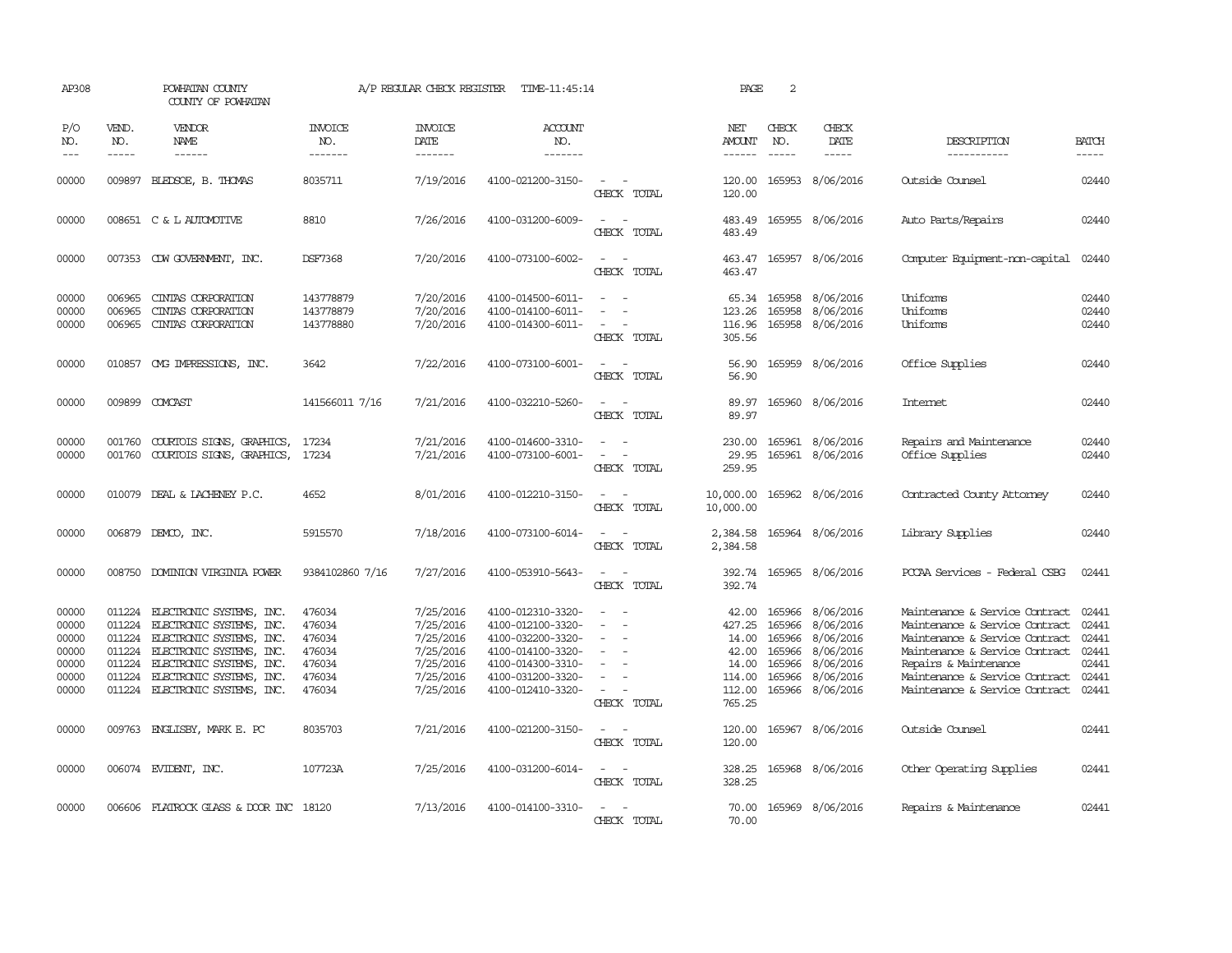AP308 POWHATAN COUNTY A/P REGULAR CHECK REGISTER TIME-11:45:14

COUNTY OF POWHATAN

| P/O NO. | VEND. NO. | VENDOR NAME | INVOICE NO. | INVOICE DATE | ACCOUNT NO. | | NET AMOUNT | CHECK NO. | CHECK DATE | DESCRIPTION | BATCH |
|---|---|---|---|---|---|---|---|---|---|---|---|
| 00000 | 009897 | BLEDSOE, B. THOMAS | 8035711 | 7/19/2016 | 4100-021200-3150- | - - | 120.00 | 165953 | 8/06/2016 | Outside Counsel | 02440 |
| | | | | | | CHECK TOTAL | 120.00 | | | | |
| 00000 | 008651 | C & L AUTOMOTIVE | 8810 | 7/26/2016 | 4100-031200-6009- | - - | 483.49 | 165955 | 8/06/2016 | Auto Parts/Repairs | 02440 |
| | | | | | | CHECK TOTAL | 483.49 | | | | |
| 00000 | 007353 | CDW GOVERNMENT, INC. | DSF7368 | 7/20/2016 | 4100-073100-6002- | - - | 463.47 | 165957 | 8/06/2016 | Computer Equipment-non-capital | 02440 |
| | | | | | | CHECK TOTAL | 463.47 | | | | |
| 00000 | 006965 | CINTAS CORPORATION | 143778879 | 7/20/2016 | 4100-014500-6011- | - - | 65.34 | 165958 | 8/06/2016 | Uniforms | 02440 |
| 00000 | 006965 | CINTAS CORPORATION | 143778879 | 7/20/2016 | 4100-014100-6011- | - - | 123.26 | 165958 | 8/06/2016 | Uniforms | 02440 |
| 00000 | 006965 | CINTAS CORPORATION | 143778880 | 7/20/2016 | 4100-014300-6011- | - - | 116.96 | 165958 | 8/06/2016 | Uniforms | 02440 |
| | | | | | | CHECK TOTAL | 305.56 | | | | |
| 00000 | 010857 | CMG IMPRESSIONS, INC. | 3642 | 7/22/2016 | 4100-073100-6001- | - - | 56.90 | 165959 | 8/06/2016 | Office Supplies | 02440 |
| | | | | | | CHECK TOTAL | 56.90 | | | | |
| 00000 | 009899 | COMCAST | 141566011 7/16 | 7/21/2016 | 4100-032210-5260- | - - | 89.97 | 165960 | 8/06/2016 | Internet | 02440 |
| | | | | | | CHECK TOTAL | 89.97 | | | | |
| 00000 | 001760 | COURTOIS SIGNS, GRAPHICS, | 17234 | 7/21/2016 | 4100-014600-3310- | - - | 230.00 | 165961 | 8/06/2016 | Repairs and Maintenance | 02440 |
| 00000 | 001760 | COURTOIS SIGNS, GRAPHICS, | 17234 | 7/21/2016 | 4100-073100-6001- | - - | 29.95 | 165961 | 8/06/2016 | Office Supplies | 02440 |
| | | | | | | CHECK TOTAL | 259.95 | | | | |
| 00000 | 010079 | DEAL & LACHENEY P.C. | 4652 | 8/01/2016 | 4100-012210-3150- | - - | 10,000.00 | 165962 | 8/06/2016 | Contracted County Attorney | 02440 |
| | | | | | | CHECK TOTAL | 10,000.00 | | | | |
| 00000 | 006879 | DEMCO, INC. | 5915570 | 7/18/2016 | 4100-073100-6014- | - - | 2,384.58 | 165964 | 8/06/2016 | Library Supplies | 02440 |
| | | | | | | CHECK TOTAL | 2,384.58 | | | | |
| 00000 | 008750 | DOMINION VIRGINIA POWER | 9384102860 7/16 | 7/27/2016 | 4100-053910-5643- | - - | 392.74 | 165965 | 8/06/2016 | PCCAA Services - Federal CSBG | 02441 |
| | | | | | | CHECK TOTAL | 392.74 | | | | |
| 00000 | 011224 | ELECTRONIC SYSTEMS, INC. | 476034 | 7/25/2016 | 4100-012310-3320- | - - | 42.00 | 165966 | 8/06/2016 | Maintenance & Service Contract | 02441 |
| 00000 | 011224 | ELECTRONIC SYSTEMS, INC. | 476034 | 7/25/2016 | 4100-012100-3320- | - - | 427.25 | 165966 | 8/06/2016 | Maintenance & Service Contract | 02441 |
| 00000 | 011224 | ELECTRONIC SYSTEMS, INC. | 476034 | 7/25/2016 | 4100-032200-3320- | - - | 14.00 | 165966 | 8/06/2016 | Maintenance & Service Contract | 02441 |
| 00000 | 011224 | ELECTRONIC SYSTEMS, INC. | 476034 | 7/25/2016 | 4100-014100-3320- | - - | 42.00 | 165966 | 8/06/2016 | Maintenance & Service Contract | 02441 |
| 00000 | 011224 | ELECTRONIC SYSTEMS, INC. | 476034 | 7/25/2016 | 4100-014300-3310- | - - | 14.00 | 165966 | 8/06/2016 | Repairs & Maintenance | 02441 |
| 00000 | 011224 | ELECTRONIC SYSTEMS, INC. | 476034 | 7/25/2016 | 4100-031200-3320- | - - | 114.00 | 165966 | 8/06/2016 | Maintenance & Service Contract | 02441 |
| 00000 | 011224 | ELECTRONIC SYSTEMS, INC. | 476034 | 7/25/2016 | 4100-012410-3320- | - - | 112.00 | 165966 | 8/06/2016 | Maintenance & Service Contract | 02441 |
| | | | | | | CHECK TOTAL | 765.25 | | | | |
| 00000 | 009763 | ENGLISBY, MARK E. PC | 8035703 | 7/21/2016 | 4100-021200-3150- | - - | 120.00 | 165967 | 8/06/2016 | Outside Counsel | 02441 |
| | | | | | | CHECK TOTAL | 120.00 | | | | |
| 00000 | 006074 | EVIDENT, INC. | 107723A | 7/25/2016 | 4100-031200-6014- | - - | 328.25 | 165968 | 8/06/2016 | Other Operating Supplies | 02441 |
| | | | | | | CHECK TOTAL | 328.25 | | | | |
| 00000 | 006606 | FLATROCK GLASS & DOOR INC | 18120 | 7/13/2016 | 4100-014100-3310- | - - | 70.00 | 165969 | 8/06/2016 | Repairs & Maintenance | 02441 |
| | | | | | | CHECK TOTAL | 70.00 | | | | |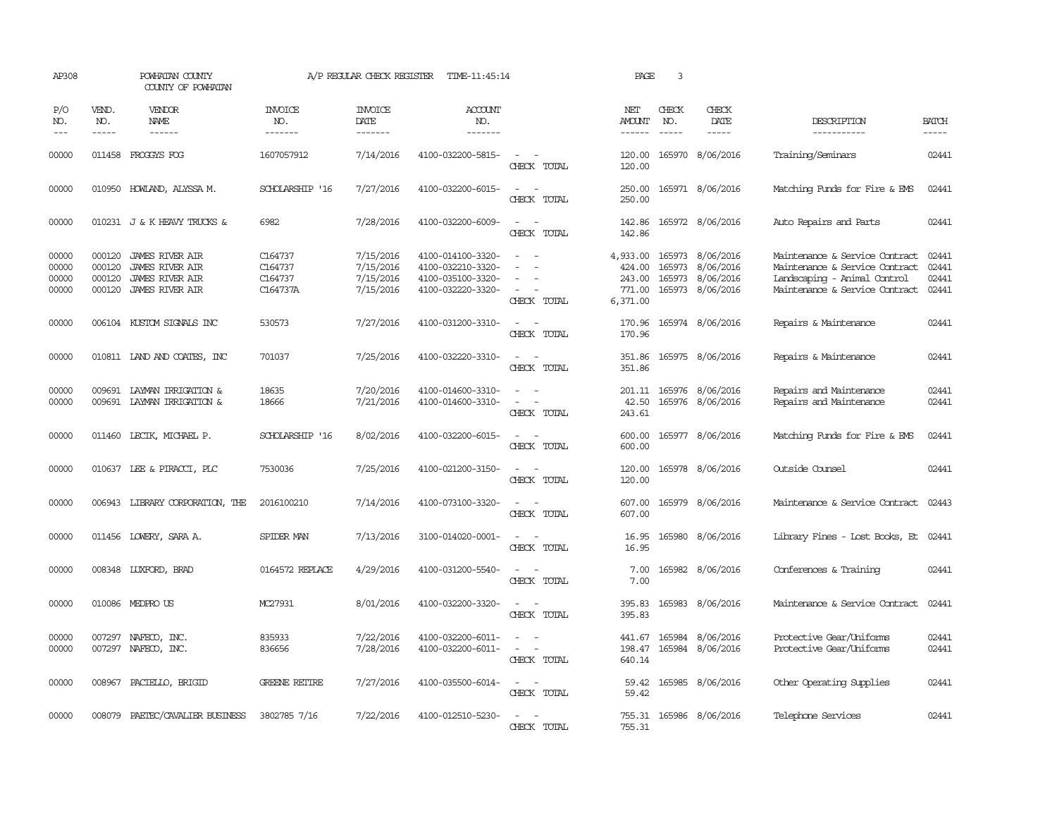AP308 POWHATAN COUNTY COUNTY OF POWHATAN A/P REGULAR CHECK REGISTER TIME-11:45:14

| P/O NO. | VEND. NO. | VENDOR NAME | INVOICE NO. | INVOICE DATE | ACCOUNT NO. | | NET AMOUNT | CHECK NO. | CHECK DATE | DESCRIPTION | BATCH |
|---|---|---|---|---|---|---|---|---|---|---|---|
| 00000 | 011458 | FROGGYS FOG | 1607057912 | 7/14/2016 | 4100-032200-5815- | - - | 120.00 | 165970 | 8/06/2016 | Training/Seminars | 02441 |
| | | | | | | CHECK TOTAL | 120.00 | | | | |
| 00000 | 010950 | HOWLAND, ALYSSA M. | SCHOLARSHIP '16 | 7/27/2016 | 4100-032200-6015- | - - | 250.00 | 165971 | 8/06/2016 | Matching Funds for Fire & EMS | 02441 |
| | | | | | | CHECK TOTAL | 250.00 | | | | |
| 00000 | 010231 | J & K HEAVY TRUCKS & | 6982 | 7/28/2016 | 4100-032200-6009- | - - | 142.86 | 165972 | 8/06/2016 | Auto Repairs and Parts | 02441 |
| | | | | | | CHECK TOTAL | 142.86 | | | | |
| 00000 | 000120 | JAMES RIVER AIR | C164737 | 7/15/2016 | 4100-014100-3320- | - - | 4,933.00 | 165973 | 8/06/2016 | Maintenance & Service Contract | 02441 |
| 00000 | 000120 | JAMES RIVER AIR | C164737 | 7/15/2016 | 4100-032210-3320- | - - | 424.00 | 165973 | 8/06/2016 | Maintenance & Service Contract | 02441 |
| 00000 | 000120 | JAMES RIVER AIR | C164737 | 7/15/2016 | 4100-035100-3320- | - - | 243.00 | 165973 | 8/06/2016 | Landscaping - Animal Control | 02441 |
| 00000 | 000120 | JAMES RIVER AIR | C164737A | 7/15/2016 | 4100-032220-3320- | - - | 771.00 | 165973 | 8/06/2016 | Maintenance & Service Contract | 02441 |
| | | | | | | CHECK TOTAL | 6,371.00 | | | | |
| 00000 | 006104 | KUSTOM SIGNALS INC | 530573 | 7/27/2016 | 4100-031200-3310- | - - | 170.96 | 165974 | 8/06/2016 | Repairs & Maintenance | 02441 |
| | | | | | | CHECK TOTAL | 170.96 | | | | |
| 00000 | 010811 | LAND AND COATES, INC | 701037 | 7/25/2016 | 4100-032220-3310- | - - | 351.86 | 165975 | 8/06/2016 | Repairs & Maintenance | 02441 |
| | | | | | | CHECK TOTAL | 351.86 | | | | |
| 00000 | 009691 | LAYMAN IRRIGATION & | 18635 | 7/20/2016 | 4100-014600-3310- | - - | 201.11 | 165976 | 8/06/2016 | Repairs and Maintenance | 02441 |
| 00000 | 009691 | LAYMAN IRRIGATION & | 18666 | 7/21/2016 | 4100-014600-3310- | - - | 42.50 | 165976 | 8/06/2016 | Repairs and Maintenance | 02441 |
| | | | | | | CHECK TOTAL | 243.61 | | | | |
| 00000 | 011460 | LECIK, MICHAEL P. | SCHOLARSHIP '16 | 8/02/2016 | 4100-032200-6015- | - - | 600.00 | 165977 | 8/06/2016 | Matching Funds for Fire & EMS | 02441 |
| | | | | | | CHECK TOTAL | 600.00 | | | | |
| 00000 | 010637 | LEE & PIRACCI, PLC | 7530036 | 7/25/2016 | 4100-021200-3150- | - - | 120.00 | 165978 | 8/06/2016 | Outside Counsel | 02441 |
| | | | | | | CHECK TOTAL | 120.00 | | | | |
| 00000 | 006943 | LIBRARY CORPORATION, THE | 2016100210 | 7/14/2016 | 4100-073100-3320- | - - | 607.00 | 165979 | 8/06/2016 | Maintenance & Service Contract | 02443 |
| | | | | | | CHECK TOTAL | 607.00 | | | | |
| 00000 | 011456 | LOWERY, SARA A. | SPIDER MAN | 7/13/2016 | 3100-014020-0001- | - - | 16.95 | 165980 | 8/06/2016 | Library Fines - Lost Books, Et | 02441 |
| | | | | | | CHECK TOTAL | 16.95 | | | | |
| 00000 | 008348 | LUXFORD, BRAD | 0164572 REPLACE | 4/29/2016 | 4100-031200-5540- | - - | 7.00 | 165982 | 8/06/2016 | Conferences & Training | 02441 |
| | | | | | | CHECK TOTAL | 7.00 | | | | |
| 00000 | 010086 | MEDPRO US | MC27931 | 8/01/2016 | 4100-032200-3320- | - - | 395.83 | 165983 | 8/06/2016 | Maintenance & Service Contract | 02441 |
| | | | | | | CHECK TOTAL | 395.83 | | | | |
| 00000 | 007297 | NAFECO, INC. | 835933 | 7/22/2016 | 4100-032200-6011- | - - | 441.67 | 165984 | 8/06/2016 | Protective Gear/Uniforms | 02441 |
| 00000 | 007297 | NAFECO, INC. | 836656 | 7/28/2016 | 4100-032200-6011- | - - | 198.47 | 165984 | 8/06/2016 | Protective Gear/Uniforms | 02441 |
| | | | | | | CHECK TOTAL | 640.14 | | | | |
| 00000 | 008967 | PACIELLO, BRIGID | GREENE RETIRE | 7/27/2016 | 4100-035500-6014- | - - | 59.42 | 165985 | 8/06/2016 | Other Operating Supplies | 02441 |
| | | | | | | CHECK TOTAL | 59.42 | | | | |
| 00000 | 008079 | PAETEC/CAVALIER BUSINESS | 3802785 7/16 | 7/22/2016 | 4100-012510-5230- | - - | 755.31 | 165986 | 8/06/2016 | Telephone Services | 02441 |
| | | | | | | CHECK TOTAL | 755.31 | | | | |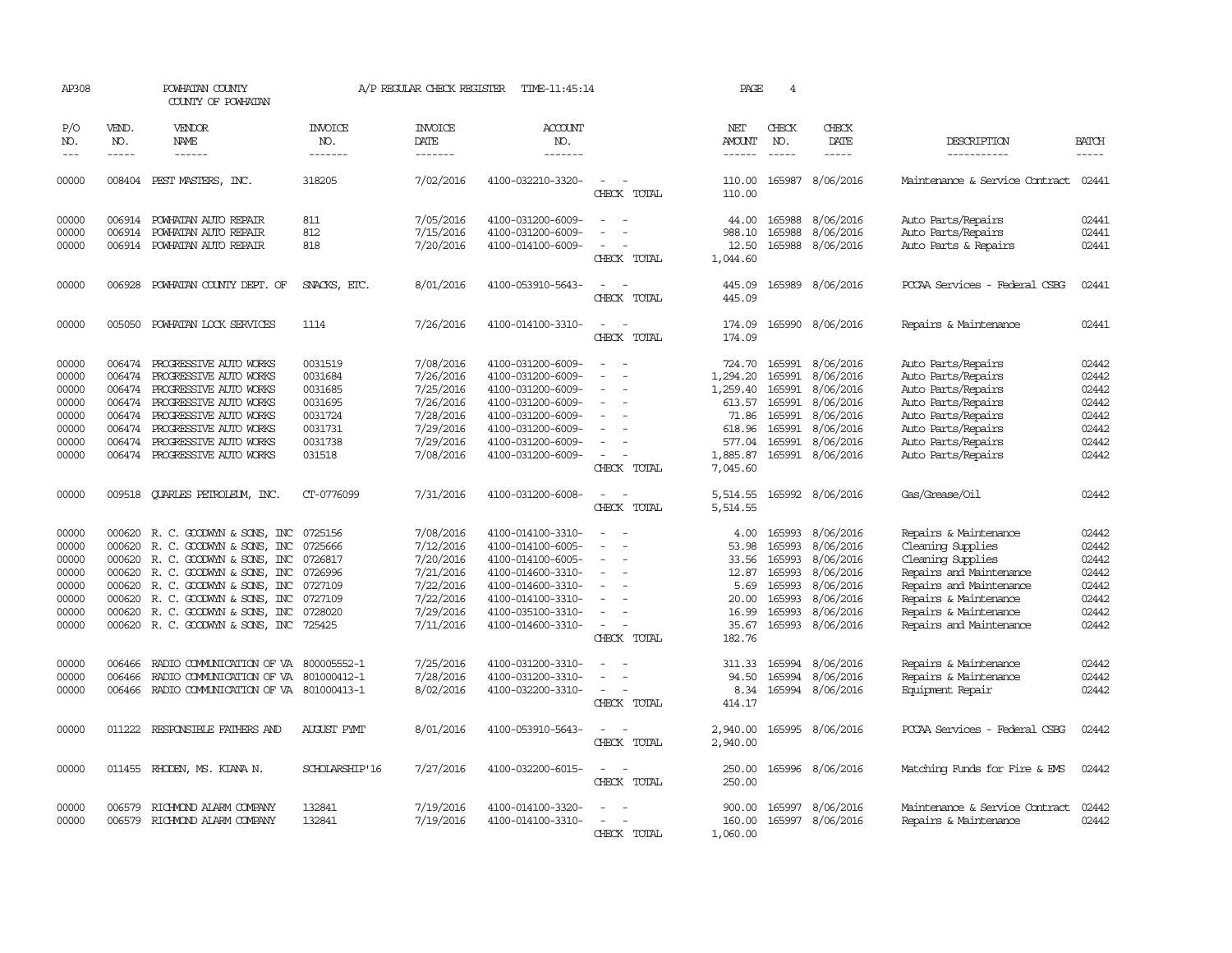AP308 POWHATAN COUNTY A/P REGULAR CHECK REGISTER TIME-11:45:14 PAGE 4

COUNTY OF POWHATAN

| P/O NO. | VEND. NO. | VENDOR NAME | INVOICE NO. | INVOICE DATE | ACCOUNT NO. | | NET AMOUNT | CHECK NO. | CHECK DATE | DESCRIPTION | BATCH |
|---|---|---|---|---|---|---|---|---|---|---|---|
| 00000 | 008404 | PEST MASTERS, INC. | 318205 | 7/02/2016 | 4100-032210-3320- | - - | 110.00 | 165987 | 8/06/2016 | Maintenance & Service Contract | 02441 |
| | | | | | | CHECK TOTAL | 110.00 | | | | |
| 00000 | 006914 | POWHATAN AUTO REPAIR | 811 | 7/05/2016 | 4100-031200-6009- | - - | 44.00 | 165988 | 8/06/2016 | Auto Parts/Repairs | 02441 |
| 00000 | 006914 | POWHATAN AUTO REPAIR | 812 | 7/15/2016 | 4100-031200-6009- | - - | 988.10 | 165988 | 8/06/2016 | Auto Parts/Repairs | 02441 |
| 00000 | 006914 | POWHATAN AUTO REPAIR | 818 | 7/20/2016 | 4100-014100-6009- | - - | 12.50 | 165988 | 8/06/2016 | Auto Parts & Repairs | 02441 |
| | | | | | | CHECK TOTAL | 1,044.60 | | | | |
| 00000 | 006928 | POWHATAN COUNTY DEPT. OF | SNACKS, ETC. | 8/01/2016 | 4100-053910-5643- | - - | 445.09 | 165989 | 8/06/2016 | PCCAA Services - Federal CSBG | 02441 |
| | | | | | | CHECK TOTAL | 445.09 | | | | |
| 00000 | 005050 | POWHATAN LOCK SERVICES | 1114 | 7/26/2016 | 4100-014100-3310- | - - | 174.09 | 165990 | 8/06/2016 | Repairs & Maintenance | 02441 |
| | | | | | | CHECK TOTAL | 174.09 | | | | |
| 00000 | 006474 | PROGRESSIVE AUTO WORKS | 0031519 | 7/08/2016 | 4100-031200-6009- | - - | 724.70 | 165991 | 8/06/2016 | Auto Parts/Repairs | 02442 |
| 00000 | 006474 | PROGRESSIVE AUTO WORKS | 0031684 | 7/26/2016 | 4100-031200-6009- | - - | 1,294.20 | 165991 | 8/06/2016 | Auto Parts/Repairs | 02442 |
| 00000 | 006474 | PROGRESSIVE AUTO WORKS | 0031685 | 7/25/2016 | 4100-031200-6009- | - - | 1,259.40 | 165991 | 8/06/2016 | Auto Parts/Repairs | 02442 |
| 00000 | 006474 | PROGRESSIVE AUTO WORKS | 0031695 | 7/26/2016 | 4100-031200-6009- | - - | 613.57 | 165991 | 8/06/2016 | Auto Parts/Repairs | 02442 |
| 00000 | 006474 | PROGRESSIVE AUTO WORKS | 0031724 | 7/28/2016 | 4100-031200-6009- | - - | 71.86 | 165991 | 8/06/2016 | Auto Parts/Repairs | 02442 |
| 00000 | 006474 | PROGRESSIVE AUTO WORKS | 0031731 | 7/29/2016 | 4100-031200-6009- | - - | 618.96 | 165991 | 8/06/2016 | Auto Parts/Repairs | 02442 |
| 00000 | 006474 | PROGRESSIVE AUTO WORKS | 0031738 | 7/29/2016 | 4100-031200-6009- | - - | 577.04 | 165991 | 8/06/2016 | Auto Parts/Repairs | 02442 |
| 00000 | 006474 | PROGRESSIVE AUTO WORKS | 031518 | 7/08/2016 | 4100-031200-6009- | - - | 1,885.87 | 165991 | 8/06/2016 | Auto Parts/Repairs | 02442 |
| | | | | | | CHECK TOTAL | 7,045.60 | | | | |
| 00000 | 009518 | QUARLES PETROLEUM, INC. | CT-0776099 | 7/31/2016 | 4100-031200-6008- | - - | 5,514.55 | 165992 | 8/06/2016 | Gas/Grease/Oil | 02442 |
| | | | | | | CHECK TOTAL | 5,514.55 | | | | |
| 00000 | 000620 | R. C. GOODWYN & SONS, INC | 0725156 | 7/08/2016 | 4100-014100-3310- | - - | 4.00 | 165993 | 8/06/2016 | Repairs & Maintenance | 02442 |
| 00000 | 000620 | R. C. GOODWYN & SONS, INC | 0725666 | 7/12/2016 | 4100-014100-6005- | - - | 53.98 | 165993 | 8/06/2016 | Cleaning Supplies | 02442 |
| 00000 | 000620 | R. C. GOODWYN & SONS, INC | 0726817 | 7/20/2016 | 4100-014100-6005- | - - | 33.56 | 165993 | 8/06/2016 | Cleaning Supplies | 02442 |
| 00000 | 000620 | R. C. GOODWYN & SONS, INC | 0726996 | 7/21/2016 | 4100-014600-3310- | - - | 12.87 | 165993 | 8/06/2016 | Repairs and Maintenance | 02442 |
| 00000 | 000620 | R. C. GOODWYN & SONS, INC | 0727109 | 7/22/2016 | 4100-014600-3310- | - - | 5.69 | 165993 | 8/06/2016 | Repairs and Maintenance | 02442 |
| 00000 | 000620 | R. C. GOODWYN & SONS, INC | 0727109 | 7/22/2016 | 4100-014100-3310- | - - | 20.00 | 165993 | 8/06/2016 | Repairs & Maintenance | 02442 |
| 00000 | 000620 | R. C. GOODWYN & SONS, INC | 0728020 | 7/29/2016 | 4100-035100-3310- | - - | 16.99 | 165993 | 8/06/2016 | Repairs & Maintenance | 02442 |
| 00000 | 000620 | R. C. GOODWYN & SONS, INC | 725425 | 7/11/2016 | 4100-014600-3310- | - - | 35.67 | 165993 | 8/06/2016 | Repairs and Maintenance | 02442 |
| | | | | | | CHECK TOTAL | 182.76 | | | | |
| 00000 | 006466 | RADIO COMMUNICATION OF VA | 800005552-1 | 7/25/2016 | 4100-031200-3310- | - - | 311.33 | 165994 | 8/06/2016 | Repairs & Maintenance | 02442 |
| 00000 | 006466 | RADIO COMMUNICATION OF VA | 801000412-1 | 7/28/2016 | 4100-031200-3310- | - - | 94.50 | 165994 | 8/06/2016 | Repairs & Maintenance | 02442 |
| 00000 | 006466 | RADIO COMMUNICATION OF VA | 801000413-1 | 8/02/2016 | 4100-032200-3310- | - - | 8.34 | 165994 | 8/06/2016 | Equipment Repair | 02442 |
| | | | | | | CHECK TOTAL | 414.17 | | | | |
| 00000 | 011222 | RESPONSIBLE FATHERS AND | AUGUST PYMT | 8/01/2016 | 4100-053910-5643- | - - | 2,940.00 | 165995 | 8/06/2016 | PCCAA Services - Federal CSBG | 02442 |
| | | | | | | CHECK TOTAL | 2,940.00 | | | | |
| 00000 | 011455 | RHODEN, MS. KIANA N. | SCHOLARSHIP'16 | 7/27/2016 | 4100-032200-6015- | - - | 250.00 | 165996 | 8/06/2016 | Matching Funds for Fire & EMS | 02442 |
| | | | | | | CHECK TOTAL | 250.00 | | | | |
| 00000 | 006579 | RICHMOND ALARM COMPANY | 132841 | 7/19/2016 | 4100-014100-3320- | - - | 900.00 | 165997 | 8/06/2016 | Maintenance & Service Contract | 02442 |
| 00000 | 006579 | RICHMOND ALARM COMPANY | 132841 | 7/19/2016 | 4100-014100-3310- | - - | 160.00 | 165997 | 8/06/2016 | Repairs & Maintenance | 02442 |
| | | | | | | CHECK TOTAL | 1,060.00 | | | | |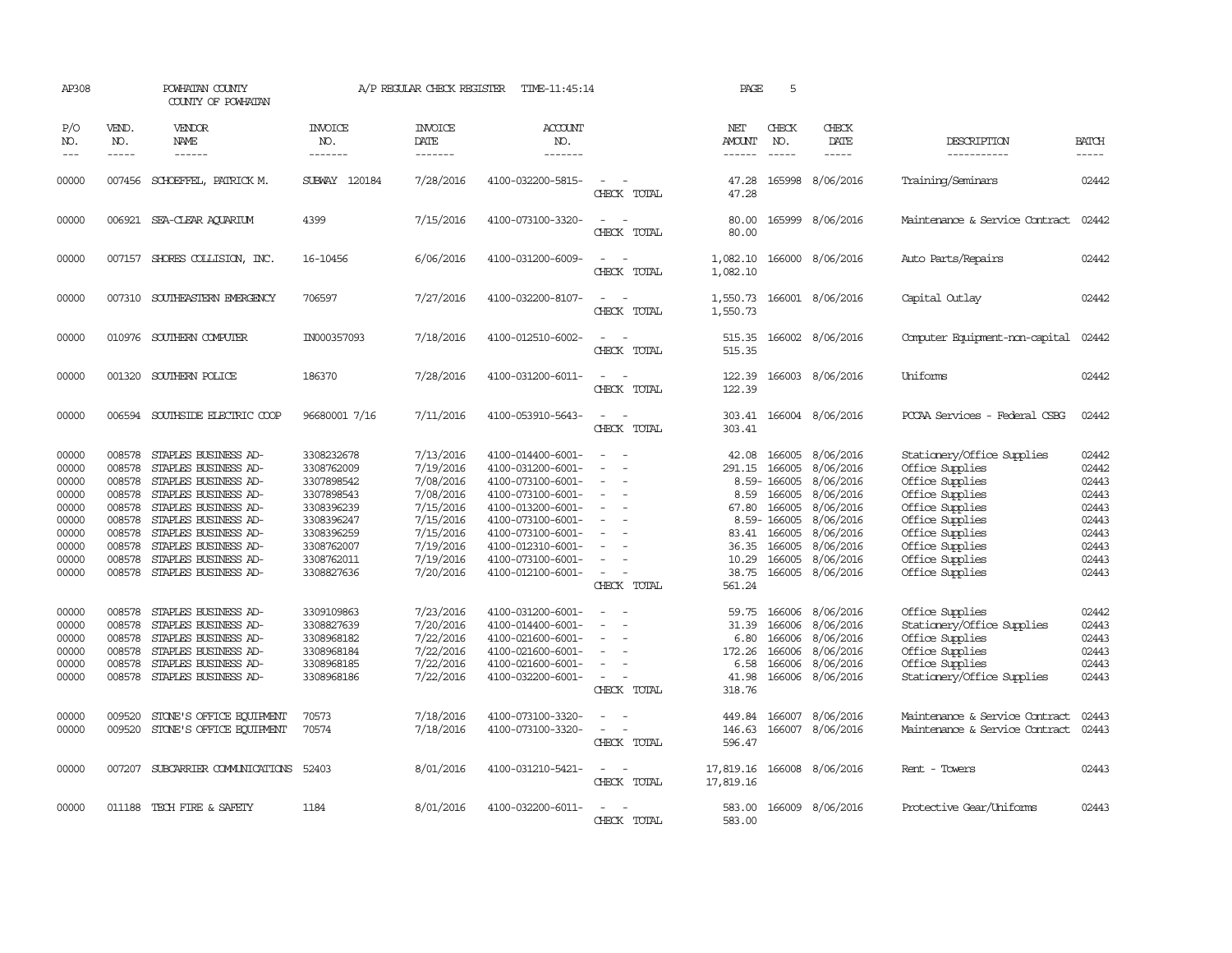AP308 POWHATAN COUNTY A/P REGULAR CHECK REGISTER TIME-11:45:14 PAGE 5
COUNTY OF POWHATAN

| P/O NO. | VEND. NO. | VENDOR NAME | INVOICE NO. | INVOICE DATE | ACCOUNT NO. | | NET AMOUNT | CHECK NO. | CHECK DATE | DESCRIPTION | BATCH |
|---|---|---|---|---|---|---|---|---|---|---|---|
| 00000 | 007456 | SCHOEFFEL, PATRICK M. | SUBWAY 120184 | 7/28/2016 | 4100-032200-5815- | - - | 47.28 | 165998 | 8/06/2016 | Training/Seminars | 02442 |
| | | | | | | CHECK TOTAL | 47.28 | | | | |
| 00000 | 006921 | SEA-CLEAR AQUARIUM | 4399 | 7/15/2016 | 4100-073100-3320- | - - | 80.00 | 165999 | 8/06/2016 | Maintenance & Service Contract | 02442 |
| | | | | | | CHECK TOTAL | 80.00 | | | | |
| 00000 | 007157 | SHORES COLLISION, INC. | 16-10456 | 6/06/2016 | 4100-031200-6009- | - - | 1,082.10 | 166000 | 8/06/2016 | Auto Parts/Repairs | 02442 |
| | | | | | | CHECK TOTAL | 1,082.10 | | | | |
| 00000 | 007310 | SOUTHEASTERN EMERGENCY | 706597 | 7/27/2016 | 4100-032200-8107- | - - | 1,550.73 | 166001 | 8/06/2016 | Capital Outlay | 02442 |
| | | | | | | CHECK TOTAL | 1,550.73 | | | | |
| 00000 | 010976 | SOUTHERN COMPUTER | IN000357093 | 7/18/2016 | 4100-012510-6002- | - - | 515.35 | 166002 | 8/06/2016 | Computer Equipment-non-capital | 02442 |
| | | | | | | CHECK TOTAL | 515.35 | | | | |
| 00000 | 001320 | SOUTHERN POLICE | 186370 | 7/28/2016 | 4100-031200-6011- | - - | 122.39 | 166003 | 8/06/2016 | Uniforms | 02442 |
| | | | | | | CHECK TOTAL | 122.39 | | | | |
| 00000 | 006594 | SOUTHSIDE ELECTRIC COOP | 96680001 7/16 | 7/11/2016 | 4100-053910-5643- | - - | 303.41 | 166004 | 8/06/2016 | PCCAA Services - Federal CSBG | 02442 |
| | | | | | | CHECK TOTAL | 303.41 | | | | |
| 00000 | 008578 | STAPLES BUSINESS AD- | 3308232678 | 7/13/2016 | 4100-014400-6001- | - - | 42.08 | 166005 | 8/06/2016 | Stationery/Office Supplies | 02442 |
| 00000 | 008578 | STAPLES BUSINESS AD- | 3308762009 | 7/19/2016 | 4100-031200-6001- | - - | 291.15 | 166005 | 8/06/2016 | Office Supplies | 02442 |
| 00000 | 008578 | STAPLES BUSINESS AD- | 3307898542 | 7/08/2016 | 4100-073100-6001- | - - | 8.59- | 166005 | 8/06/2016 | Office Supplies | 02443 |
| 00000 | 008578 | STAPLES BUSINESS AD- | 3307898543 | 7/08/2016 | 4100-073100-6001- | - - | 8.59 | 166005 | 8/06/2016 | Office Supplies | 02443 |
| 00000 | 008578 | STAPLES BUSINESS AD- | 3308396239 | 7/15/2016 | 4100-013200-6001- | - - | 67.80 | 166005 | 8/06/2016 | Office Supplies | 02443 |
| 00000 | 008578 | STAPLES BUSINESS AD- | 3308396247 | 7/15/2016 | 4100-073100-6001- | - - | 8.59- | 166005 | 8/06/2016 | Office Supplies | 02443 |
| 00000 | 008578 | STAPLES BUSINESS AD- | 3308396259 | 7/15/2016 | 4100-073100-6001- | - - | 83.41 | 166005 | 8/06/2016 | Office Supplies | 02443 |
| 00000 | 008578 | STAPLES BUSINESS AD- | 3308762007 | 7/19/2016 | 4100-012310-6001- | - - | 36.35 | 166005 | 8/06/2016 | Office Supplies | 02443 |
| 00000 | 008578 | STAPLES BUSINESS AD- | 3308762011 | 7/19/2016 | 4100-073100-6001- | - - | 10.29 | 166005 | 8/06/2016 | Office Supplies | 02443 |
| 00000 | 008578 | STAPLES BUSINESS AD- | 3308827636 | 7/20/2016 | 4100-012100-6001- | - - | 38.75 | 166005 | 8/06/2016 | Office Supplies | 02443 |
| | | | | | | CHECK TOTAL | 561.24 | | | | |
| 00000 | 008578 | STAPLES BUSINESS AD- | 3309109863 | 7/23/2016 | 4100-031200-6001- | - - | 59.75 | 166006 | 8/06/2016 | Office Supplies | 02442 |
| 00000 | 008578 | STAPLES BUSINESS AD- | 3308827639 | 7/20/2016 | 4100-014400-6001- | - - | 31.39 | 166006 | 8/06/2016 | Stationery/Office Supplies | 02443 |
| 00000 | 008578 | STAPLES BUSINESS AD- | 3308968182 | 7/22/2016 | 4100-021600-6001- | - - | 6.80 | 166006 | 8/06/2016 | Office Supplies | 02443 |
| 00000 | 008578 | STAPLES BUSINESS AD- | 3308968184 | 7/22/2016 | 4100-021600-6001- | - - | 172.26 | 166006 | 8/06/2016 | Office Supplies | 02443 |
| 00000 | 008578 | STAPLES BUSINESS AD- | 3308968185 | 7/22/2016 | 4100-021600-6001- | - - | 6.58 | 166006 | 8/06/2016 | Office Supplies | 02443 |
| 00000 | 008578 | STAPLES BUSINESS AD- | 3308968186 | 7/22/2016 | 4100-032200-6001- | - - | 41.98 | 166006 | 8/06/2016 | Stationery/Office Supplies | 02443 |
| | | | | | | CHECK TOTAL | 318.76 | | | | |
| 00000 | 009520 | STONE'S OFFICE EQUIPMENT | 70573 | 7/18/2016 | 4100-073100-3320- | - - | 449.84 | 166007 | 8/06/2016 | Maintenance & Service Contract | 02443 |
| 00000 | 009520 | STONE'S OFFICE EQUIPMENT | 70574 | 7/18/2016 | 4100-073100-3320- | - - | 146.63 | 166007 | 8/06/2016 | Maintenance & Service Contract | 02443 |
| | | | | | | CHECK TOTAL | 596.47 | | | | |
| 00000 | 007207 | SUBCARRIER COMMUNICATIONS | 52403 | 8/01/2016 | 4100-031210-5421- | - - | 17,819.16 | 166008 | 8/06/2016 | Rent - Towers | 02443 |
| | | | | | | CHECK TOTAL | 17,819.16 | | | | |
| 00000 | 011188 | TECH FIRE & SAFETY | 1184 | 8/01/2016 | 4100-032200-6011- | - - | 583.00 | 166009 | 8/06/2016 | Protective Gear/Uniforms | 02443 |
| | | | | | | CHECK TOTAL | 583.00 | | | | |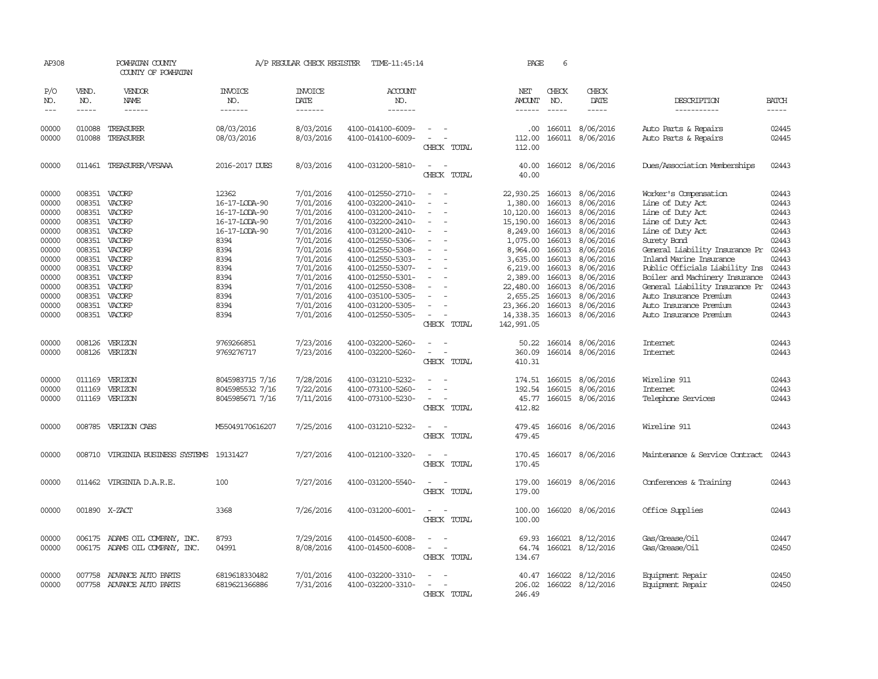AP308 POWHATAN COUNTY A/P REGULAR CHECK REGISTER TIME-11:45:14 PAGE 6
COUNTY OF POWHATAN

| P/O NO. | VEND. NO. | VENDOR NAME | INVOICE NO. | INVOICE DATE | ACCOUNT NO. | | NET AMOUNT | CHECK NO. | CHECK DATE | DESCRIPTION | BATCH |
|---|---|---|---|---|---|---|---|---|---|---|---|
| 00000 | 010088 | TREASURER | 08/03/2016 | 8/03/2016 | 4100-014100-6009- | - - | .00 | 166011 | 8/06/2016 | Auto Parts & Repairs | 02445 |
| 00000 | 010088 | TREASURER | 08/03/2016 | 8/03/2016 | 4100-014100-6009- | - - | 112.00 | 166011 | 8/06/2016 | Auto Parts & Repairs | 02445 |
| | | | | | | CHECK TOTAL | 112.00 | | | | |
| 00000 | 011461 | TREASURER/VFSAAA | 2016-2017 DUES | 8/03/2016 | 4100-031200-5810- | - - | 40.00 | 166012 | 8/06/2016 | Dues/Association Memberships | 02443 |
| | | | | | | CHECK TOTAL | 40.00 | | | | |
| 00000 | 008351 | VACORP | 12362 | 7/01/2016 | 4100-012550-2710- | - - | 22,930.25 | 166013 | 8/06/2016 | Worker's Compensation | 02443 |
| 00000 | 008351 | VACORP | 16-17-LODA-90 | 7/01/2016 | 4100-032200-2410- | - - | 1,380.00 | 166013 | 8/06/2016 | Line of Duty Act | 02443 |
| 00000 | 008351 | VACORP | 16-17-LODA-90 | 7/01/2016 | 4100-031200-2410- | - - | 10,120.00 | 166013 | 8/06/2016 | Line of Duty Act | 02443 |
| 00000 | 008351 | VACORP | 16-17-LODA-90 | 7/01/2016 | 4100-032200-2410- | - - | 15,190.00 | 166013 | 8/06/2016 | Line of Duty Act | 02443 |
| 00000 | 008351 | VACORP | 16-17-LODA-90 | 7/01/2016 | 4100-031200-2410- | - - | 8,249.00 | 166013 | 8/06/2016 | Line of Duty Act | 02443 |
| 00000 | 008351 | VACORP | 8394 | 7/01/2016 | 4100-012550-5306- | - - | 1,075.00 | 166013 | 8/06/2016 | Surety Bond | 02443 |
| 00000 | 008351 | VACORP | 8394 | 7/01/2016 | 4100-012550-5308- | - - | 8,964.00 | 166013 | 8/06/2016 | General Liability Insurance Pr | 02443 |
| 00000 | 008351 | VACORP | 8394 | 7/01/2016 | 4100-012550-5303- | - - | 3,635.00 | 166013 | 8/06/2016 | Inland Marine Insurance | 02443 |
| 00000 | 008351 | VACORP | 8394 | 7/01/2016 | 4100-012550-5307- | - - | 6,219.00 | 166013 | 8/06/2016 | Public Officials Liability Ins | 02443 |
| 00000 | 008351 | VACORP | 8394 | 7/01/2016 | 4100-012550-5301- | - - | 2,389.00 | 166013 | 8/06/2016 | Boiler and Machinery Insurance | 02443 |
| 00000 | 008351 | VACORP | 8394 | 7/01/2016 | 4100-012550-5308- | - - | 22,480.00 | 166013 | 8/06/2016 | General Liability Insurance Pr | 02443 |
| 00000 | 008351 | VACORP | 8394 | 7/01/2016 | 4100-035100-5305- | - - | 2,655.25 | 166013 | 8/06/2016 | Auto Insurance Premium | 02443 |
| 00000 | 008351 | VACORP | 8394 | 7/01/2016 | 4100-031200-5305- | - - | 23,366.20 | 166013 | 8/06/2016 | Auto Insurance Premium | 02443 |
| 00000 | 008351 | VACORP | 8394 | 7/01/2016 | 4100-012550-5305- | - - | 14,338.35 | 166013 | 8/06/2016 | Auto Insurance Premium | 02443 |
| | | | | | | CHECK TOTAL | 142,991.05 | | | | |
| 00000 | 008126 | VERIZON | 9769266851 | 7/23/2016 | 4100-032200-5260- | - - | 50.22 | 166014 | 8/06/2016 | Internet | 02443 |
| 00000 | 008126 | VERIZON | 9769276717 | 7/23/2016 | 4100-032200-5260- | - - | 360.09 | 166014 | 8/06/2016 | Internet | 02443 |
| | | | | | | CHECK TOTAL | 410.31 | | | | |
| 00000 | 011169 | VERIZON | 8045983715 7/16 | 7/28/2016 | 4100-031210-5232- | - - | 174.51 | 166015 | 8/06/2016 | Wireline 911 | 02443 |
| 00000 | 011169 | VERIZON | 8045985532 7/16 | 7/22/2016 | 4100-073100-5260- | - - | 192.54 | 166015 | 8/06/2016 | Internet | 02443 |
| 00000 | 011169 | VERIZON | 8045985671 7/16 | 7/11/2016 | 4100-073100-5230- | - - | 45.77 | 166015 | 8/06/2016 | Telephone Services | 02443 |
| | | | | | | CHECK TOTAL | 412.82 | | | | |
| 00000 | 008785 | VERIZON CABS | M55049170616207 | 7/25/2016 | 4100-031210-5232- | - - | 479.45 | 166016 | 8/06/2016 | Wireline 911 | 02443 |
| | | | | | | CHECK TOTAL | 479.45 | | | | |
| 00000 | 008710 | VIRGINIA BUSINESS SYSTEMS | 19131427 | 7/27/2016 | 4100-012100-3320- | - - | 170.45 | 166017 | 8/06/2016 | Maintenance & Service Contract | 02443 |
| | | | | | | CHECK TOTAL | 170.45 | | | | |
| 00000 | 011462 | VIRGINIA D.A.R.E. | 100 | 7/27/2016 | 4100-031200-5540- | - - | 179.00 | 166019 | 8/06/2016 | Conferences & Training | 02443 |
| | | | | | | CHECK TOTAL | 179.00 | | | | |
| 00000 | 001890 | X-ZACT | 3368 | 7/26/2016 | 4100-031200-6001- | - - | 100.00 | 166020 | 8/06/2016 | Office Supplies | 02443 |
| | | | | | | CHECK TOTAL | 100.00 | | | | |
| 00000 | 006175 | ADAMS OIL COMPANY, INC. | 8793 | 7/29/2016 | 4100-014500-6008- | - - | 69.93 | 166021 | 8/12/2016 | Gas/Grease/Oil | 02447 |
| 00000 | 006175 | ADAMS OIL COMPANY, INC. | 04991 | 8/08/2016 | 4100-014500-6008- | - - | 64.74 | 166021 | 8/12/2016 | Gas/Grease/Oil | 02450 |
| | | | | | | CHECK TOTAL | 134.67 | | | | |
| 00000 | 007758 | ADVANCE AUTO PARTS | 6819618330482 | 7/01/2016 | 4100-032200-3310- | - - | 40.47 | 166022 | 8/12/2016 | Equipment Repair | 02450 |
| 00000 | 007758 | ADVANCE AUTO PARTS | 6819621366886 | 7/31/2016 | 4100-032200-3310- | - - | 206.02 | 166022 | 8/12/2016 | Equipment Repair | 02450 |
| | | | | | | CHECK TOTAL | 246.49 | | | | |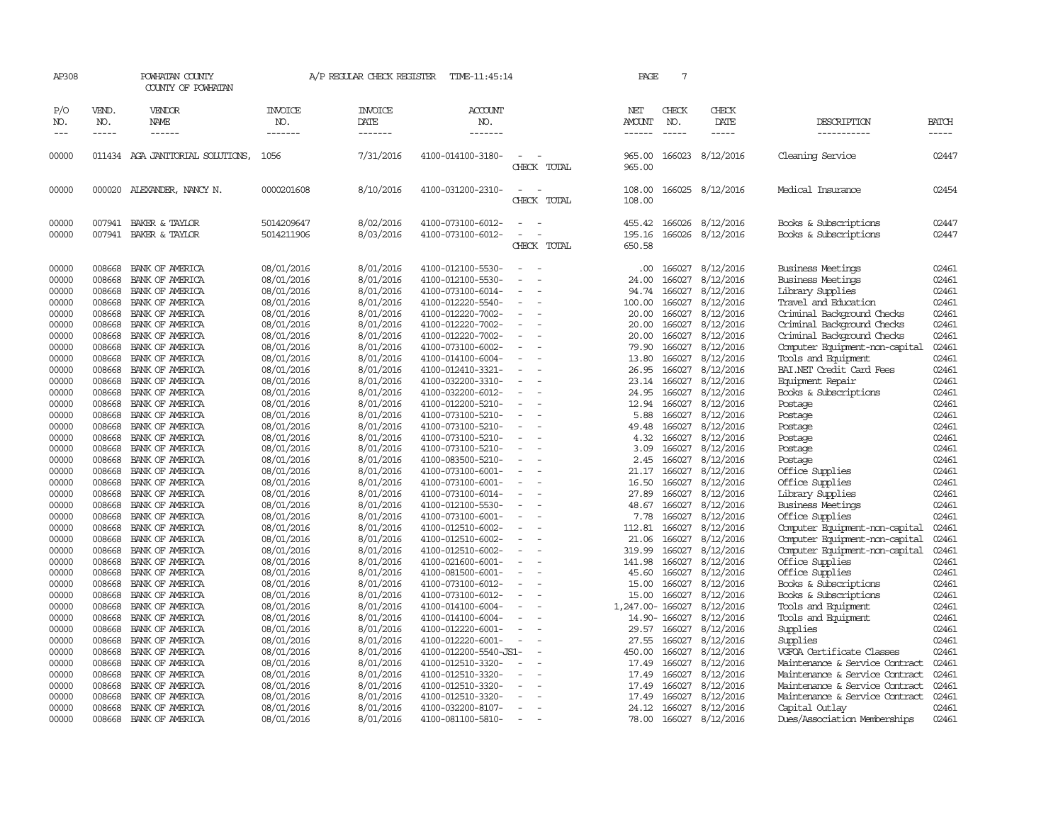AP308 POWHATAN COUNTY A/P REGULAR CHECK REGISTER TIME-11:45:14

COUNTY OF POWHATAN

| P/O NO. | VEND. NO. | VENDOR NAME | INVOICE NO. | INVOICE DATE | ACCOUNT NO. | | NET AMOUNT | CHECK NO. | CHECK DATE | DESCRIPTION | BATCH |
|---|---|---|---|---|---|---|---|---|---|---|---|
| 00000 | 011434 | AGA JANITORIAL SOLUTIONS, | 1056 | 7/31/2016 | 4100-014100-3180- | - - | 965.00 | 166023 | 8/12/2016 | Cleaning Service | 02447 |
| | | | | | | CHECK TOTAL | 965.00 | | | | |
| 00000 | 000020 | ALEXANDER, NANCY N. | 0000201608 | 8/10/2016 | 4100-031200-2310- | - - | 108.00 | 166025 | 8/12/2016 | Medical Insurance | 02454 |
| | | | | | | CHECK TOTAL | 108.00 | | | | |
| 00000 | 007941 | BAKER & TAYLOR | 5014209647 | 8/02/2016 | 4100-073100-6012- | - - | 455.42 | 166026 | 8/12/2016 | Books & Subscriptions | 02447 |
| 00000 | 007941 | BAKER & TAYLOR | 5014211906 | 8/03/2016 | 4100-073100-6012- | - - | 195.16 | 166026 | 8/12/2016 | Books & Subscriptions | 02447 |
| | | | | | | CHECK TOTAL | 650.58 | | | | |
| 00000 | 008668 | BANK OF AMERICA | 08/01/2016 | 8/01/2016 | 4100-012100-5530- | - - | .00 | 166027 | 8/12/2016 | Business Meetings | 02461 |
| 00000 | 008668 | BANK OF AMERICA | 08/01/2016 | 8/01/2016 | 4100-012100-5530- | - - | 24.00 | 166027 | 8/12/2016 | Business Meetings | 02461 |
| 00000 | 008668 | BANK OF AMERICA | 08/01/2016 | 8/01/2016 | 4100-073100-6014- | - - | 94.74 | 166027 | 8/12/2016 | Library Supplies | 02461 |
| 00000 | 008668 | BANK OF AMERICA | 08/01/2016 | 8/01/2016 | 4100-012220-5540- | - - | 100.00 | 166027 | 8/12/2016 | Travel and Education | 02461 |
| 00000 | 008668 | BANK OF AMERICA | 08/01/2016 | 8/01/2016 | 4100-012220-7002- | - - | 20.00 | 166027 | 8/12/2016 | Criminal Background Checks | 02461 |
| 00000 | 008668 | BANK OF AMERICA | 08/01/2016 | 8/01/2016 | 4100-012220-7002- | - - | 20.00 | 166027 | 8/12/2016 | Criminal Background Checks | 02461 |
| 00000 | 008668 | BANK OF AMERICA | 08/01/2016 | 8/01/2016 | 4100-012220-7002- | - - | 20.00 | 166027 | 8/12/2016 | Criminal Background Checks | 02461 |
| 00000 | 008668 | BANK OF AMERICA | 08/01/2016 | 8/01/2016 | 4100-073100-6002- | - - | 79.90 | 166027 | 8/12/2016 | Computer Equipment-non-capital | 02461 |
| 00000 | 008668 | BANK OF AMERICA | 08/01/2016 | 8/01/2016 | 4100-014100-6004- | - - | 13.80 | 166027 | 8/12/2016 | Tools and Equipment | 02461 |
| 00000 | 008668 | BANK OF AMERICA | 08/01/2016 | 8/01/2016 | 4100-012410-3321- | - - | 26.95 | 166027 | 8/12/2016 | BAI.NET Credit Card Fees | 02461 |
| 00000 | 008668 | BANK OF AMERICA | 08/01/2016 | 8/01/2016 | 4100-032200-3310- | - - | 23.14 | 166027 | 8/12/2016 | Equipment Repair | 02461 |
| 00000 | 008668 | BANK OF AMERICA | 08/01/2016 | 8/01/2016 | 4100-032200-6012- | - - | 24.95 | 166027 | 8/12/2016 | Books & Subscriptions | 02461 |
| 00000 | 008668 | BANK OF AMERICA | 08/01/2016 | 8/01/2016 | 4100-012200-5210- | - - | 12.94 | 166027 | 8/12/2016 | Postage | 02461 |
| 00000 | 008668 | BANK OF AMERICA | 08/01/2016 | 8/01/2016 | 4100-073100-5210- | - - | 5.88 | 166027 | 8/12/2016 | Postage | 02461 |
| 00000 | 008668 | BANK OF AMERICA | 08/01/2016 | 8/01/2016 | 4100-073100-5210- | - - | 49.48 | 166027 | 8/12/2016 | Postage | 02461 |
| 00000 | 008668 | BANK OF AMERICA | 08/01/2016 | 8/01/2016 | 4100-073100-5210- | - - | 4.32 | 166027 | 8/12/2016 | Postage | 02461 |
| 00000 | 008668 | BANK OF AMERICA | 08/01/2016 | 8/01/2016 | 4100-073100-5210- | - - | 3.09 | 166027 | 8/12/2016 | Postage | 02461 |
| 00000 | 008668 | BANK OF AMERICA | 08/01/2016 | 8/01/2016 | 4100-083500-5210- | - - | 2.45 | 166027 | 8/12/2016 | Postage | 02461 |
| 00000 | 008668 | BANK OF AMERICA | 08/01/2016 | 8/01/2016 | 4100-073100-6001- | - - | 21.17 | 166027 | 8/12/2016 | Office Supplies | 02461 |
| 00000 | 008668 | BANK OF AMERICA | 08/01/2016 | 8/01/2016 | 4100-073100-6001- | - - | 16.50 | 166027 | 8/12/2016 | Office Supplies | 02461 |
| 00000 | 008668 | BANK OF AMERICA | 08/01/2016 | 8/01/2016 | 4100-073100-6014- | - - | 27.89 | 166027 | 8/12/2016 | Library Supplies | 02461 |
| 00000 | 008668 | BANK OF AMERICA | 08/01/2016 | 8/01/2016 | 4100-012100-5530- | - - | 48.67 | 166027 | 8/12/2016 | Business Meetings | 02461 |
| 00000 | 008668 | BANK OF AMERICA | 08/01/2016 | 8/01/2016 | 4100-073100-6001- | - - | 7.78 | 166027 | 8/12/2016 | Office Supplies | 02461 |
| 00000 | 008668 | BANK OF AMERICA | 08/01/2016 | 8/01/2016 | 4100-012510-6002- | - - | 112.81 | 166027 | 8/12/2016 | Computer Equipment-non-capital | 02461 |
| 00000 | 008668 | BANK OF AMERICA | 08/01/2016 | 8/01/2016 | 4100-012510-6002- | - - | 21.06 | 166027 | 8/12/2016 | Computer Equipment-non-capital | 02461 |
| 00000 | 008668 | BANK OF AMERICA | 08/01/2016 | 8/01/2016 | 4100-012510-6002- | - - | 319.99 | 166027 | 8/12/2016 | Computer Equipment-non-capital | 02461 |
| 00000 | 008668 | BANK OF AMERICA | 08/01/2016 | 8/01/2016 | 4100-021600-6001- | - - | 141.98 | 166027 | 8/12/2016 | Office Supplies | 02461 |
| 00000 | 008668 | BANK OF AMERICA | 08/01/2016 | 8/01/2016 | 4100-081500-6001- | - - | 45.60 | 166027 | 8/12/2016 | Office Supplies | 02461 |
| 00000 | 008668 | BANK OF AMERICA | 08/01/2016 | 8/01/2016 | 4100-073100-6012- | - - | 15.00 | 166027 | 8/12/2016 | Books & Subscriptions | 02461 |
| 00000 | 008668 | BANK OF AMERICA | 08/01/2016 | 8/01/2016 | 4100-073100-6012- | - - | 15.00 | 166027 | 8/12/2016 | Books & Subscriptions | 02461 |
| 00000 | 008668 | BANK OF AMERICA | 08/01/2016 | 8/01/2016 | 4100-014100-6004- | - - | 1,247.00- | 166027 | 8/12/2016 | Tools and Equipment | 02461 |
| 00000 | 008668 | BANK OF AMERICA | 08/01/2016 | 8/01/2016 | 4100-014100-6004- | - - | 14.90- | 166027 | 8/12/2016 | Tools and Equipment | 02461 |
| 00000 | 008668 | BANK OF AMERICA | 08/01/2016 | 8/01/2016 | 4100-012220-6001- | - - | 29.57 | 166027 | 8/12/2016 | Supplies | 02461 |
| 00000 | 008668 | BANK OF AMERICA | 08/01/2016 | 8/01/2016 | 4100-012220-6001- | - - | 27.55 | 166027 | 8/12/2016 | Supplies | 02461 |
| 00000 | 008668 | BANK OF AMERICA | 08/01/2016 | 8/01/2016 | 4100-012200-5540-JS1- | - | 450.00 | 166027 | 8/12/2016 | VGFOA Certificate Classes | 02461 |
| 00000 | 008668 | BANK OF AMERICA | 08/01/2016 | 8/01/2016 | 4100-012510-3320- | - - | 17.49 | 166027 | 8/12/2016 | Maintenance & Service Contract | 02461 |
| 00000 | 008668 | BANK OF AMERICA | 08/01/2016 | 8/01/2016 | 4100-012510-3320- | - - | 17.49 | 166027 | 8/12/2016 | Maintenance & Service Contract | 02461 |
| 00000 | 008668 | BANK OF AMERICA | 08/01/2016 | 8/01/2016 | 4100-012510-3320- | - - | 17.49 | 166027 | 8/12/2016 | Maintenance & Service Contract | 02461 |
| 00000 | 008668 | BANK OF AMERICA | 08/01/2016 | 8/01/2016 | 4100-012510-3320- | - - | 17.49 | 166027 | 8/12/2016 | Maintenance & Service Contract | 02461 |
| 00000 | 008668 | BANK OF AMERICA | 08/01/2016 | 8/01/2016 | 4100-032200-8107- | - - | 24.12 | 166027 | 8/12/2016 | Capital Outlay | 02461 |
| 00000 | 008668 | BANK OF AMERICA | 08/01/2016 | 8/01/2016 | 4100-081100-5810- | - - | 78.00 | 166027 | 8/12/2016 | Dues/Association Memberships | 02461 |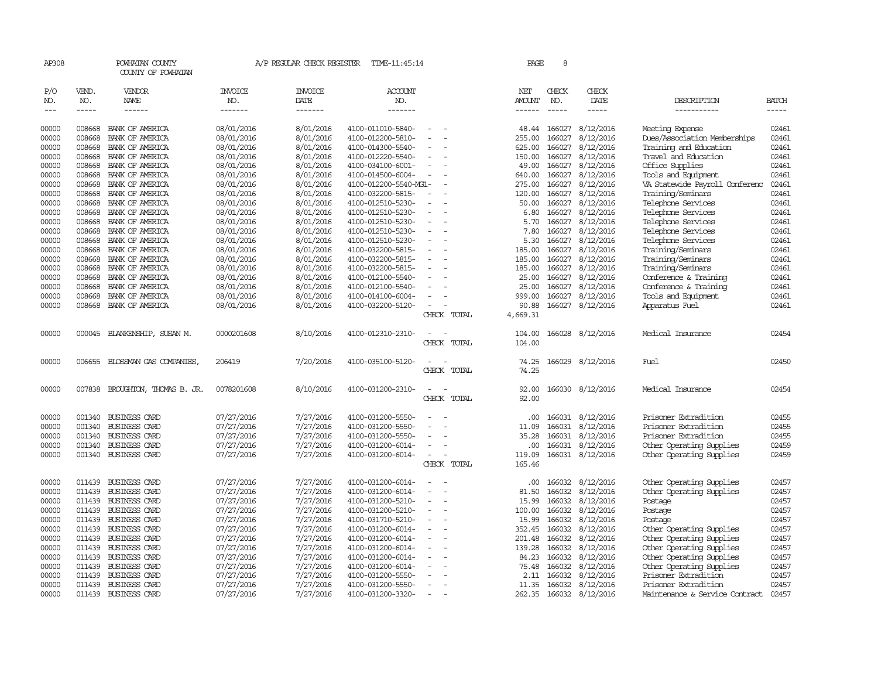AP308 POWHATAN COUNTY A/P REGULAR CHECK REGISTER TIME-11:45:14

COUNTY OF POWHATAN

| P/O NO. | VEND. NO. | VENDOR NAME | INVOICE NO. | INVOICE DATE | ACCOUNT NO. | | NET AMOUNT | CHECK NO. | CHECK DATE | DESCRIPTION | BATCH |
|---|---|---|---|---|---|---|---|---|---|---|---|
| 00000 | 008668 | BANK OF AMERICA | 08/01/2016 | 8/01/2016 | 4100-011010-5840- | - - | 48.44 | 166027 | 8/12/2016 | Meeting Expense | 02461 |
| 00000 | 008668 | BANK OF AMERICA | 08/01/2016 | 8/01/2016 | 4100-012200-5810- | - - | 255.00 | 166027 | 8/12/2016 | Dues/Association Memberships | 02461 |
| 00000 | 008668 | BANK OF AMERICA | 08/01/2016 | 8/01/2016 | 4100-014300-5540- | - - | 625.00 | 166027 | 8/12/2016 | Training and Education | 02461 |
| 00000 | 008668 | BANK OF AMERICA | 08/01/2016 | 8/01/2016 | 4100-012220-5540- | - - | 150.00 | 166027 | 8/12/2016 | Travel and Education | 02461 |
| 00000 | 008668 | BANK OF AMERICA | 08/01/2016 | 8/01/2016 | 4100-034100-6001- | - - | 49.00 | 166027 | 8/12/2016 | Office Supplies | 02461 |
| 00000 | 008668 | BANK OF AMERICA | 08/01/2016 | 8/01/2016 | 4100-014500-6004- | - - | 640.00 | 166027 | 8/12/2016 | Tools and Equipment | 02461 |
| 00000 | 008668 | BANK OF AMERICA | 08/01/2016 | 8/01/2016 | 4100-012200-5540-MG1- | - | 275.00 | 166027 | 8/12/2016 | VA Statewide Payroll Conferenc | 02461 |
| 00000 | 008668 | BANK OF AMERICA | 08/01/2016 | 8/01/2016 | 4100-032200-5815- | - - | 120.00 | 166027 | 8/12/2016 | Training/Seminars | 02461 |
| 00000 | 008668 | BANK OF AMERICA | 08/01/2016 | 8/01/2016 | 4100-012510-5230- | - - | 50.00 | 166027 | 8/12/2016 | Telephone Services | 02461 |
| 00000 | 008668 | BANK OF AMERICA | 08/01/2016 | 8/01/2016 | 4100-012510-5230- | - - | 6.80 | 166027 | 8/12/2016 | Telephone Services | 02461 |
| 00000 | 008668 | BANK OF AMERICA | 08/01/2016 | 8/01/2016 | 4100-012510-5230- | - - | 5.70 | 166027 | 8/12/2016 | Telephone Services | 02461 |
| 00000 | 008668 | BANK OF AMERICA | 08/01/2016 | 8/01/2016 | 4100-012510-5230- | - - | 7.80 | 166027 | 8/12/2016 | Telephone Services | 02461 |
| 00000 | 008668 | BANK OF AMERICA | 08/01/2016 | 8/01/2016 | 4100-012510-5230- | - - | 5.30 | 166027 | 8/12/2016 | Telephone Services | 02461 |
| 00000 | 008668 | BANK OF AMERICA | 08/01/2016 | 8/01/2016 | 4100-032200-5815- | - - | 185.00 | 166027 | 8/12/2016 | Training/Seminars | 02461 |
| 00000 | 008668 | BANK OF AMERICA | 08/01/2016 | 8/01/2016 | 4100-032200-5815- | - - | 185.00 | 166027 | 8/12/2016 | Training/Seminars | 02461 |
| 00000 | 008668 | BANK OF AMERICA | 08/01/2016 | 8/01/2016 | 4100-032200-5815- | - - | 185.00 | 166027 | 8/12/2016 | Training/Seminars | 02461 |
| 00000 | 008668 | BANK OF AMERICA | 08/01/2016 | 8/01/2016 | 4100-012100-5540- | - - | 25.00 | 166027 | 8/12/2016 | Conference & Training | 02461 |
| 00000 | 008668 | BANK OF AMERICA | 08/01/2016 | 8/01/2016 | 4100-012100-5540- | - - | 25.00 | 166027 | 8/12/2016 | Conference & Training | 02461 |
| 00000 | 008668 | BANK OF AMERICA | 08/01/2016 | 8/01/2016 | 4100-014100-6004- | - - | 999.00 | 166027 | 8/12/2016 | Tools and Equipment | 02461 |
| 00000 | 008668 | BANK OF AMERICA | 08/01/2016 | 8/01/2016 | 4100-032200-5120- | - - | 90.88 | 166027 | 8/12/2016 | Apparatus Fuel | 02461 |
| | | | | | | CHECK TOTAL | 4,669.31 | | | | |
| 00000 | 000045 | BLANKENSHIP, SUSAN M. | 0000201608 | 8/10/2016 | 4100-012310-2310- | - - | 104.00 | 166028 | 8/12/2016 | Medical Insurance | 02454 |
| | | | | | | CHECK TOTAL | 104.00 | | | | |
| 00000 | 006655 | BLOSSMAN GAS COMPANIES, | 206419 | 7/20/2016 | 4100-035100-5120- | - - | 74.25 | 166029 | 8/12/2016 | Fuel | 02450 |
| | | | | | | CHECK TOTAL | 74.25 | | | | |
| 00000 | 007838 | BROUGHTON, THOMAS B. JR. | 0078201608 | 8/10/2016 | 4100-031200-2310- | - - | 92.00 | 166030 | 8/12/2016 | Medical Insurance | 02454 |
| | | | | | | CHECK TOTAL | 92.00 | | | | |
| 00000 | 001340 | BUSINESS CARD | 07/27/2016 | 7/27/2016 | 4100-031200-5550- | - - | .00 | 166031 | 8/12/2016 | Prisoner Extradition | 02455 |
| 00000 | 001340 | BUSINESS CARD | 07/27/2016 | 7/27/2016 | 4100-031200-5550- | - - | 11.09 | 166031 | 8/12/2016 | Prisoner Extradition | 02455 |
| 00000 | 001340 | BUSINESS CARD | 07/27/2016 | 7/27/2016 | 4100-031200-5550- | - - | 35.28 | 166031 | 8/12/2016 | Prisoner Extradition | 02455 |
| 00000 | 001340 | BUSINESS CARD | 07/27/2016 | 7/27/2016 | 4100-031200-6014- | - - | .00 | 166031 | 8/12/2016 | Other Operating Supplies | 02459 |
| 00000 | 001340 | BUSINESS CARD | 07/27/2016 | 7/27/2016 | 4100-031200-6014- | - - | 119.09 | 166031 | 8/12/2016 | Other Operating Supplies | 02459 |
| | | | | | | CHECK TOTAL | 165.46 | | | | |
| 00000 | 011439 | BUSINESS CARD | 07/27/2016 | 7/27/2016 | 4100-031200-6014- | - - | .00 | 166032 | 8/12/2016 | Other Operating Supplies | 02457 |
| 00000 | 011439 | BUSINESS CARD | 07/27/2016 | 7/27/2016 | 4100-031200-6014- | - - | 81.50 | 166032 | 8/12/2016 | Other Operating Supplies | 02457 |
| 00000 | 011439 | BUSINESS CARD | 07/27/2016 | 7/27/2016 | 4100-031200-5210- | - - | 15.99 | 166032 | 8/12/2016 | Postage | 02457 |
| 00000 | 011439 | BUSINESS CARD | 07/27/2016 | 7/27/2016 | 4100-031200-5210- | - - | 100.00 | 166032 | 8/12/2016 | Postage | 02457 |
| 00000 | 011439 | BUSINESS CARD | 07/27/2016 | 7/27/2016 | 4100-031710-5210- | - - | 15.99 | 166032 | 8/12/2016 | Postage | 02457 |
| 00000 | 011439 | BUSINESS CARD | 07/27/2016 | 7/27/2016 | 4100-031200-6014- | - - | 352.45 | 166032 | 8/12/2016 | Other Operating Supplies | 02457 |
| 00000 | 011439 | BUSINESS CARD | 07/27/2016 | 7/27/2016 | 4100-031200-6014- | - - | 201.48 | 166032 | 8/12/2016 | Other Operating Supplies | 02457 |
| 00000 | 011439 | BUSINESS CARD | 07/27/2016 | 7/27/2016 | 4100-031200-6014- | - - | 139.28 | 166032 | 8/12/2016 | Other Operating Supplies | 02457 |
| 00000 | 011439 | BUSINESS CARD | 07/27/2016 | 7/27/2016 | 4100-031200-6014- | - - | 84.23 | 166032 | 8/12/2016 | Other Operating Supplies | 02457 |
| 00000 | 011439 | BUSINESS CARD | 07/27/2016 | 7/27/2016 | 4100-031200-6014- | - - | 75.48 | 166032 | 8/12/2016 | Other Operating Supplies | 02457 |
| 00000 | 011439 | BUSINESS CARD | 07/27/2016 | 7/27/2016 | 4100-031200-5550- | - - | 2.11 | 166032 | 8/12/2016 | Prisoner Extradition | 02457 |
| 00000 | 011439 | BUSINESS CARD | 07/27/2016 | 7/27/2016 | 4100-031200-5550- | - - | 11.35 | 166032 | 8/12/2016 | Prisoner Extradition | 02457 |
| 00000 | 011439 | BUSINESS CARD | 07/27/2016 | 7/27/2016 | 4100-031200-3320- | - - | 262.35 | 166032 | 8/12/2016 | Maintenance & Service Contract | 02457 |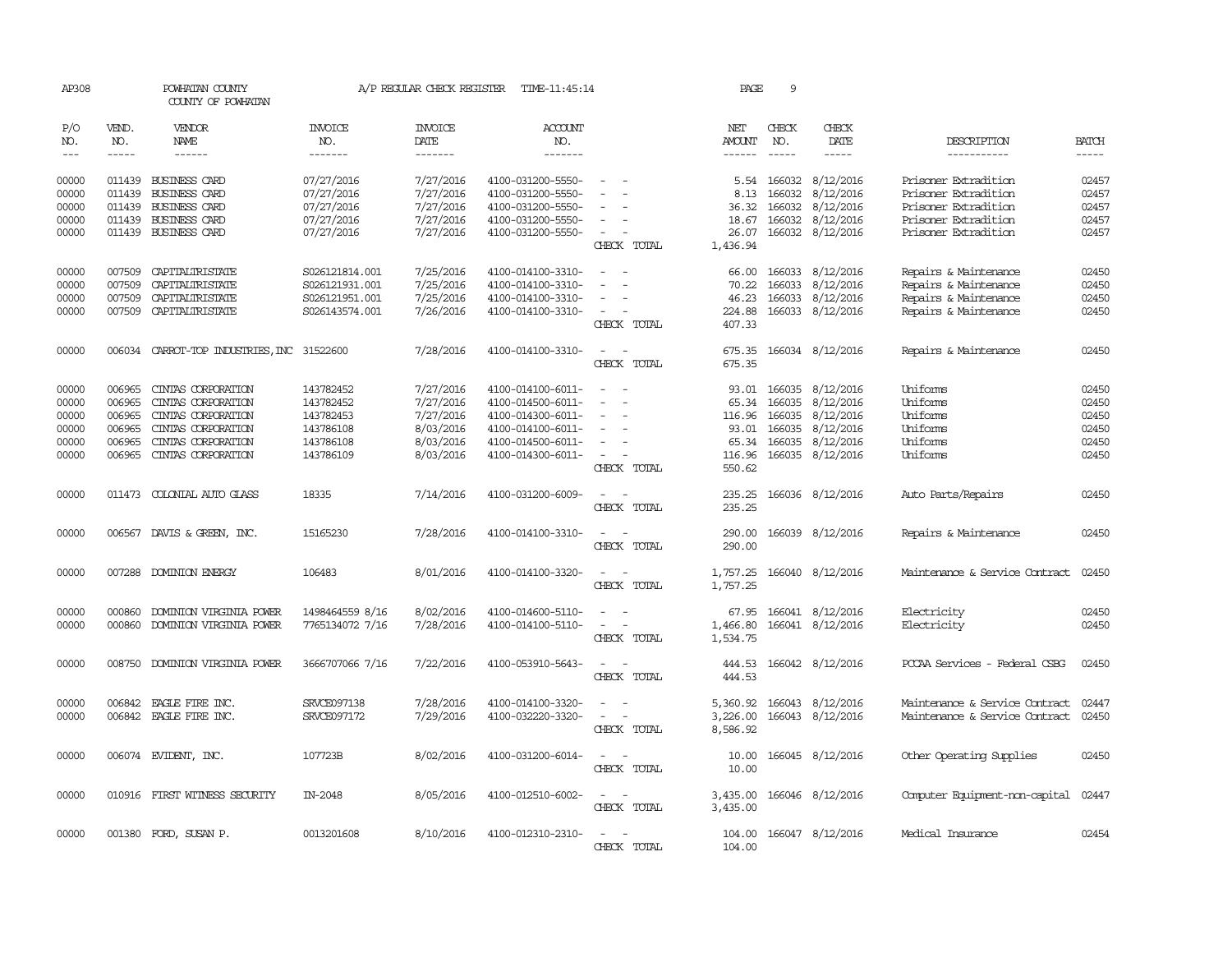AP308 POWHATAN COUNTY A/P REGULAR CHECK REGISTER TIME-11:45:14 PAGE 9
COUNTY OF POWHATAN

| P/O NO. | VEND. NO. | VENDOR NAME | INVOICE NO. | INVOICE DATE | ACCOUNT NO. | | NET AMOUNT | CHECK NO. | CHECK DATE | DESCRIPTION | BATCH |
|---|---|---|---|---|---|---|---|---|---|---|---|
| 00000 | 011439 | BUSINESS CARD | 07/27/2016 | 7/27/2016 | 4100-031200-5550- | - - | 5.54 | 166032 | 8/12/2016 | Prisoner Extradition | 02457 |
| 00000 | 011439 | BUSINESS CARD | 07/27/2016 | 7/27/2016 | 4100-031200-5550- | - - | 8.13 | 166032 | 8/12/2016 | Prisoner Extradition | 02457 |
| 00000 | 011439 | BUSINESS CARD | 07/27/2016 | 7/27/2016 | 4100-031200-5550- | - - | 36.32 | 166032 | 8/12/2016 | Prisoner Extradition | 02457 |
| 00000 | 011439 | BUSINESS CARD | 07/27/2016 | 7/27/2016 | 4100-031200-5550- | - - | 18.67 | 166032 | 8/12/2016 | Prisoner Extradition | 02457 |
| 00000 | 011439 | BUSINESS CARD | 07/27/2016 | 7/27/2016 | 4100-031200-5550- | - - | 26.07 | 166032 | 8/12/2016 | Prisoner Extradition | 02457 |
| | | | | | | CHECK TOTAL | 1,436.94 | | | | |
| 00000 | 007509 | CAPITALTRISTATE | S026121814.001 | 7/25/2016 | 4100-014100-3310- | - - | 66.00 | 166033 | 8/12/2016 | Repairs & Maintenance | 02450 |
| 00000 | 007509 | CAPITALTRISTATE | S026121931.001 | 7/25/2016 | 4100-014100-3310- | - - | 70.22 | 166033 | 8/12/2016 | Repairs & Maintenance | 02450 |
| 00000 | 007509 | CAPITALTRISTATE | S026121951.001 | 7/25/2016 | 4100-014100-3310- | - - | 46.23 | 166033 | 8/12/2016 | Repairs & Maintenance | 02450 |
| 00000 | 007509 | CAPITALTRISTATE | S026143574.001 | 7/26/2016 | 4100-014100-3310- | - - | 224.88 | 166033 | 8/12/2016 | Repairs & Maintenance | 02450 |
| | | | | | | CHECK TOTAL | 407.33 | | | | |
| 00000 | 006034 | CARROT-TOP INDUSTRIES,INC | 31522600 | 7/28/2016 | 4100-014100-3310- | - - | 675.35 | 166034 | 8/12/2016 | Repairs & Maintenance | 02450 |
| | | | | | | CHECK TOTAL | 675.35 | | | | |
| 00000 | 006965 | CINTAS CORPORATION | 143782452 | 7/27/2016 | 4100-014100-6011- | - - | 93.01 | 166035 | 8/12/2016 | Uniforms | 02450 |
| 00000 | 006965 | CINTAS CORPORATION | 143782452 | 7/27/2016 | 4100-014500-6011- | - - | 65.34 | 166035 | 8/12/2016 | Uniforms | 02450 |
| 00000 | 006965 | CINTAS CORPORATION | 143782453 | 7/27/2016 | 4100-014300-6011- | - - | 116.96 | 166035 | 8/12/2016 | Uniforms | 02450 |
| 00000 | 006965 | CINTAS CORPORATION | 143786108 | 8/03/2016 | 4100-014100-6011- | - - | 93.01 | 166035 | 8/12/2016 | Uniforms | 02450 |
| 00000 | 006965 | CINTAS CORPORATION | 143786108 | 8/03/2016 | 4100-014500-6011- | - - | 65.34 | 166035 | 8/12/2016 | Uniforms | 02450 |
| 00000 | 006965 | CINTAS CORPORATION | 143786109 | 8/03/2016 | 4100-014300-6011- | - - | 116.96 | 166035 | 8/12/2016 | Uniforms | 02450 |
| | | | | | | CHECK TOTAL | 550.62 | | | | |
| 00000 | 011473 | COLONIAL AUTO GLASS | 18335 | 7/14/2016 | 4100-031200-6009- | - - | 235.25 | 166036 | 8/12/2016 | Auto Parts/Repairs | 02450 |
| | | | | | | CHECK TOTAL | 235.25 | | | | |
| 00000 | 006567 | DAVIS & GREEN, INC. | 15165230 | 7/28/2016 | 4100-014100-3310- | - - | 290.00 | 166039 | 8/12/2016 | Repairs & Maintenance | 02450 |
| | | | | | | CHECK TOTAL | 290.00 | | | | |
| 00000 | 007288 | DOMINION ENERGY | 106483 | 8/01/2016 | 4100-014100-3320- | - - | 1,757.25 | 166040 | 8/12/2016 | Maintenance & Service Contract | 02450 |
| | | | | | | CHECK TOTAL | 1,757.25 | | | | |
| 00000 | 000860 | DOMINION VIRGINIA POWER | 1498464559 8/16 | 8/02/2016 | 4100-014600-5110- | - - | 67.95 | 166041 | 8/12/2016 | Electricity | 02450 |
| 00000 | 000860 | DOMINION VIRGINIA POWER | 7765134072 7/16 | 7/28/2016 | 4100-014100-5110- | - - | 1,466.80 | 166041 | 8/12/2016 | Electricity | 02450 |
| | | | | | | CHECK TOTAL | 1,534.75 | | | | |
| 00000 | 008750 | DOMINION VIRGINIA POWER | 3666707066 7/16 | 7/22/2016 | 4100-053910-5643- | - - | 444.53 | 166042 | 8/12/2016 | PCCAA Services - Federal CSBG | 02450 |
| | | | | | | CHECK TOTAL | 444.53 | | | | |
| 00000 | 006842 | EAGLE FIRE INC. | SRVCE097138 | 7/28/2016 | 4100-014100-3320- | - - | 5,360.92 | 166043 | 8/12/2016 | Maintenance & Service Contract | 02447 |
| 00000 | 006842 | EAGLE FIRE INC. | SRVCE097172 | 7/29/2016 | 4100-032220-3320- | - - | 3,226.00 | 166043 | 8/12/2016 | Maintenance & Service Contract | 02450 |
| | | | | | | CHECK TOTAL | 8,586.92 | | | | |
| 00000 | 006074 | EVIDENT, INC. | 107723B | 8/02/2016 | 4100-031200-6014- | - - | 10.00 | 166045 | 8/12/2016 | Other Operating Supplies | 02450 |
| | | | | | | CHECK TOTAL | 10.00 | | | | |
| 00000 | 010916 | FIRST WITNESS SECURITY | IN-2048 | 8/05/2016 | 4100-012510-6002- | - - | 3,435.00 | 166046 | 8/12/2016 | Computer Equipment-non-capital | 02447 |
| | | | | | | CHECK TOTAL | 3,435.00 | | | | |
| 00000 | 001380 | FORD, SUSAN P. | 0013201608 | 8/10/2016 | 4100-012310-2310- | - - | 104.00 | 166047 | 8/12/2016 | Medical Insurance | 02454 |
| | | | | | | CHECK TOTAL | 104.00 | | | | |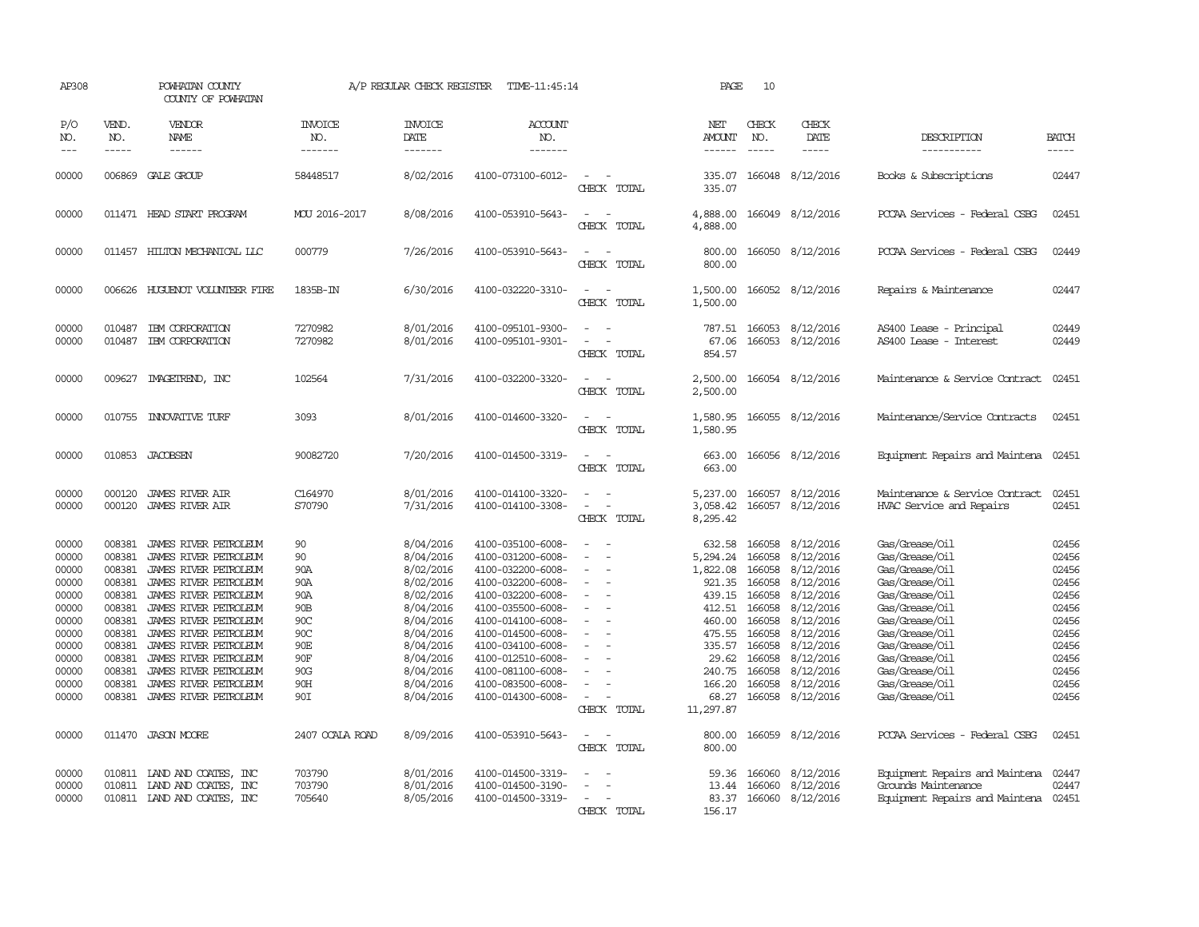AP308 POWHATAN COUNTY A/P REGULAR CHECK REGISTER TIME-11:45:14 PAGE 10

COUNTY OF POWHATAN

| P/O NO. | VEND. NO. | VENDOR NAME | INVOICE NO. | INVOICE DATE | ACCOUNT NO. | | NET AMOUNT | CHECK NO. | CHECK DATE | DESCRIPTION | BATCH |
|---|---|---|---|---|---|---|---|---|---|---|---|
| 00000 | 006869 | GALE GROUP | 58448517 | 8/02/2016 | 4100-073100-6012- | - - | 335.07 | 166048 | 8/12/2016 | Books & Subscriptions | 02447 |
| | | | | | | CHECK TOTAL | 335.07 | | | | |
| 00000 | 011471 | HEAD START PROGRAM | MOU 2016-2017 | 8/08/2016 | 4100-053910-5643- | - - | 4,888.00 | 166049 | 8/12/2016 | PCCAA Services - Federal CSBG | 02451 |
| | | | | | | CHECK TOTAL | 4,888.00 | | | | |
| 00000 | 011457 | HILTON MECHANICAL LLC | 000779 | 7/26/2016 | 4100-053910-5643- | - - | 800.00 | 166050 | 8/12/2016 | PCCAA Services - Federal CSBG | 02449 |
| | | | | | | CHECK TOTAL | 800.00 | | | | |
| 00000 | 006626 | HUGUENOT VOLUNTEER FIRE | 1835B-IN | 6/30/2016 | 4100-032220-3310- | - - | 1,500.00 | 166052 | 8/12/2016 | Repairs & Maintenance | 02447 |
| | | | | | | CHECK TOTAL | 1,500.00 | | | | |
| 00000 | 010487 | IBM CORPORATION | 7270982 | 8/01/2016 | 4100-095101-9300- | - - | 787.51 | 166053 | 8/12/2016 | AS400 Lease - Principal | 02449 |
| 00000 | 010487 | IBM CORPORATION | 7270982 | 8/01/2016 | 4100-095101-9301- | - - | 67.06 | 166053 | 8/12/2016 | AS400 Lease - Interest | 02449 |
| | | | | | | CHECK TOTAL | 854.57 | | | | |
| 00000 | 009627 | IMAGETREND, INC | 102564 | 7/31/2016 | 4100-032200-3320- | - - | 2,500.00 | 166054 | 8/12/2016 | Maintenance & Service Contract | 02451 |
| | | | | | | CHECK TOTAL | 2,500.00 | | | | |
| 00000 | 010755 | INNOVATIVE TURF | 3093 | 8/01/2016 | 4100-014600-3320- | - - | 1,580.95 | 166055 | 8/12/2016 | Maintenance/Service Contracts | 02451 |
| | | | | | | CHECK TOTAL | 1,580.95 | | | | |
| 00000 | 010853 | JACOBSEN | 90082720 | 7/20/2016 | 4100-014500-3319- | - - | 663.00 | 166056 | 8/12/2016 | Equipment Repairs and Maintena | 02451 |
| | | | | | | CHECK TOTAL | 663.00 | | | | |
| 00000 | 000120 | JAMES RIVER AIR | C164970 | 8/01/2016 | 4100-014100-3320- | - - | 5,237.00 | 166057 | 8/12/2016 | Maintenance & Service Contract | 02451 |
| 00000 | 000120 | JAMES RIVER AIR | S70790 | 7/31/2016 | 4100-014100-3308- | - - | 3,058.42 | 166057 | 8/12/2016 | HVAC Service and Repairs | 02451 |
| | | | | | | CHECK TOTAL | 8,295.42 | | | | |
| 00000 | 008381 | JAMES RIVER PETROLEUM | 90 | 8/04/2016 | 4100-035100-6008- | - - | 632.58 | 166058 | 8/12/2016 | Gas/Grease/Oil | 02456 |
| 00000 | 008381 | JAMES RIVER PETROLEUM | 90 | 8/04/2016 | 4100-031200-6008- | - - | 5,294.24 | 166058 | 8/12/2016 | Gas/Grease/Oil | 02456 |
| 00000 | 008381 | JAMES RIVER PETROLEUM | 90A | 8/02/2016 | 4100-032200-6008- | - - | 1,822.08 | 166058 | 8/12/2016 | Gas/Grease/Oil | 02456 |
| 00000 | 008381 | JAMES RIVER PETROLEUM | 90A | 8/02/2016 | 4100-032200-6008- | - - | 921.35 | 166058 | 8/12/2016 | Gas/Grease/Oil | 02456 |
| 00000 | 008381 | JAMES RIVER PETROLEUM | 90A | 8/02/2016 | 4100-032200-6008- | - - | 439.15 | 166058 | 8/12/2016 | Gas/Grease/Oil | 02456 |
| 00000 | 008381 | JAMES RIVER PETROLEUM | 90B | 8/04/2016 | 4100-035500-6008- | - - | 412.51 | 166058 | 8/12/2016 | Gas/Grease/Oil | 02456 |
| 00000 | 008381 | JAMES RIVER PETROLEUM | 90C | 8/04/2016 | 4100-014100-6008- | - - | 460.00 | 166058 | 8/12/2016 | Gas/Grease/Oil | 02456 |
| 00000 | 008381 | JAMES RIVER PETROLEUM | 90C | 8/04/2016 | 4100-014500-6008- | - - | 475.55 | 166058 | 8/12/2016 | Gas/Grease/Oil | 02456 |
| 00000 | 008381 | JAMES RIVER PETROLEUM | 90E | 8/04/2016 | 4100-034100-6008- | - - | 335.57 | 166058 | 8/12/2016 | Gas/Grease/Oil | 02456 |
| 00000 | 008381 | JAMES RIVER PETROLEUM | 90F | 8/04/2016 | 4100-012510-6008- | - - | 29.62 | 166058 | 8/12/2016 | Gas/Grease/Oil | 02456 |
| 00000 | 008381 | JAMES RIVER PETROLEUM | 90G | 8/04/2016 | 4100-081100-6008- | - - | 240.75 | 166058 | 8/12/2016 | Gas/Grease/Oil | 02456 |
| 00000 | 008381 | JAMES RIVER PETROLEUM | 90H | 8/04/2016 | 4100-083500-6008- | - - | 166.20 | 166058 | 8/12/2016 | Gas/Grease/Oil | 02456 |
| 00000 | 008381 | JAMES RIVER PETROLEUM | 90I | 8/04/2016 | 4100-014300-6008- | - - | 68.27 | 166058 | 8/12/2016 | Gas/Grease/Oil | 02456 |
| | | | | | | CHECK TOTAL | 11,297.87 | | | | |
| 00000 | 011470 | JASON MOORE | 2407 OCALA ROAD | 8/09/2016 | 4100-053910-5643- | - - | 800.00 | 166059 | 8/12/2016 | PCCAA Services - Federal CSBG | 02451 |
| | | | | | | CHECK TOTAL | 800.00 | | | | |
| 00000 | 010811 | LAND AND COATES, INC | 703790 | 8/01/2016 | 4100-014500-3319- | - - | 59.36 | 166060 | 8/12/2016 | Equipment Repairs and Maintena | 02447 |
| 00000 | 010811 | LAND AND COATES, INC | 703790 | 8/01/2016 | 4100-014500-3190- | - - | 13.44 | 166060 | 8/12/2016 | Grounds Maintenance | 02447 |
| 00000 | 010811 | LAND AND COATES, INC | 705640 | 8/05/2016 | 4100-014500-3319- | - - | 83.37 | 166060 | 8/12/2016 | Equipment Repairs and Maintena | 02451 |
| | | | | | | CHECK TOTAL | 156.17 | | | | |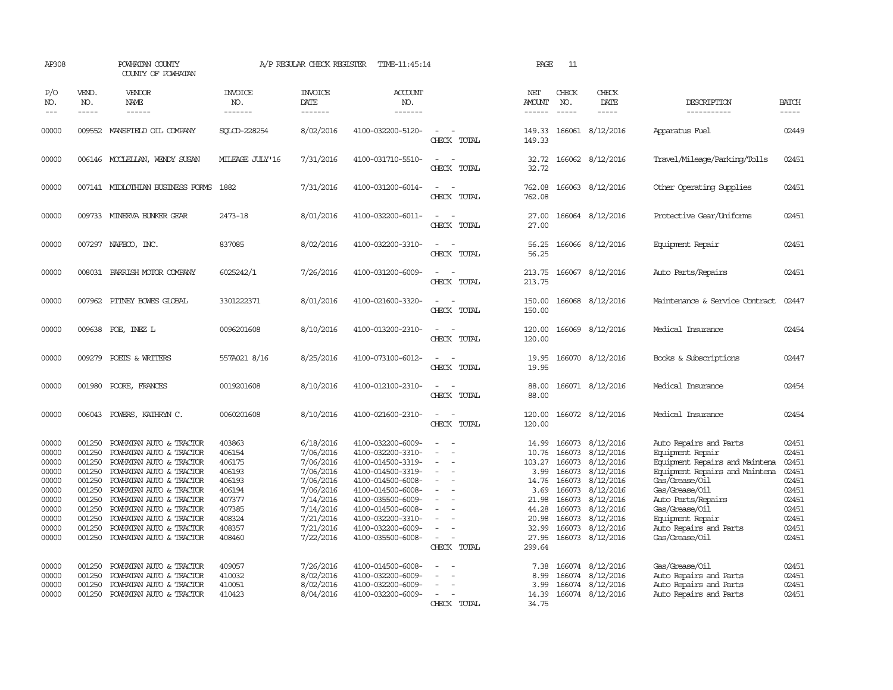AP308 POWHATAN COUNTY A/P REGULAR CHECK REGISTER TIME-11:45:14 PAGE 11

COUNTY OF POWHATAN

| P/O NO. | VEND. NO. | VENDOR NAME | INVOICE NO. | INVOICE DATE | ACCOUNT NO. | | NET AMOUNT | CHECK NO. | CHECK DATE | DESCRIPTION | BATCH |
|---|---|---|---|---|---|---|---|---|---|---|---|
| 00000 | 009552 | MANSFIELD OIL COMPANY | SQLCD-228254 | 8/02/2016 | 4100-032200-5120- | - - | 149.33 | 166061 | 8/12/2016 | Apparatus Fuel | 02449 |
| | | | | | | CHECK TOTAL | 149.33 | | | | |
| 00000 | 006146 | MCCLELLAN, WENDY SUSAN | MILEAGE JULY'16 | 7/31/2016 | 4100-031710-5510- | - - | 32.72 | 166062 | 8/12/2016 | Travel/Mileage/Parking/Tolls | 02451 |
| | | | | | | CHECK TOTAL | 32.72 | | | | |
| 00000 | 007141 | MIDLOTHIAN BUSINESS FORMS | 1882 | 7/31/2016 | 4100-031200-6014- | - - | 762.08 | 166063 | 8/12/2016 | Other Operating Supplies | 02451 |
| | | | | | | CHECK TOTAL | 762.08 | | | | |
| 00000 | 009733 | MINERVA BUNKER GEAR | 2473-18 | 8/01/2016 | 4100-032200-6011- | - - | 27.00 | 166064 | 8/12/2016 | Protective Gear/Uniforms | 02451 |
| | | | | | | CHECK TOTAL | 27.00 | | | | |
| 00000 | 007297 | NAFECO, INC. | 837085 | 8/02/2016 | 4100-032200-3310- | - - | 56.25 | 166066 | 8/12/2016 | Equipment Repair | 02451 |
| | | | | | | CHECK TOTAL | 56.25 | | | | |
| 00000 | 008031 | PARRISH MOTOR COMPANY | 6025242/1 | 7/26/2016 | 4100-031200-6009- | - - | 213.75 | 166067 | 8/12/2016 | Auto Parts/Repairs | 02451 |
| | | | | | | CHECK TOTAL | 213.75 | | | | |
| 00000 | 007962 | PITNEY BOWES GLOBAL | 3301222371 | 8/01/2016 | 4100-021600-3320- | - - | 150.00 | 166068 | 8/12/2016 | Maintenance & Service Contract | 02447 |
| | | | | | | CHECK TOTAL | 150.00 | | | | |
| 00000 | 009638 | POE, INEZ L | 0096201608 | 8/10/2016 | 4100-013200-2310- | - - | 120.00 | 166069 | 8/12/2016 | Medical Insurance | 02454 |
| | | | | | | CHECK TOTAL | 120.00 | | | | |
| 00000 | 009279 | POETS & WRITERS | 557A021 8/16 | 8/25/2016 | 4100-073100-6012- | - - | 19.95 | 166070 | 8/12/2016 | Books & Subscriptions | 02447 |
| | | | | | | CHECK TOTAL | 19.95 | | | | |
| 00000 | 001980 | POORE, FRANCES | 0019201608 | 8/10/2016 | 4100-012100-2310- | - - | 88.00 | 166071 | 8/12/2016 | Medical Insurance | 02454 |
| | | | | | | CHECK TOTAL | 88.00 | | | | |
| 00000 | 006043 | POWERS, KATHRYN C. | 0060201608 | 8/10/2016 | 4100-021600-2310- | - - | 120.00 | 166072 | 8/12/2016 | Medical Insurance | 02454 |
| | | | | | | CHECK TOTAL | 120.00 | | | | |
| 00000 | 001250 | POWHATAN AUTO & TRACTOR | 403863 | 6/18/2016 | 4100-032200-6009- | - - | 14.99 | 166073 | 8/12/2016 | Auto Repairs and Parts | 02451 |
| 00000 | 001250 | POWHATAN AUTO & TRACTOR | 406154 | 7/06/2016 | 4100-032200-3310- | - - | 10.76 | 166073 | 8/12/2016 | Equipment Repair | 02451 |
| 00000 | 001250 | POWHATAN AUTO & TRACTOR | 406175 | 7/06/2016 | 4100-014500-3319- | - - | 103.27 | 166073 | 8/12/2016 | Equipment Repairs and Maintena | 02451 |
| 00000 | 001250 | POWHATAN AUTO & TRACTOR | 406193 | 7/06/2016 | 4100-014500-3319- | - - | 3.99 | 166073 | 8/12/2016 | Equipment Repairs and Maintena | 02451 |
| 00000 | 001250 | POWHATAN AUTO & TRACTOR | 406193 | 7/06/2016 | 4100-014500-6008- | - - | 14.76 | 166073 | 8/12/2016 | Gas/Grease/Oil | 02451 |
| 00000 | 001250 | POWHATAN AUTO & TRACTOR | 406194 | 7/06/2016 | 4100-014500-6008- | - - | 3.69 | 166073 | 8/12/2016 | Gas/Grease/Oil | 02451 |
| 00000 | 001250 | POWHATAN AUTO & TRACTOR | 407377 | 7/14/2016 | 4100-035500-6009- | - - | 21.98 | 166073 | 8/12/2016 | Auto Parts/Repairs | 02451 |
| 00000 | 001250 | POWHATAN AUTO & TRACTOR | 407385 | 7/14/2016 | 4100-014500-6008- | - - | 44.28 | 166073 | 8/12/2016 | Gas/Grease/Oil | 02451 |
| 00000 | 001250 | POWHATAN AUTO & TRACTOR | 408324 | 7/21/2016 | 4100-032200-3310- | - - | 20.98 | 166073 | 8/12/2016 | Equipment Repair | 02451 |
| 00000 | 001250 | POWHATAN AUTO & TRACTOR | 408357 | 7/21/2016 | 4100-032200-6009- | - - | 32.99 | 166073 | 8/12/2016 | Auto Repairs and Parts | 02451 |
| 00000 | 001250 | POWHATAN AUTO & TRACTOR | 408460 | 7/22/2016 | 4100-035500-6008- | - - | 27.95 | 166073 | 8/12/2016 | Gas/Grease/Oil | 02451 |
| | | | | | | CHECK TOTAL | 299.64 | | | | |
| 00000 | 001250 | POWHATAN AUTO & TRACTOR | 409057 | 7/26/2016 | 4100-014500-6008- | - - | 7.38 | 166074 | 8/12/2016 | Gas/Grease/Oil | 02451 |
| 00000 | 001250 | POWHATAN AUTO & TRACTOR | 410032 | 8/02/2016 | 4100-032200-6009- | - - | 8.99 | 166074 | 8/12/2016 | Auto Repairs and Parts | 02451 |
| 00000 | 001250 | POWHATAN AUTO & TRACTOR | 410051 | 8/02/2016 | 4100-032200-6009- | - - | 3.99 | 166074 | 8/12/2016 | Auto Repairs and Parts | 02451 |
| 00000 | 001250 | POWHATAN AUTO & TRACTOR | 410423 | 8/04/2016 | 4100-032200-6009- | - - | 14.39 | 166074 | 8/12/2016 | Auto Repairs and Parts | 02451 |
| | | | | | | CHECK TOTAL | 34.75 | | | | |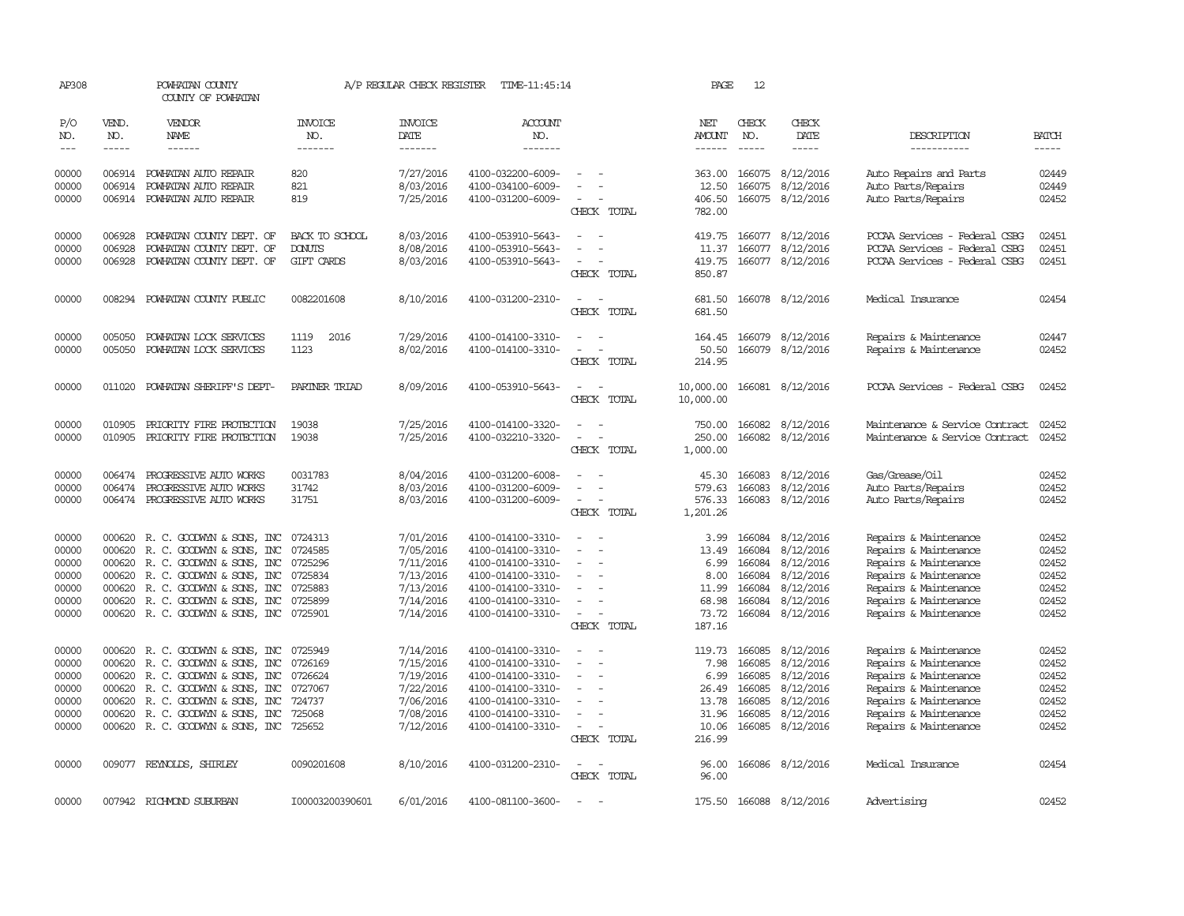AP308 POWHATAN COUNTY A/P REGULAR CHECK REGISTER TIME-11:45:14 PAGE 12

COUNTY OF POWHATAN

| P/O NO. | VEND. NO. | VENDOR NAME | INVOICE NO. | INVOICE DATE | ACCOUNT NO. | | NET AMOUNT | CHECK NO. | CHECK DATE | DESCRIPTION | BATCH |
|---|---|---|---|---|---|---|---|---|---|---|---|
| 00000 | 006914 | POWHATAN AUTO REPAIR | 820 | 7/27/2016 | 4100-032200-6009- | - - | 363.00 | 166075 | 8/12/2016 | Auto Repairs and Parts | 02449 |
| 00000 | 006914 | POWHATAN AUTO REPAIR | 821 | 8/03/2016 | 4100-034100-6009- | - - | 12.50 | 166075 | 8/12/2016 | Auto Parts/Repairs | 02449 |
| 00000 | 006914 | POWHATAN AUTO REPAIR | 819 | 7/25/2016 | 4100-031200-6009- | - - | 406.50 | 166075 | 8/12/2016 | Auto Parts/Repairs | 02452 |
| | | | | | | CHECK TOTAL | 782.00 | | | | |
| 00000 | 006928 | POWHATAN COUNTY DEPT. OF | BACK TO SCHOOL | 8/03/2016 | 4100-053910-5643- | - - | 419.75 | 166077 | 8/12/2016 | PCCAA Services - Federal CSBG | 02451 |
| 00000 | 006928 | POWHATAN COUNTY DEPT. OF | DONUTS | 8/08/2016 | 4100-053910-5643- | - - | 11.37 | 166077 | 8/12/2016 | PCCAA Services - Federal CSBG | 02451 |
| 00000 | 006928 | POWHATAN COUNTY DEPT. OF | GIFT CARDS | 8/03/2016 | 4100-053910-5643- | - - | 419.75 | 166077 | 8/12/2016 | PCCAA Services - Federal CSBG | 02451 |
| | | | | | | CHECK TOTAL | 850.87 | | | | |
| 00000 | 008294 | POWHATAN COUNTY PUBLIC | 0082201608 | 8/10/2016 | 4100-031200-2310- | - - | 681.50 | 166078 | 8/12/2016 | Medical Insurance | 02454 |
| | | | | | | CHECK TOTAL | 681.50 | | | | |
| 00000 | 005050 | POWHATAN LOCK SERVICES | 1119 2016 | 7/29/2016 | 4100-014100-3310- | - - | 164.45 | 166079 | 8/12/2016 | Repairs & Maintenance | 02447 |
| 00000 | 005050 | POWHATAN LOCK SERVICES | 1123 | 8/02/2016 | 4100-014100-3310- | - - | 50.50 | 166079 | 8/12/2016 | Repairs & Maintenance | 02452 |
| | | | | | | CHECK TOTAL | 214.95 | | | | |
| 00000 | 011020 | POWHATAN SHERIFF'S DEPT- | PARTNER TRIAD | 8/09/2016 | 4100-053910-5643- | - - | 10,000.00 | 166081 | 8/12/2016 | PCCAA Services - Federal CSBG | 02452 |
| | | | | | | CHECK TOTAL | 10,000.00 | | | | |
| 00000 | 010905 | PRIORITY FIRE PROTECTION | 19038 | 7/25/2016 | 4100-014100-3320- | - - | 750.00 | 166082 | 8/12/2016 | Maintenance & Service Contract | 02452 |
| 00000 | 010905 | PRIORITY FIRE PROTECTION | 19038 | 7/25/2016 | 4100-032210-3320- | - - | 250.00 | 166082 | 8/12/2016 | Maintenance & Service Contract | 02452 |
| | | | | | | CHECK TOTAL | 1,000.00 | | | | |
| 00000 | 006474 | PROGRESSIVE AUTO WORKS | 0031783 | 8/04/2016 | 4100-031200-6008- | - - | 45.30 | 166083 | 8/12/2016 | Gas/Grease/Oil | 02452 |
| 00000 | 006474 | PROGRESSIVE AUTO WORKS | 31742 | 8/03/2016 | 4100-031200-6009- | - - | 579.63 | 166083 | 8/12/2016 | Auto Parts/Repairs | 02452 |
| 00000 | 006474 | PROGRESSIVE AUTO WORKS | 31751 | 8/03/2016 | 4100-031200-6009- | - - | 576.33 | 166083 | 8/12/2016 | Auto Parts/Repairs | 02452 |
| | | | | | | CHECK TOTAL | 1,201.26 | | | | |
| 00000 | 000620 | R. C. GOODWYN & SONS, INC | 0724313 | 7/01/2016 | 4100-014100-3310- | - - | 3.99 | 166084 | 8/12/2016 | Repairs & Maintenance | 02452 |
| 00000 | 000620 | R. C. GOODWYN & SONS, INC | 0724585 | 7/05/2016 | 4100-014100-3310- | - - | 13.49 | 166084 | 8/12/2016 | Repairs & Maintenance | 02452 |
| 00000 | 000620 | R. C. GOODWYN & SONS, INC | 0725296 | 7/11/2016 | 4100-014100-3310- | - - | 6.99 | 166084 | 8/12/2016 | Repairs & Maintenance | 02452 |
| 00000 | 000620 | R. C. GOODWYN & SONS, INC | 0725834 | 7/13/2016 | 4100-014100-3310- | - - | 8.00 | 166084 | 8/12/2016 | Repairs & Maintenance | 02452 |
| 00000 | 000620 | R. C. GOODWYN & SONS, INC | 0725883 | 7/13/2016 | 4100-014100-3310- | - - | 11.99 | 166084 | 8/12/2016 | Repairs & Maintenance | 02452 |
| 00000 | 000620 | R. C. GOODWYN & SONS, INC | 0725899 | 7/14/2016 | 4100-014100-3310- | - - | 68.98 | 166084 | 8/12/2016 | Repairs & Maintenance | 02452 |
| 00000 | 000620 | R. C. GOODWYN & SONS, INC | 0725901 | 7/14/2016 | 4100-014100-3310- | - - | 73.72 | 166084 | 8/12/2016 | Repairs & Maintenance | 02452 |
| | | | | | | CHECK TOTAL | 187.16 | | | | |
| 00000 | 000620 | R. C. GOODWYN & SONS, INC | 0725949 | 7/14/2016 | 4100-014100-3310- | - - | 119.73 | 166085 | 8/12/2016 | Repairs & Maintenance | 02452 |
| 00000 | 000620 | R. C. GOODWYN & SONS, INC | 0726169 | 7/15/2016 | 4100-014100-3310- | - - | 7.98 | 166085 | 8/12/2016 | Repairs & Maintenance | 02452 |
| 00000 | 000620 | R. C. GOODWYN & SONS, INC | 0726624 | 7/19/2016 | 4100-014100-3310- | - - | 6.99 | 166085 | 8/12/2016 | Repairs & Maintenance | 02452 |
| 00000 | 000620 | R. C. GOODWYN & SONS, INC | 0727067 | 7/22/2016 | 4100-014100-3310- | - - | 26.49 | 166085 | 8/12/2016 | Repairs & Maintenance | 02452 |
| 00000 | 000620 | R. C. GOODWYN & SONS, INC | 724737 | 7/06/2016 | 4100-014100-3310- | - - | 13.78 | 166085 | 8/12/2016 | Repairs & Maintenance | 02452 |
| 00000 | 000620 | R. C. GOODWYN & SONS, INC | 725068 | 7/08/2016 | 4100-014100-3310- | - - | 31.96 | 166085 | 8/12/2016 | Repairs & Maintenance | 02452 |
| 00000 | 000620 | R. C. GOODWYN & SONS, INC | 725652 | 7/12/2016 | 4100-014100-3310- | - - | 10.06 | 166085 | 8/12/2016 | Repairs & Maintenance | 02452 |
| | | | | | | CHECK TOTAL | 216.99 | | | | |
| 00000 | 009077 | REYNOLDS, SHIRLEY | 0090201608 | 8/10/2016 | 4100-031200-2310- | - - | 96.00 | 166086 | 8/12/2016 | Medical Insurance | 02454 |
| | | | | | | CHECK TOTAL | 96.00 | | | | |
| 00000 | 007942 | RICHMOND SUBURBAN | I00003200390601 | 6/01/2016 | 4100-081100-3600- | - - | 175.50 | 166088 | 8/12/2016 | Advertising | 02452 |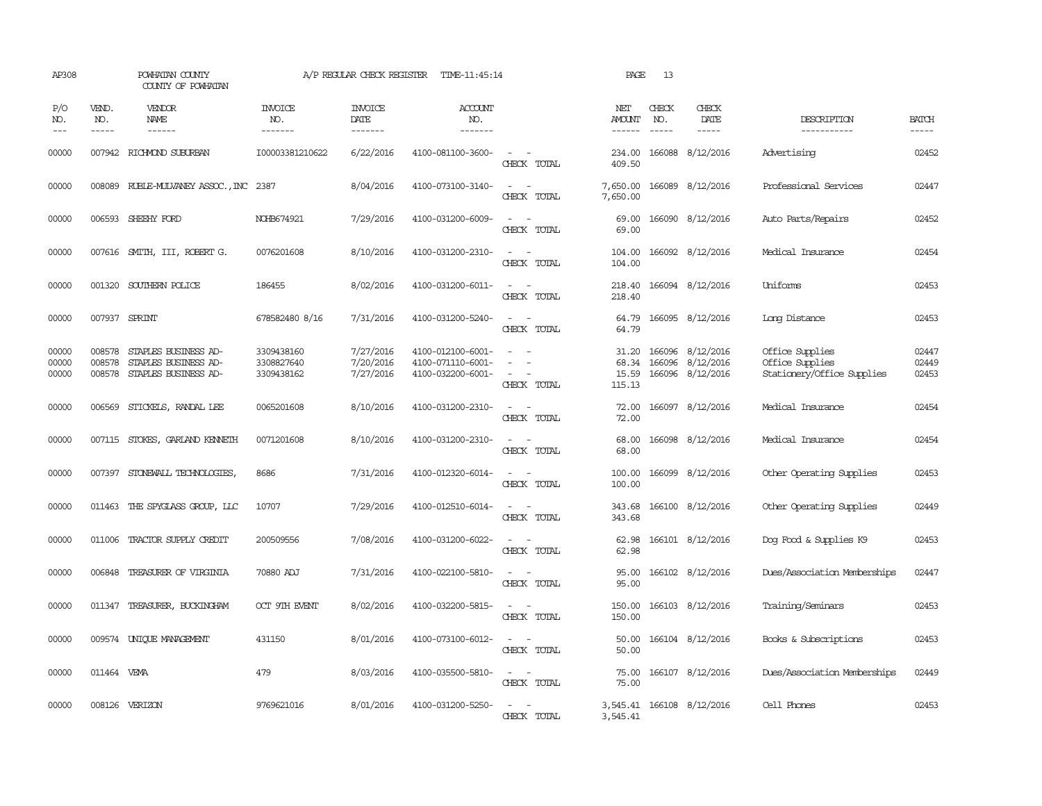AP308 POWHATAN COUNTY A/P REGULAR CHECK REGISTER TIME-11:45:14 PAGE 13
COUNTY OF POWHATAN

| P/O NO. | VEND. NO. | VENDOR NAME | INVOICE NO. | INVOICE DATE | ACCOUNT NO. | | NET AMOUNT | CHECK NO. | CHECK DATE | DESCRIPTION | BATCH |
|---|---|---|---|---|---|---|---|---|---|---|---|
| 00000 | 007942 | RICHMOND SUBURBAN | I00003381210622 | 6/22/2016 | 4100-081100-3600- | - - | 234.00 | 166088 | 8/12/2016 | Advertising | 02452 |
| | | | | | | CHECK TOTAL | 409.50 | | | | |
| 00000 | 008089 | RUBLE-MULVANEY ASSOC.,INC | 2387 | 8/04/2016 | 4100-073100-3140- | - - | 7,650.00 | 166089 | 8/12/2016 | Professional Services | 02447 |
| | | | | | | CHECK TOTAL | 7,650.00 | | | | |
| 00000 | 006593 | SHEEHY FORD | NOHB674921 | 7/29/2016 | 4100-031200-6009- | - - | 69.00 | 166090 | 8/12/2016 | Auto Parts/Repairs | 02452 |
| | | | | | | CHECK TOTAL | 69.00 | | | | |
| 00000 | 007616 | SMITH, III, ROBERT G. | 0076201608 | 8/10/2016 | 4100-031200-2310- | - - | 104.00 | 166092 | 8/12/2016 | Medical Insurance | 02454 |
| | | | | | | CHECK TOTAL | 104.00 | | | | |
| 00000 | 001320 | SOUTHERN POLICE | 186455 | 8/02/2016 | 4100-031200-6011- | - - | 218.40 | 166094 | 8/12/2016 | Uniforms | 02453 |
| | | | | | | CHECK TOTAL | 218.40 | | | | |
| 00000 | 007937 | SPRINT | 678582480 8/16 | 7/31/2016 | 4100-031200-5240- | - - | 64.79 | 166095 | 8/12/2016 | Long Distance | 02453 |
| | | | | | | CHECK TOTAL | 64.79 | | | | |
| 00000 | 008578 | STAPLES BUSINESS AD- | 3309438160 | 7/27/2016 | 4100-012100-6001- | - - | 31.20 | 166096 | 8/12/2016 | Office Supplies | 02447 |
| 00000 | 008578 | STAPLES BUSINESS AD- | 3308827640 | 7/20/2016 | 4100-071110-6001- | - - | 68.34 | 166096 | 8/12/2016 | Office Supplies | 02449 |
| 00000 | 008578 | STAPLES BUSINESS AD- | 3309438162 | 7/27/2016 | 4100-032200-6001- | - - | 15.59 | 166096 | 8/12/2016 | Stationery/Office Supplies | 02453 |
| | | | | | | CHECK TOTAL | 115.13 | | | | |
| 00000 | 006569 | STICKELS, RANDAL LEE | 0065201608 | 8/10/2016 | 4100-031200-2310- | - - | 72.00 | 166097 | 8/12/2016 | Medical Insurance | 02454 |
| | | | | | | CHECK TOTAL | 72.00 | | | | |
| 00000 | 007115 | STOKES, GARLAND KENNETH | 0071201608 | 8/10/2016 | 4100-031200-2310- | - - | 68.00 | 166098 | 8/12/2016 | Medical Insurance | 02454 |
| | | | | | | CHECK TOTAL | 68.00 | | | | |
| 00000 | 007397 | STONEWALL TECHNOLOGIES, | 8686 | 7/31/2016 | 4100-012320-6014- | - - | 100.00 | 166099 | 8/12/2016 | Other Operating Supplies | 02453 |
| | | | | | | CHECK TOTAL | 100.00 | | | | |
| 00000 | 011463 | THE SPYGLASS GROUP, LLC | 10707 | 7/29/2016 | 4100-012510-6014- | - - | 343.68 | 166100 | 8/12/2016 | Other Operating Supplies | 02449 |
| | | | | | | CHECK TOTAL | 343.68 | | | | |
| 00000 | 011006 | TRACTOR SUPPLY CREDIT | 200509556 | 7/08/2016 | 4100-031200-6022- | - - | 62.98 | 166101 | 8/12/2016 | Dog Food & Supplies K9 | 02453 |
| | | | | | | CHECK TOTAL | 62.98 | | | | |
| 00000 | 006848 | TREASURER OF VIRGINIA | 70880 ADJ | 7/31/2016 | 4100-022100-5810- | - - | 95.00 | 166102 | 8/12/2016 | Dues/Association Memberships | 02447 |
| | | | | | | CHECK TOTAL | 95.00 | | | | |
| 00000 | 011347 | TREASURER, BUCKINGHAM | OCT 9TH EVENT | 8/02/2016 | 4100-032200-5815- | - - | 150.00 | 166103 | 8/12/2016 | Training/Seminars | 02453 |
| | | | | | | CHECK TOTAL | 150.00 | | | | |
| 00000 | 009574 | UNIQUE MANAGEMENT | 431150 | 8/01/2016 | 4100-073100-6012- | - - | 50.00 | 166104 | 8/12/2016 | Books & Subscriptions | 02453 |
| | | | | | | CHECK TOTAL | 50.00 | | | | |
| 00000 | 011464 | VEMA | 479 | 8/03/2016 | 4100-035500-5810- | - - | 75.00 | 166107 | 8/12/2016 | Dues/Association Memberships | 02449 |
| | | | | | | CHECK TOTAL | 75.00 | | | | |
| 00000 | 008126 | VERIZON | 9769621016 | 8/01/2016 | 4100-031200-5250- | - - | 3,545.41 | 166108 | 8/12/2016 | Cell Phones | 02453 |
| | | | | | | CHECK TOTAL | 3,545.41 | | | | |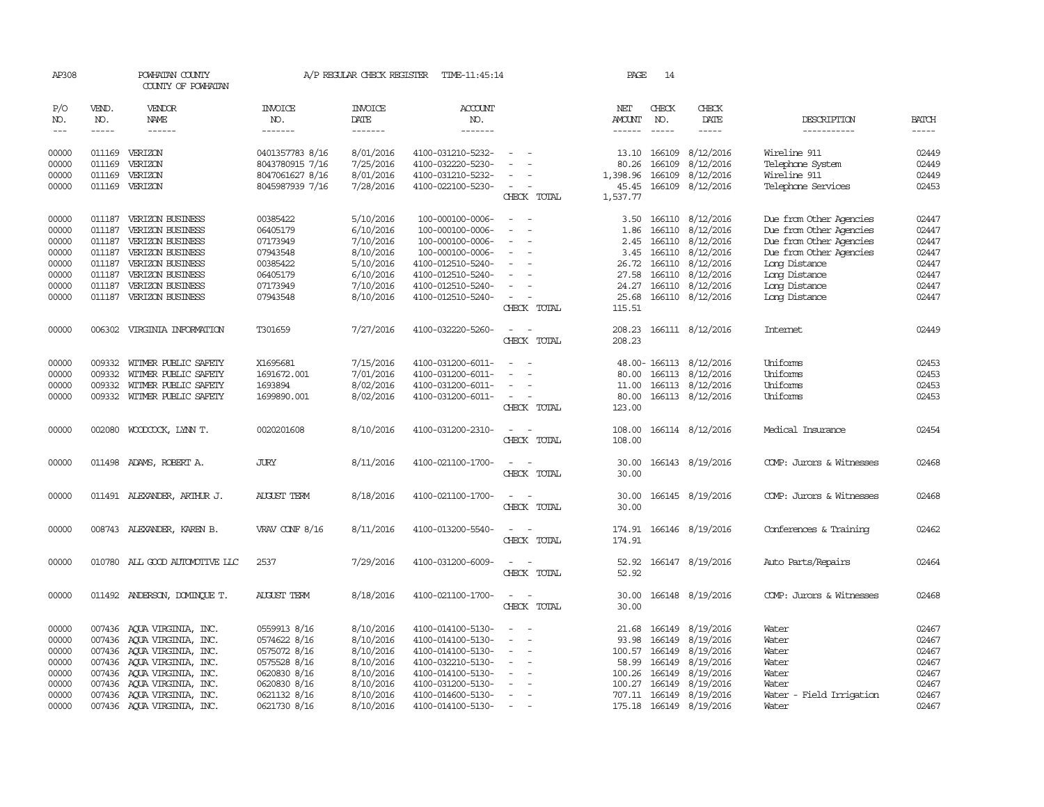AP308 POWHATAN COUNTY A/P REGULAR CHECK REGISTER TIME-11:45:14 PAGE 14

COUNTY OF POWHATAN

| P/O NO. | VEND. NO. | VENDOR NAME | INVOICE NO. | INVOICE DATE | ACCOUNT NO. | | NET AMOUNT | CHECK NO. | CHECK DATE | DESCRIPTION | BATCH |
|---|---|---|---|---|---|---|---|---|---|---|---|
| --- | ----- | ------ | ------- | ------- | ------- | | ------ | ----- | ----- | ----------- | ----- |
| 00000 | 011169 | VERIZON | 0401357783 8/16 | 8/01/2016 | 4100-031210-5232- | - - | 13.10 | 166109 | 8/12/2016 | Wireline 911 | 02449 |
| 00000 | 011169 | VERIZON | 8043780915 7/16 | 7/25/2016 | 4100-032220-5230- | - - | 80.26 | 166109 | 8/12/2016 | Telephone System | 02449 |
| 00000 | 011169 | VERIZON | 8047061627 8/16 | 8/01/2016 | 4100-031210-5232- | - - | 1,398.96 | 166109 | 8/12/2016 | Wireline 911 | 02449 |
| 00000 | 011169 | VERIZON | 8045987939 7/16 | 7/28/2016 | 4100-022100-5230- | - - | 45.45 | 166109 | 8/12/2016 | Telephone Services | 02453 |
| | | | | | | CHECK TOTAL | 1,537.77 | | | | |
| 00000 | 011187 | VERIZON BUSINESS | 00385422 | 5/10/2016 | 100-000100-0006- | - - | 3.50 | 166110 | 8/12/2016 | Due from Other Agencies | 02447 |
| 00000 | 011187 | VERIZON BUSINESS | 06405179 | 6/10/2016 | 100-000100-0006- | - - | 1.86 | 166110 | 8/12/2016 | Due from Other Agencies | 02447 |
| 00000 | 011187 | VERIZON BUSINESS | 07173949 | 7/10/2016 | 100-000100-0006- | - - | 2.45 | 166110 | 8/12/2016 | Due from Other Agencies | 02447 |
| 00000 | 011187 | VERIZON BUSINESS | 07943548 | 8/10/2016 | 100-000100-0006- | - - | 3.45 | 166110 | 8/12/2016 | Due from Other Agencies | 02447 |
| 00000 | 011187 | VERIZON BUSINESS | 00385422 | 5/10/2016 | 4100-012510-5240- | - - | 26.72 | 166110 | 8/12/2016 | Long Distance | 02447 |
| 00000 | 011187 | VERIZON BUSINESS | 06405179 | 6/10/2016 | 4100-012510-5240- | - - | 27.58 | 166110 | 8/12/2016 | Long Distance | 02447 |
| 00000 | 011187 | VERIZON BUSINESS | 07173949 | 7/10/2016 | 4100-012510-5240- | - - | 24.27 | 166110 | 8/12/2016 | Long Distance | 02447 |
| 00000 | 011187 | VERIZON BUSINESS | 07943548 | 8/10/2016 | 4100-012510-5240- | - - | 25.68 | 166110 | 8/12/2016 | Long Distance | 02447 |
| | | | | | | CHECK TOTAL | 115.51 | | | | |
| 00000 | 006302 | VIRGINIA INFORMATION | T301659 | 7/27/2016 | 4100-032220-5260- | - - | 208.23 | 166111 | 8/12/2016 | Internet | 02449 |
| | | | | | | CHECK TOTAL | 208.23 | | | | |
| 00000 | 009332 | WITMER PUBLIC SAFETY | X1695681 | 7/15/2016 | 4100-031200-6011- | - - | 48.00- | 166113 | 8/12/2016 | Uniforms | 02453 |
| 00000 | 009332 | WITMER PUBLIC SAFETY | 1691672.001 | 7/01/2016 | 4100-031200-6011- | - - | 80.00 | 166113 | 8/12/2016 | Uniforms | 02453 |
| 00000 | 009332 | WITMER PUBLIC SAFETY | 1693894 | 8/02/2016 | 4100-031200-6011- | - - | 11.00 | 166113 | 8/12/2016 | Uniforms | 02453 |
| 00000 | 009332 | WITMER PUBLIC SAFETY | 1699890.001 | 8/02/2016 | 4100-031200-6011- | - - | 80.00 | 166113 | 8/12/2016 | Uniforms | 02453 |
| | | | | | | CHECK TOTAL | 123.00 | | | | |
| 00000 | 002080 | WOODCOCK, LYNN T. | 0020201608 | 8/10/2016 | 4100-031200-2310- | - - | 108.00 | 166114 | 8/12/2016 | Medical Insurance | 02454 |
| | | | | | | CHECK TOTAL | 108.00 | | | | |
| 00000 | 011498 | ADAMS, ROBERT A. | JURY | 8/11/2016 | 4100-021100-1700- | - - | 30.00 | 166143 | 8/19/2016 | COMP: Jurors & Witnesses | 02468 |
| | | | | | | CHECK TOTAL | 30.00 | | | | |
| 00000 | 011491 | ALEXANDER, ARTHUR J. | AUGUST TERM | 8/18/2016 | 4100-021100-1700- | - - | 30.00 | 166145 | 8/19/2016 | COMP: Jurors & Witnesses | 02468 |
| | | | | | | CHECK TOTAL | 30.00 | | | | |
| 00000 | 008743 | ALEXANDER, KAREN B. | VRAV CONF 8/16 | 8/11/2016 | 4100-013200-5540- | - - | 174.91 | 166146 | 8/19/2016 | Conferences & Training | 02462 |
| | | | | | | CHECK TOTAL | 174.91 | | | | |
| 00000 | 010780 | ALL GOOD AUTOMOTIVE LLC | 2537 | 7/29/2016 | 4100-031200-6009- | - - | 52.92 | 166147 | 8/19/2016 | Auto Parts/Repairs | 02464 |
| | | | | | | CHECK TOTAL | 52.92 | | | | |
| 00000 | 011492 | ANDERSON, DOMINQUE T. | AUGUST TERM | 8/18/2016 | 4100-021100-1700- | - - | 30.00 | 166148 | 8/19/2016 | COMP: Jurors & Witnesses | 02468 |
| | | | | | | CHECK TOTAL | 30.00 | | | | |
| 00000 | 007436 | AQUA VIRGINIA, INC. | 0559913 8/16 | 8/10/2016 | 4100-014100-5130- | - - | 21.68 | 166149 | 8/19/2016 | Water | 02467 |
| 00000 | 007436 | AQUA VIRGINIA, INC. | 0574622 8/16 | 8/10/2016 | 4100-014100-5130- | - - | 93.98 | 166149 | 8/19/2016 | Water | 02467 |
| 00000 | 007436 | AQUA VIRGINIA, INC. | 0575072 8/16 | 8/10/2016 | 4100-014100-5130- | - - | 100.57 | 166149 | 8/19/2016 | Water | 02467 |
| 00000 | 007436 | AQUA VIRGINIA, INC. | 0575528 8/16 | 8/10/2016 | 4100-032210-5130- | - - | 58.99 | 166149 | 8/19/2016 | Water | 02467 |
| 00000 | 007436 | AQUA VIRGINIA, INC. | 0620830 8/16 | 8/10/2016 | 4100-014100-5130- | - - | 100.26 | 166149 | 8/19/2016 | Water | 02467 |
| 00000 | 007436 | AQUA VIRGINIA, INC. | 0620830 8/16 | 8/10/2016 | 4100-031200-5130- | - - | 100.27 | 166149 | 8/19/2016 | Water | 02467 |
| 00000 | 007436 | AQUA VIRGINIA, INC. | 0621132 8/16 | 8/10/2016 | 4100-014600-5130- | - - | 707.11 | 166149 | 8/19/2016 | Water - Field Irrigation | 02467 |
| 00000 | 007436 | AQUA VIRGINIA, INC. | 0621730 8/16 | 8/10/2016 | 4100-014100-5130- | - - | 175.18 | 166149 | 8/19/2016 | Water | 02467 |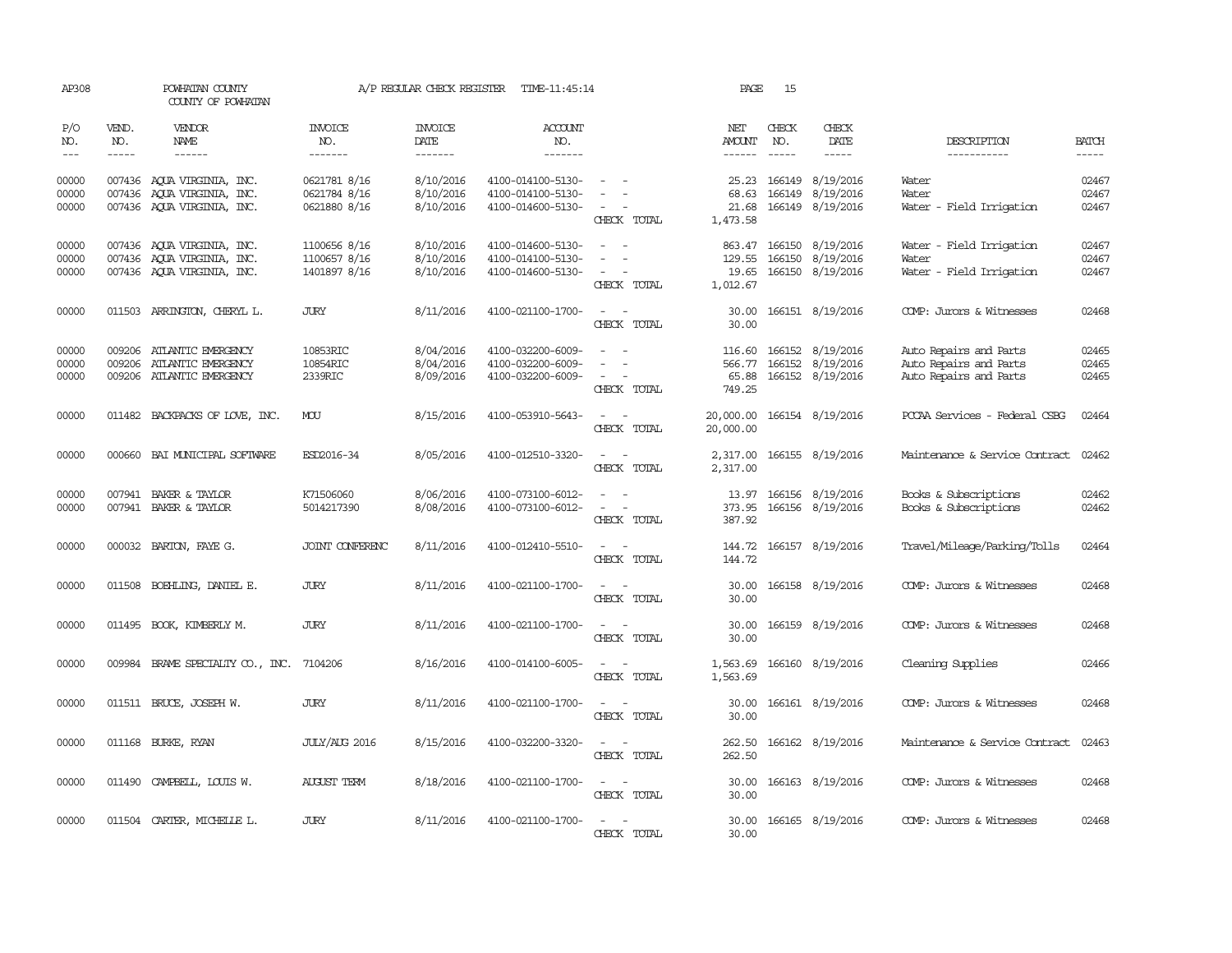AP308 POWHATAN COUNTY A/P REGULAR CHECK REGISTER TIME-11:45:14 PAGE 15

COUNTY OF POWHATAN

| P/O NO. | VEND. NO. | VENDOR NAME | INVOICE NO. | INVOICE DATE | ACCOUNT NO. | | NET AMOUNT | CHECK NO. | CHECK DATE | DESCRIPTION | BATCH |
|---|---|---|---|---|---|---|---|---|---|---|---|
| 00000 | 007436 | AQUA VIRGINIA, INC. | 0621781 8/16 | 8/10/2016 | 4100-014100-5130- | - - | 25.23 | 166149 | 8/19/2016 | Water | 02467 |
| 00000 | 007436 | AQUA VIRGINIA, INC. | 0621784 8/16 | 8/10/2016 | 4100-014100-5130- | - - | 68.63 | 166149 | 8/19/2016 | Water | 02467 |
| 00000 | 007436 | AQUA VIRGINIA, INC. | 0621880 8/16 | 8/10/2016 | 4100-014600-5130- | - - | 21.68 | 166149 | 8/19/2016 | Water - Field Irrigation | 02467 |
| | | | | | | CHECK TOTAL | 1,473.58 | | | | |
| 00000 | 007436 | AQUA VIRGINIA, INC. | 1100656 8/16 | 8/10/2016 | 4100-014600-5130- | - - | 863.47 | 166150 | 8/19/2016 | Water - Field Irrigation | 02467 |
| 00000 | 007436 | AQUA VIRGINIA, INC. | 1100657 8/16 | 8/10/2016 | 4100-014100-5130- | - - | 129.55 | 166150 | 8/19/2016 | Water | 02467 |
| 00000 | 007436 | AQUA VIRGINIA, INC. | 1401897 8/16 | 8/10/2016 | 4100-014600-5130- | - - | 19.65 | 166150 | 8/19/2016 | Water - Field Irrigation | 02467 |
| | | | | | | CHECK TOTAL | 1,012.67 | | | | |
| 00000 | 011503 | ARRINGTON, CHERYL L. | JURY | 8/11/2016 | 4100-021100-1700- | - - | 30.00 | 166151 | 8/19/2016 | COMP: Jurors & Witnesses | 02468 |
| | | | | | | CHECK TOTAL | 30.00 | | | | |
| 00000 | 009206 | ATLANTIC EMERGENCY | 10853RIC | 8/04/2016 | 4100-032200-6009- | - - | 116.60 | 166152 | 8/19/2016 | Auto Repairs and Parts | 02465 |
| 00000 | 009206 | ATLANTIC EMERGENCY | 10854RIC | 8/04/2016 | 4100-032200-6009- | - - | 566.77 | 166152 | 8/19/2016 | Auto Repairs and Parts | 02465 |
| 00000 | 009206 | ATLANTIC EMERGENCY | 2339RIC | 8/09/2016 | 4100-032200-6009- | - - | 65.88 | 166152 | 8/19/2016 | Auto Repairs and Parts | 02465 |
| | | | | | | CHECK TOTAL | 749.25 | | | | |
| 00000 | 011482 | BACKPACKS OF LOVE, INC. | MOU | 8/15/2016 | 4100-053910-5643- | - - | 20,000.00 | 166154 | 8/19/2016 | PCCAA Services - Federal CSBG | 02464 |
| | | | | | | CHECK TOTAL | 20,000.00 | | | | |
| 00000 | 000660 | BAI MUNICIPAL SOFTWARE | ESD2016-34 | 8/05/2016 | 4100-012510-3320- | - - | 2,317.00 | 166155 | 8/19/2016 | Maintenance & Service Contract | 02462 |
| | | | | | | CHECK TOTAL | 2,317.00 | | | | |
| 00000 | 007941 | BAKER & TAYLOR | K71506060 | 8/06/2016 | 4100-073100-6012- | - - | 13.97 | 166156 | 8/19/2016 | Books & Subscriptions | 02462 |
| 00000 | 007941 | BAKER & TAYLOR | 5014217390 | 8/08/2016 | 4100-073100-6012- | - - | 373.95 | 166156 | 8/19/2016 | Books & Subscriptions | 02462 |
| | | | | | | CHECK TOTAL | 387.92 | | | | |
| 00000 | 000032 | BARTON, FAYE G. | JOINT CONFERENC | 8/11/2016 | 4100-012410-5510- | - - | 144.72 | 166157 | 8/19/2016 | Travel/Mileage/Parking/Tolls | 02464 |
| | | | | | | CHECK TOTAL | 144.72 | | | | |
| 00000 | 011508 | BOEHLING, DANIEL E. | JURY | 8/11/2016 | 4100-021100-1700- | - - | 30.00 | 166158 | 8/19/2016 | COMP: Jurors & Witnesses | 02468 |
| | | | | | | CHECK TOTAL | 30.00 | | | | |
| 00000 | 011495 | BOOK, KIMBERLY M. | JURY | 8/11/2016 | 4100-021100-1700- | - - | 30.00 | 166159 | 8/19/2016 | COMP: Jurors & Witnesses | 02468 |
| | | | | | | CHECK TOTAL | 30.00 | | | | |
| 00000 | 009984 | BRAME SPECIALTY CO., INC. | 7104206 | 8/16/2016 | 4100-014100-6005- | - - | 1,563.69 | 166160 | 8/19/2016 | Cleaning Supplies | 02466 |
| | | | | | | CHECK TOTAL | 1,563.69 | | | | |
| 00000 | 011511 | BRUCE, JOSEPH W. | JURY | 8/11/2016 | 4100-021100-1700- | - - | 30.00 | 166161 | 8/19/2016 | COMP: Jurors & Witnesses | 02468 |
| | | | | | | CHECK TOTAL | 30.00 | | | | |
| 00000 | 011168 | BURKE, RYAN | JULY/AUG 2016 | 8/15/2016 | 4100-032200-3320- | - - | 262.50 | 166162 | 8/19/2016 | Maintenance & Service Contract | 02463 |
| | | | | | | CHECK TOTAL | 262.50 | | | | |
| 00000 | 011490 | CAMPBELL, LOUIS W. | AUGUST TERM | 8/18/2016 | 4100-021100-1700- | - - | 30.00 | 166163 | 8/19/2016 | COMP: Jurors & Witnesses | 02468 |
| | | | | | | CHECK TOTAL | 30.00 | | | | |
| 00000 | 011504 | CARTER, MICHELLE L. | JURY | 8/11/2016 | 4100-021100-1700- | - - | 30.00 | 166165 | 8/19/2016 | COMP: Jurors & Witnesses | 02468 |
| | | | | | | CHECK TOTAL | 30.00 | | | | |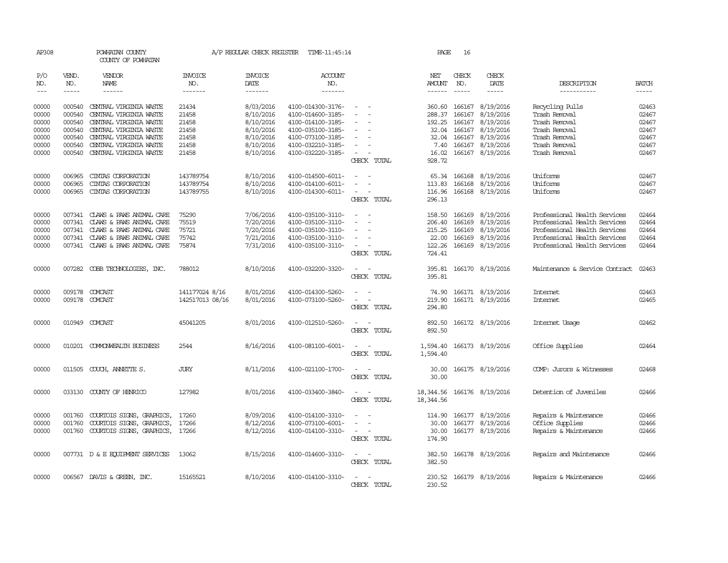AP308 POWHATAN COUNTY A/P REGULAR CHECK REGISTER TIME-11:45:14 PAGE 16
COUNTY OF POWHATAN

| P/O NO. | VEND. NO. | VENDOR NAME | INVOICE NO. | INVOICE DATE | ACCOUNT NO. | | NET AMOUNT | CHECK NO. | CHECK DATE | DESCRIPTION | BATCH |
|---|---|---|---|---|---|---|---|---|---|---|---|
| 00000 | 000540 | CENTRAL VIRGINIA WASTE | 21434 | 8/03/2016 | 4100-014300-3176- | - - | 360.60 | 166167 | 8/19/2016 | Recycling Pulls | 02463 |
| 00000 | 000540 | CENTRAL VIRGINIA WASTE | 21458 | 8/10/2016 | 4100-014600-3185- | - - | 288.37 | 166167 | 8/19/2016 | Trash Removal | 02467 |
| 00000 | 000540 | CENTRAL VIRGINIA WASTE | 21458 | 8/10/2016 | 4100-014100-3185- | - - | 192.25 | 166167 | 8/19/2016 | Trash Removal | 02467 |
| 00000 | 000540 | CENTRAL VIRGINIA WASTE | 21458 | 8/10/2016 | 4100-035100-3185- | - - | 32.04 | 166167 | 8/19/2016 | Trash Removal | 02467 |
| 00000 | 000540 | CENTRAL VIRGINIA WASTE | 21458 | 8/10/2016 | 4100-073100-3185- | - - | 32.04 | 166167 | 8/19/2016 | Trash Removal | 02467 |
| 00000 | 000540 | CENTRAL VIRGINIA WASTE | 21458 | 8/10/2016 | 4100-032210-3185- | - - | 7.40 | 166167 | 8/19/2016 | Trash Removal | 02467 |
| 00000 | 000540 | CENTRAL VIRGINIA WASTE | 21458 | 8/10/2016 | 4100-032220-3185- | - - | 16.02 | 166167 | 8/19/2016 | Trash Removal | 02467 |
| | | | | | | CHECK TOTAL | 928.72 | | | | |
| 00000 | 006965 | CINTAS CORPORATION | 143789754 | 8/10/2016 | 4100-014500-6011- | - - | 65.34 | 166168 | 8/19/2016 | Uniforms | 02467 |
| 00000 | 006965 | CINTAS CORPORATION | 143789754 | 8/10/2016 | 4100-014100-6011- | - - | 113.83 | 166168 | 8/19/2016 | Uniforms | 02467 |
| 00000 | 006965 | CINTAS CORPORATION | 143789755 | 8/10/2016 | 4100-014300-6011- | - - | 116.96 | 166168 | 8/19/2016 | Uniforms | 02467 |
| | | | | | | CHECK TOTAL | 296.13 | | | | |
| 00000 | 007341 | CLAWS & PAWS ANIMAL CARE | 75290 | 7/06/2016 | 4100-035100-3110- | - - | 158.50 | 166169 | 8/19/2016 | Professional Health Services | 02464 |
| 00000 | 007341 | CLAWS & PAWS ANIMAL CARE | 75519 | 7/20/2016 | 4100-035100-3110- | - - | 206.40 | 166169 | 8/19/2016 | Professional Health Services | 02464 |
| 00000 | 007341 | CLAWS & PAWS ANIMAL CARE | 75721 | 7/20/2016 | 4100-035100-3110- | - - | 215.25 | 166169 | 8/19/2016 | Professional Health Services | 02464 |
| 00000 | 007341 | CLAWS & PAWS ANIMAL CARE | 75742 | 7/21/2016 | 4100-035100-3110- | - - | 22.00 | 166169 | 8/19/2016 | Professional Health Services | 02464 |
| 00000 | 007341 | CLAWS & PAWS ANIMAL CARE | 75874 | 7/31/2016 | 4100-035100-3110- | - - | 122.26 | 166169 | 8/19/2016 | Professional Health Services | 02464 |
| | | | | | | CHECK TOTAL | 724.41 | | | | |
| 00000 | 007282 | COBB TECHNOLOGIES, INC. | 788012 | 8/10/2016 | 4100-032200-3320- | - - | 395.81 | 166170 | 8/19/2016 | Maintenance & Service Contract | 02463 |
| | | | | | | CHECK TOTAL | 395.81 | | | | |
| 00000 | 009178 | COMCAST | 141177024 8/16 | 8/01/2016 | 4100-014300-5260- | - - | 74.90 | 166171 | 8/19/2016 | Internet | 02463 |
| 00000 | 009178 | COMCAST | 142517013 08/16 | 8/01/2016 | 4100-073100-5260- | - - | 219.90 | 166171 | 8/19/2016 | Internet | 02465 |
| | | | | | | CHECK TOTAL | 294.80 | | | | |
| 00000 | 010949 | COMCAST | 45041205 | 8/01/2016 | 4100-012510-5260- | - - | 892.50 | 166172 | 8/19/2016 | Internet Usage | 02462 |
| | | | | | | CHECK TOTAL | 892.50 | | | | |
| 00000 | 010201 | COMMONWEALTH BUSINESS | 2544 | 8/16/2016 | 4100-081100-6001- | - - | 1,594.40 | 166173 | 8/19/2016 | Office Supplies | 02464 |
| | | | | | | CHECK TOTAL | 1,594.40 | | | | |
| 00000 | 011505 | COUCH, ANNETTE S. | JURY | 8/11/2016 | 4100-021100-1700- | - - | 30.00 | 166175 | 8/19/2016 | COMP: Jurors & Witnesses | 02468 |
| | | | | | | CHECK TOTAL | 30.00 | | | | |
| 00000 | 033130 | COUNTY OF HENRICO | 127982 | 8/01/2016 | 4100-033400-3840- | - - | 18,344.56 | 166176 | 8/19/2016 | Detention of Juveniles | 02466 |
| | | | | | | CHECK TOTAL | 18,344.56 | | | | |
| 00000 | 001760 | COURTOIS SIGNS, GRAPHICS, | 17260 | 8/09/2016 | 4100-014100-3310- | - - | 114.90 | 166177 | 8/19/2016 | Repairs & Maintenance | 02466 |
| 00000 | 001760 | COURTOIS SIGNS, GRAPHICS, | 17266 | 8/12/2016 | 4100-073100-6001- | - - | 30.00 | 166177 | 8/19/2016 | Office Supplies | 02466 |
| 00000 | 001760 | COURTOIS SIGNS, GRAPHICS, | 17266 | 8/12/2016 | 4100-014100-3310- | - - | 30.00 | 166177 | 8/19/2016 | Repairs & Maintenance | 02466 |
| | | | | | | CHECK TOTAL | 174.90 | | | | |
| 00000 | 007731 | D & E EQUIPMENT SERVICES | 13062 | 8/15/2016 | 4100-014600-3310- | - - | 382.50 | 166178 | 8/19/2016 | Repairs and Maintenance | 02466 |
| | | | | | | CHECK TOTAL | 382.50 | | | | |
| 00000 | 006567 | DAVIS & GREEN, INC. | 15165521 | 8/10/2016 | 4100-014100-3310- | - - | 230.52 | 166179 | 8/19/2016 | Repairs & Maintenance | 02466 |
| | | | | | | CHECK TOTAL | 230.52 | | | | |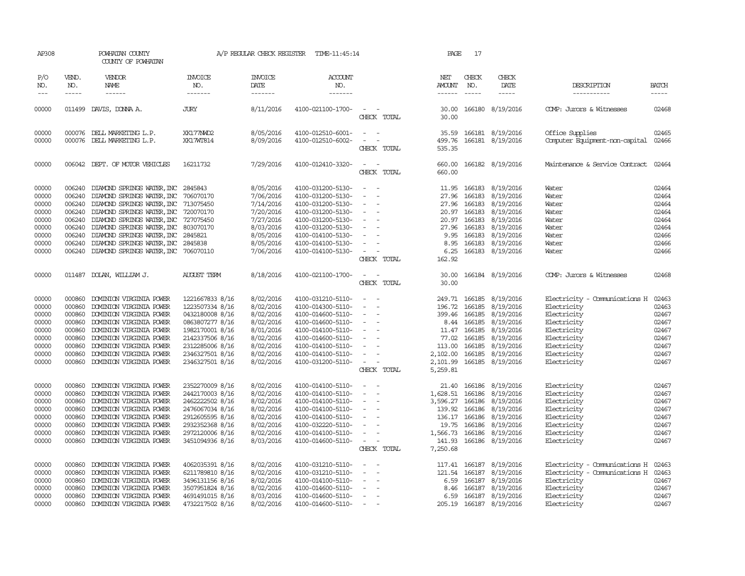AP308 POWHATAN COUNTY A/P REGULAR CHECK REGISTER TIME-11:45:14 PAGE 17

COUNTY OF POWHATAN

| P/O NO. | VEND. NO. | VENDOR NAME | INVOICE NO. | INVOICE DATE | ACCOUNT NO. | | NET AMOUNT | CHECK NO. | CHECK DATE | DESCRIPTION | BATCH |
|---|---|---|---|---|---|---|---|---|---|---|---|
| --- | ----- | ------ | ------- | ------- | ------- | | ------ | ----- | ----- | ----------- | ----- |
| 00000 | 011499 | DAVIS, DONNA A. | JURY | 8/11/2016 | 4100-021100-1700- | - - | 30.00 | 166180 | 8/19/2016 | COMP: Jurors & Witnesses | 02468 |
| | | | | | | CHECK TOTAL | 30.00 | | | | |
| 00000 | 000076 | DELL MARKETING L.P. | XK177NWD2 | 8/05/2016 | 4100-012510-6001- | - - | 35.59 | 166181 | 8/19/2016 | Office Supplies | 02465 |
| 00000 | 000076 | DELL MARKETING L.P. | XK17WT814 | 8/09/2016 | 4100-012510-6002- | - - | 499.76 | 166181 | 8/19/2016 | Computer Equipment-non-capital | 02466 |
| | | | | | | CHECK TOTAL | 535.35 | | | | |
| 00000 | 006042 | DEPT. OF MOTOR VEHICLES | 16211732 | 7/29/2016 | 4100-012410-3320- | - - | 660.00 | 166182 | 8/19/2016 | Maintenance & Service Contract | 02464 |
| | | | | | | CHECK TOTAL | 660.00 | | | | |
| 00000 | 006240 | DIAMOND SPRINGS WATER, INC | 2845843 | 8/05/2016 | 4100-031200-5130- | - - | 11.95 | 166183 | 8/19/2016 | Water | 02464 |
| 00000 | 006240 | DIAMOND SPRINGS WATER, INC | 706070170 | 7/06/2016 | 4100-031200-5130- | - - | 27.96 | 166183 | 8/19/2016 | Water | 02464 |
| 00000 | 006240 | DIAMOND SPRINGS WATER, INC | 713075450 | 7/14/2016 | 4100-031200-5130- | - - | 27.96 | 166183 | 8/19/2016 | Water | 02464 |
| 00000 | 006240 | DIAMOND SPRINGS WATER, INC | 720070170 | 7/20/2016 | 4100-031200-5130- | - - | 20.97 | 166183 | 8/19/2016 | Water | 02464 |
| 00000 | 006240 | DIAMOND SPRINGS WATER, INC | 727075450 | 7/27/2016 | 4100-031200-5130- | - - | 20.97 | 166183 | 8/19/2016 | Water | 02464 |
| 00000 | 006240 | DIAMOND SPRINGS WATER, INC | 803070170 | 8/03/2016 | 4100-031200-5130- | - - | 27.96 | 166183 | 8/19/2016 | Water | 02464 |
| 00000 | 006240 | DIAMOND SPRINGS WATER, INC | 2845821 | 8/05/2016 | 4100-014100-5130- | - - | 9.95 | 166183 | 8/19/2016 | Water | 02466 |
| 00000 | 006240 | DIAMOND SPRINGS WATER, INC | 2845838 | 8/05/2016 | 4100-014100-5130- | - - | 8.95 | 166183 | 8/19/2016 | Water | 02466 |
| 00000 | 006240 | DIAMOND SPRINGS WATER, INC | 706070110 | 7/06/2016 | 4100-014100-5130- | - - | 6.25 | 166183 | 8/19/2016 | Water | 02466 |
| | | | | | | CHECK TOTAL | 162.92 | | | | |
| 00000 | 011487 | DOLAN, WILLIAM J. | AUGUST TERM | 8/18/2016 | 4100-021100-1700- | - - | 30.00 | 166184 | 8/19/2016 | COMP: Jurors & Witnesses | 02468 |
| | | | | | | CHECK TOTAL | 30.00 | | | | |
| 00000 | 000860 | DOMINION VIRGINIA POWER | 1221667833 8/16 | 8/02/2016 | 4100-031210-5110- | - - | 249.71 | 166185 | 8/19/2016 | Electricity - Communications H | 02463 |
| 00000 | 000860 | DOMINION VIRGINIA POWER | 1223507334 8/16 | 8/02/2016 | 4100-014300-5110- | - - | 196.72 | 166185 | 8/19/2016 | Electricity | 02463 |
| 00000 | 000860 | DOMINION VIRGINIA POWER | 0432180008 8/16 | 8/02/2016 | 4100-014600-5110- | - - | 399.46 | 166185 | 8/19/2016 | Electricity | 02467 |
| 00000 | 000860 | DOMINION VIRGINIA POWER | 0863807277 8/16 | 8/02/2016 | 4100-014600-5110- | - - | 8.44 | 166185 | 8/19/2016 | Electricity | 02467 |
| 00000 | 000860 | DOMINION VIRGINIA POWER | 1982170001 8/16 | 8/01/2016 | 4100-014100-5110- | - - | 11.47 | 166185 | 8/19/2016 | Electricity | 02467 |
| 00000 | 000860 | DOMINION VIRGINIA POWER | 2142337506 8/16 | 8/02/2016 | 4100-014600-5110- | - - | 77.02 | 166185 | 8/19/2016 | Electricity | 02467 |
| 00000 | 000860 | DOMINION VIRGINIA POWER | 2312285006 8/16 | 8/02/2016 | 4100-014100-5110- | - - | 113.00 | 166185 | 8/19/2016 | Electricity | 02467 |
| 00000 | 000860 | DOMINION VIRGINIA POWER | 2346327501 8/16 | 8/02/2016 | 4100-014100-5110- | - - | 2,102.00 | 166185 | 8/19/2016 | Electricity | 02467 |
| 00000 | 000860 | DOMINION VIRGINIA POWER | 2346327501 8/16 | 8/02/2016 | 4100-031200-5110- | - - | 2,101.99 | 166185 | 8/19/2016 | Electricity | 02467 |
| | | | | | | CHECK TOTAL | 5,259.81 | | | | |
| 00000 | 000860 | DOMINION VIRGINIA POWER | 2352270009 8/16 | 8/02/2016 | 4100-014100-5110- | - - | 21.40 | 166186 | 8/19/2016 | Electricity | 02467 |
| 00000 | 000860 | DOMINION VIRGINIA POWER | 2442170003 8/16 | 8/02/2016 | 4100-014100-5110- | - - | 1,628.51 | 166186 | 8/19/2016 | Electricity | 02467 |
| 00000 | 000860 | DOMINION VIRGINIA POWER | 2462222502 8/16 | 8/02/2016 | 4100-014100-5110- | - - | 3,596.27 | 166186 | 8/19/2016 | Electricity | 02467 |
| 00000 | 000860 | DOMINION VIRGINIA POWER | 2476067034 8/16 | 8/02/2016 | 4100-014100-5110- | - - | 139.92 | 166186 | 8/19/2016 | Electricity | 02467 |
| 00000 | 000860 | DOMINION VIRGINIA POWER | 2912605595 8/16 | 8/02/2016 | 4100-014100-5110- | - - | 136.17 | 166186 | 8/19/2016 | Electricity | 02467 |
| 00000 | 000860 | DOMINION VIRGINIA POWER | 2932352368 8/16 | 8/02/2016 | 4100-032220-5110- | - - | 19.75 | 166186 | 8/19/2016 | Electricity | 02467 |
| 00000 | 000860 | DOMINION VIRGINIA POWER | 2972120006 8/16 | 8/02/2016 | 4100-014100-5110- | - - | 1,566.73 | 166186 | 8/19/2016 | Electricity | 02467 |
| 00000 | 000860 | DOMINION VIRGINIA POWER | 3451094936 8/16 | 8/03/2016 | 4100-014600-5110- | - - | 141.93 | 166186 | 8/19/2016 | Electricity | 02467 |
| | | | | | | CHECK TOTAL | 7,250.68 | | | | |
| 00000 | 000860 | DOMINION VIRGINIA POWER | 4062035391 8/16 | 8/02/2016 | 4100-031210-5110- | - - | 117.41 | 166187 | 8/19/2016 | Electricity - Communications H | 02463 |
| 00000 | 000860 | DOMINION VIRGINIA POWER | 6211789810 8/16 | 8/02/2016 | 4100-031210-5110- | - - | 121.54 | 166187 | 8/19/2016 | Electricity - Communications H | 02463 |
| 00000 | 000860 | DOMINION VIRGINIA POWER | 3496131156 8/16 | 8/02/2016 | 4100-014100-5110- | - - | 6.59 | 166187 | 8/19/2016 | Electricity | 02467 |
| 00000 | 000860 | DOMINION VIRGINIA POWER | 3507951824 8/16 | 8/02/2016 | 4100-014600-5110- | - - | 8.46 | 166187 | 8/19/2016 | Electricity | 02467 |
| 00000 | 000860 | DOMINION VIRGINIA POWER | 4691491015 8/16 | 8/03/2016 | 4100-014600-5110- | - - | 6.59 | 166187 | 8/19/2016 | Electricity | 02467 |
| 00000 | 000860 | DOMINION VIRGINIA POWER | 4732217502 8/16 | 8/02/2016 | 4100-014600-5110- | - - | 205.19 | 166187 | 8/19/2016 | Electricity | 02467 |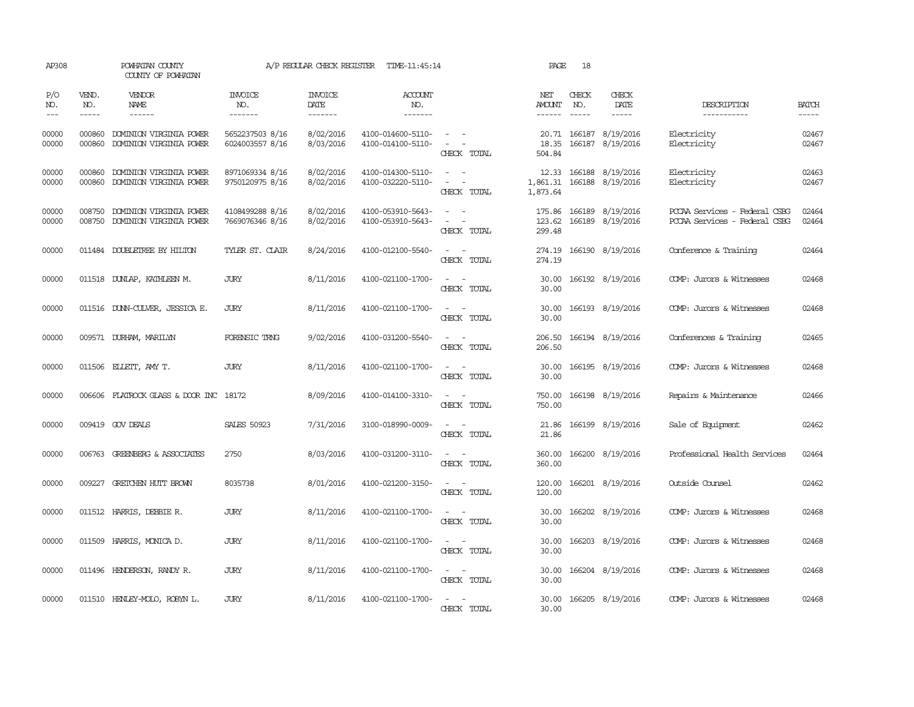AP308 POWHATAN COUNTY A/P REGULAR CHECK REGISTER TIME-11:45:14 PAGE 18
COUNTY OF POWHATAN

| P/O NO. | VEND. NO. | VENDOR NAME | INVOICE NO. | INVOICE DATE | ACCOUNT NO. | | NET AMOUNT | CHECK NO. | CHECK DATE | DESCRIPTION | BATCH |
|---|---|---|---|---|---|---|---|---|---|---|---|
| 00000 | 000860 | DOMINION VIRGINIA POWER | 5652237503 8/16 | 8/02/2016 | 4100-014600-5110- | - - | 20.71 | 166187 | 8/19/2016 | Electricity | 02467 |
| 00000 | 000860 | DOMINION VIRGINIA POWER | 6024003557 8/16 | 8/03/2016 | 4100-014100-5110- | - - | 18.35 | 166187 | 8/19/2016 | Electricity | 02467 |
| | | | | | | CHECK TOTAL | 504.84 | | | | |
| 00000 | 000860 | DOMINION VIRGINIA POWER | 8971069334 8/16 | 8/02/2016 | 4100-014300-5110- | - - | 12.33 | 166188 | 8/19/2016 | Electricity | 02463 |
| 00000 | 000860 | DOMINION VIRGINIA POWER | 9750120975 8/16 | 8/02/2016 | 4100-032220-5110- | - - | 1,861.31 | 166188 | 8/19/2016 | Electricity | 02467 |
| | | | | | | CHECK TOTAL | 1,873.64 | | | | |
| 00000 | 008750 | DOMINION VIRGINIA POWER | 4108499288 8/16 | 8/02/2016 | 4100-053910-5643- | - - | 175.86 | 166189 | 8/19/2016 | PCCAA Services - Federal CSBG | 02464 |
| 00000 | 008750 | DOMINION VIRGINIA POWER | 7669076346 8/16 | 8/02/2016 | 4100-053910-5643- | - - | 123.62 | 166189 | 8/19/2016 | PCCAA Services - Federal CSBG | 02464 |
| | | | | | | CHECK TOTAL | 299.48 | | | | |
| 00000 | 011484 | DOUBLETREE BY HILTON | TYLER ST. CLAIR | 8/24/2016 | 4100-012100-5540- | - - | 274.19 | 166190 | 8/19/2016 | Conference & Training | 02464 |
| | | | | | | CHECK TOTAL | 274.19 | | | | |
| 00000 | 011518 | DUNLAP, KATHLEEN M. | JURY | 8/11/2016 | 4100-021100-1700- | - - | 30.00 | 166192 | 8/19/2016 | COMP: Jurors & Witnesses | 02468 |
| | | | | | | CHECK TOTAL | 30.00 | | | | |
| 00000 | 011516 | DUNN-CULVER, JESSICA E. | JURY | 8/11/2016 | 4100-021100-1700- | - - | 30.00 | 166193 | 8/19/2016 | COMP: Jurors & Witnesses | 02468 |
| | | | | | | CHECK TOTAL | 30.00 | | | | |
| 00000 | 009571 | DURHAM, MARILYN | FORENSIC TRNG | 9/02/2016 | 4100-031200-5540- | - - | 206.50 | 166194 | 8/19/2016 | Conferences & Training | 02465 |
| | | | | | | CHECK TOTAL | 206.50 | | | | |
| 00000 | 011506 | ELLETT, AMY T. | JURY | 8/11/2016 | 4100-021100-1700- | - - | 30.00 | 166195 | 8/19/2016 | COMP: Jurors & Witnesses | 02468 |
| | | | | | | CHECK TOTAL | 30.00 | | | | |
| 00000 | 006606 | FLATROCK GLASS & DOOR INC | 18172 | 8/09/2016 | 4100-014100-3310- | - - | 750.00 | 166198 | 8/19/2016 | Repairs & Maintenance | 02466 |
| | | | | | | CHECK TOTAL | 750.00 | | | | |
| 00000 | 009419 | GOV DEALS | SALES 50923 | 7/31/2016 | 3100-018990-0009- | - - | 21.86 | 166199 | 8/19/2016 | Sale of Equipment | 02462 |
| | | | | | | CHECK TOTAL | 21.86 | | | | |
| 00000 | 006763 | GREENBERG & ASSOCIATES | 2750 | 8/03/2016 | 4100-031200-3110- | - - | 360.00 | 166200 | 8/19/2016 | Professional Health Services | 02464 |
| | | | | | | CHECK TOTAL | 360.00 | | | | |
| 00000 | 009227 | GRETCHEN HUTT BROWN | 8035738 | 8/01/2016 | 4100-021200-3150- | - - | 120.00 | 166201 | 8/19/2016 | Outside Counsel | 02462 |
| | | | | | | CHECK TOTAL | 120.00 | | | | |
| 00000 | 011512 | HARRIS, DEBBIE R. | JURY | 8/11/2016 | 4100-021100-1700- | - - | 30.00 | 166202 | 8/19/2016 | COMP: Jurors & Witnesses | 02468 |
| | | | | | | CHECK TOTAL | 30.00 | | | | |
| 00000 | 011509 | HARRIS, MONICA D. | JURY | 8/11/2016 | 4100-021100-1700- | - - | 30.00 | 166203 | 8/19/2016 | COMP: Jurors & Witnesses | 02468 |
| | | | | | | CHECK TOTAL | 30.00 | | | | |
| 00000 | 011496 | HENDERSON, RANDY R. | JURY | 8/11/2016 | 4100-021100-1700- | - - | 30.00 | 166204 | 8/19/2016 | COMP: Jurors & Witnesses | 02468 |
| | | | | | | CHECK TOTAL | 30.00 | | | | |
| 00000 | 011510 | HENLEY-MOLO, ROBYN L. | JURY | 8/11/2016 | 4100-021100-1700- | - - | 30.00 | 166205 | 8/19/2016 | COMP: Jurors & Witnesses | 02468 |
| | | | | | | CHECK TOTAL | 30.00 | | | | |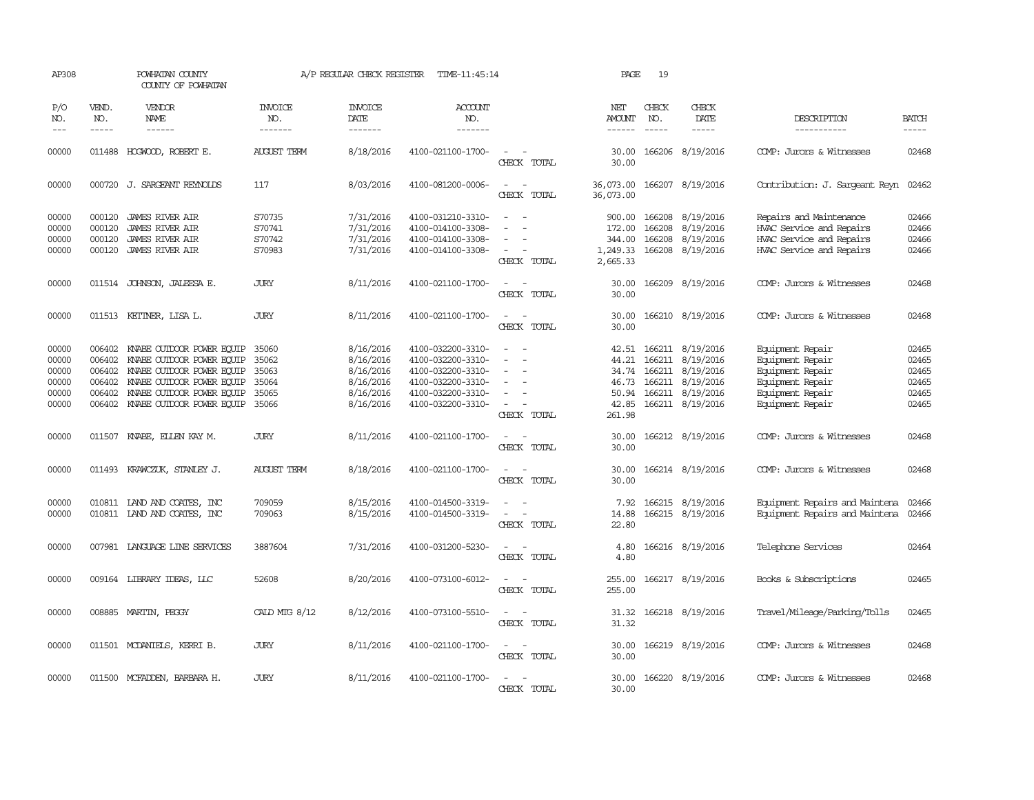AP308 POWHATAN COUNTY COUNTY OF POWHATAN A/P REGULAR CHECK REGISTER TIME-11:45:14 PAGE 19

| P/O NO. | VEND. NO. | VENDOR NAME | INVOICE NO. | INVOICE DATE | ACCOUNT NO. | | NET AMOUNT | CHECK NO. | CHECK DATE | DESCRIPTION | BATCH |
|---|---|---|---|---|---|---|---|---|---|---|---|
| 00000 | 011488 | HOGWOOD, ROBERT E. | AUGUST TERM | 8/18/2016 | 4100-021100-1700- | - - | 30.00 | 166206 | 8/19/2016 | COMP: Jurors & Witnesses | 02468 |
| | | | | | | CHECK TOTAL | 30.00 | | | | |
| 00000 | 000720 | J. SARGEANT REYNOLDS | 117 | 8/03/2016 | 4100-081200-0006- | - - | 36,073.00 | 166207 | 8/19/2016 | Contribution: J. Sargeant Reyn | 02462 |
| | | | | | | CHECK TOTAL | 36,073.00 | | | | |
| 00000 | 000120 | JAMES RIVER AIR | S70735 | 7/31/2016 | 4100-031210-3310- | - - | 900.00 | 166208 | 8/19/2016 | Repairs and Maintenance | 02466 |
| 00000 | 000120 | JAMES RIVER AIR | S70741 | 7/31/2016 | 4100-014100-3308- | - - | 172.00 | 166208 | 8/19/2016 | HVAC Service and Repairs | 02466 |
| 00000 | 000120 | JAMES RIVER AIR | S70742 | 7/31/2016 | 4100-014100-3308- | - - | 344.00 | 166208 | 8/19/2016 | HVAC Service and Repairs | 02466 |
| 00000 | 000120 | JAMES RIVER AIR | S70983 | 7/31/2016 | 4100-014100-3308- | - - | 1,249.33 | 166208 | 8/19/2016 | HVAC Service and Repairs | 02466 |
| | | | | | | CHECK TOTAL | 2,665.33 | | | | |
| 00000 | 011514 | JOHNSON, JALEESA E. | JURY | 8/11/2016 | 4100-021100-1700- | - - | 30.00 | 166209 | 8/19/2016 | COMP: Jurors & Witnesses | 02468 |
| | | | | | | CHECK TOTAL | 30.00 | | | | |
| 00000 | 011513 | KETTNER, LISA L. | JURY | 8/11/2016 | 4100-021100-1700- | - - | 30.00 | 166210 | 8/19/2016 | COMP: Jurors & Witnesses | 02468 |
| | | | | | | CHECK TOTAL | 30.00 | | | | |
| 00000 | 006402 | KNABE OUTDOOR POWER EQUIP | 35060 | 8/16/2016 | 4100-032200-3310- | - - | 42.51 | 166211 | 8/19/2016 | Equipment Repair | 02465 |
| 00000 | 006402 | KNABE OUTDOOR POWER EQUIP | 35062 | 8/16/2016 | 4100-032200-3310- | - - | 44.21 | 166211 | 8/19/2016 | Equipment Repair | 02465 |
| 00000 | 006402 | KNABE OUTDOOR POWER EQUIP | 35063 | 8/16/2016 | 4100-032200-3310- | - - | 34.74 | 166211 | 8/19/2016 | Equipment Repair | 02465 |
| 00000 | 006402 | KNABE OUTDOOR POWER EQUIP | 35064 | 8/16/2016 | 4100-032200-3310- | - - | 46.73 | 166211 | 8/19/2016 | Equipment Repair | 02465 |
| 00000 | 006402 | KNABE OUTDOOR POWER EQUIP | 35065 | 8/16/2016 | 4100-032200-3310- | - - | 50.94 | 166211 | 8/19/2016 | Equipment Repair | 02465 |
| 00000 | 006402 | KNABE OUTDOOR POWER EQUIP | 35066 | 8/16/2016 | 4100-032200-3310- | - - | 42.85 | 166211 | 8/19/2016 | Equipment Repair | 02465 |
| | | | | | | CHECK TOTAL | 261.98 | | | | |
| 00000 | 011507 | KNABE, ELLEN KAY M. | JURY | 8/11/2016 | 4100-021100-1700- | - - | 30.00 | 166212 | 8/19/2016 | COMP: Jurors & Witnesses | 02468 |
| | | | | | | CHECK TOTAL | 30.00 | | | | |
| 00000 | 011493 | KRAWCZUK, STANLEY J. | AUGUST TERM | 8/18/2016 | 4100-021100-1700- | - - | 30.00 | 166214 | 8/19/2016 | COMP: Jurors & Witnesses | 02468 |
| | | | | | | CHECK TOTAL | 30.00 | | | | |
| 00000 | 010811 | LAND AND COATES, INC | 709059 | 8/15/2016 | 4100-014500-3319- | - - | 7.92 | 166215 | 8/19/2016 | Equipment Repairs and Maintena | 02466 |
| 00000 | 010811 | LAND AND COATES, INC | 709063 | 8/15/2016 | 4100-014500-3319- | - - | 14.88 | 166215 | 8/19/2016 | Equipment Repairs and Maintena | 02466 |
| | | | | | | CHECK TOTAL | 22.80 | | | | |
| 00000 | 007981 | LANGUAGE LINE SERVICES | 3887604 | 7/31/2016 | 4100-031200-5230- | - - | 4.80 | 166216 | 8/19/2016 | Telephone Services | 02464 |
| | | | | | | CHECK TOTAL | 4.80 | | | | |
| 00000 | 009164 | LIBRARY IDEAS, LLC | 52608 | 8/20/2016 | 4100-073100-6012- | - - | 255.00 | 166217 | 8/19/2016 | Books & Subscriptions | 02465 |
| | | | | | | CHECK TOTAL | 255.00 | | | | |
| 00000 | 008885 | MARTIN, PEGGY | CALD MTG 8/12 | 8/12/2016 | 4100-073100-5510- | - - | 31.32 | 166218 | 8/19/2016 | Travel/Mileage/Parking/Tolls | 02465 |
| | | | | | | CHECK TOTAL | 31.32 | | | | |
| 00000 | 011501 | MCDANIELS, KERRI B. | JURY | 8/11/2016 | 4100-021100-1700- | - - | 30.00 | 166219 | 8/19/2016 | COMP: Jurors & Witnesses | 02468 |
| | | | | | | CHECK TOTAL | 30.00 | | | | |
| 00000 | 011500 | MCFADDEN, BARBARA H. | JURY | 8/11/2016 | 4100-021100-1700- | - - | 30.00 | 166220 | 8/19/2016 | COMP: Jurors & Witnesses | 02468 |
| | | | | | | CHECK TOTAL | 30.00 | | | | |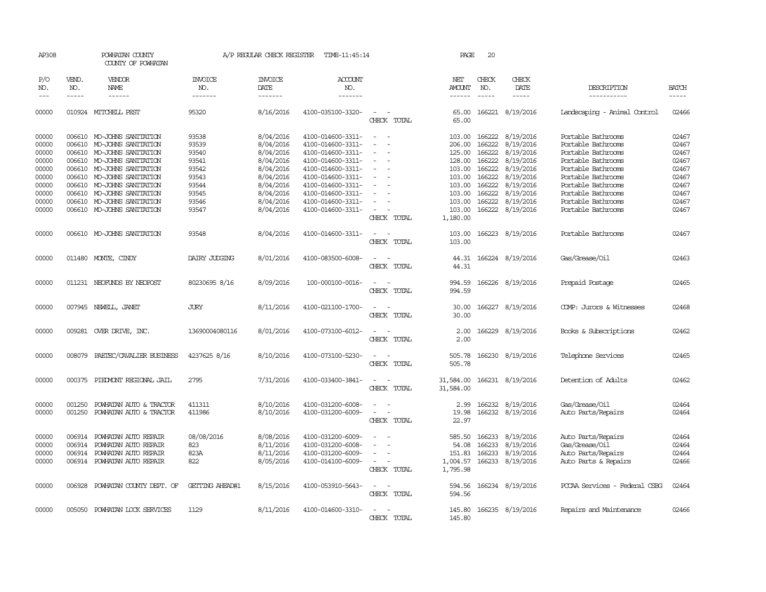AP308 POWHATAN COUNTY A/P REGULAR CHECK REGISTER TIME-11:45:14 PAGE 20
COUNTY OF POWHATAN

| P/O NO. | VEND. NO. | VENDOR NAME | INVOICE NO. | INVOICE DATE | ACCOUNT NO. | | NET AMOUNT | CHECK NO. | CHECK DATE | DESCRIPTION | BATCH |
|---|---|---|---|---|---|---|---|---|---|---|---|
| 00000 | 010924 | MITCHELL PEST | 95320 | 8/16/2016 | 4100-035100-3320- | - - | 65.00 | 166221 | 8/19/2016 | Landscaping - Animal Control | 02466 |
| | | | | | | CHECK TOTAL | 65.00 | | | | |
| 00000 | 006610 | MO-JOHNS SANITATION | 93538 | 8/04/2016 | 4100-014600-3311- | - - | 103.00 | 166222 | 8/19/2016 | Portable Bathrooms | 02467 |
| 00000 | 006610 | MO-JOHNS SANITATION | 93539 | 8/04/2016 | 4100-014600-3311- | - - | 206.00 | 166222 | 8/19/2016 | Portable Bathrooms | 02467 |
| 00000 | 006610 | MO-JOHNS SANITATION | 93540 | 8/04/2016 | 4100-014600-3311- | - - | 125.00 | 166222 | 8/19/2016 | Portable Bathrooms | 02467 |
| 00000 | 006610 | MO-JOHNS SANITATION | 93541 | 8/04/2016 | 4100-014600-3311- | - - | 128.00 | 166222 | 8/19/2016 | Portable Bathrooms | 02467 |
| 00000 | 006610 | MO-JOHNS SANITATION | 93542 | 8/04/2016 | 4100-014600-3311- | - - | 103.00 | 166222 | 8/19/2016 | Portable Bathrooms | 02467 |
| 00000 | 006610 | MO-JOHNS SANITATION | 93543 | 8/04/2016 | 4100-014600-3311- | - - | 103.00 | 166222 | 8/19/2016 | Portable Bathrooms | 02467 |
| 00000 | 006610 | MO-JOHNS SANITATION | 93544 | 8/04/2016 | 4100-014600-3311- | - - | 103.00 | 166222 | 8/19/2016 | Portable Bathrooms | 02467 |
| 00000 | 006610 | MO-JOHNS SANITATION | 93545 | 8/04/2016 | 4100-014600-3311- | - - | 103.00 | 166222 | 8/19/2016 | Portable Bathrooms | 02467 |
| 00000 | 006610 | MO-JOHNS SANITATION | 93546 | 8/04/2016 | 4100-014600-3311- | - - | 103.00 | 166222 | 8/19/2016 | Portable Bathrooms | 02467 |
| 00000 | 006610 | MO-JOHNS SANITATION | 93547 | 8/04/2016 | 4100-014600-3311- | - - | 103.00 | 166222 | 8/19/2016 | Portable Bathrooms | 02467 |
| | | | | | | CHECK TOTAL | 1,180.00 | | | | |
| 00000 | 006610 | MO-JOHNS SANITATION | 93548 | 8/04/2016 | 4100-014600-3311- | - - | 103.00 | 166223 | 8/19/2016 | Portable Bathrooms | 02467 |
| | | | | | | CHECK TOTAL | 103.00 | | | | |
| 00000 | 011480 | MONTE, CINDY | DAIRY JUDGING | 8/01/2016 | 4100-083500-6008- | - - | 44.31 | 166224 | 8/19/2016 | Gas/Grease/Oil | 02463 |
| | | | | | | CHECK TOTAL | 44.31 | | | | |
| 00000 | 011231 | NEOFUNDS BY NEOPOST | 80230695 8/16 | 8/09/2016 | 100-000100-0016- | - - | 994.59 | 166226 | 8/19/2016 | Prepaid Postage | 02465 |
| | | | | | | CHECK TOTAL | 994.59 | | | | |
| 00000 | 007945 | NEWELL, JANET | JURY | 8/11/2016 | 4100-021100-1700- | - - | 30.00 | 166227 | 8/19/2016 | COMP: Jurors & Witnesses | 02468 |
| | | | | | | CHECK TOTAL | 30.00 | | | | |
| 00000 | 009281 | OVER DRIVE, INC. | 13690004080116 | 8/01/2016 | 4100-073100-6012- | - - | 2.00 | 166229 | 8/19/2016 | Books & Subscriptions | 02462 |
| | | | | | | CHECK TOTAL | 2.00 | | | | |
| 00000 | 008079 | PAETEC/CAVALIER BUSINESS | 4237625 8/16 | 8/10/2016 | 4100-073100-5230- | - - | 505.78 | 166230 | 8/19/2016 | Telephone Services | 02465 |
| | | | | | | CHECK TOTAL | 505.78 | | | | |
| 00000 | 000375 | PIEDMONT REGIONAL JAIL | 2795 | 7/31/2016 | 4100-033400-3841- | - - | 31,584.00 | 166231 | 8/19/2016 | Detention of Adults | 02462 |
| | | | | | | CHECK TOTAL | 31,584.00 | | | | |
| 00000 | 001250 | POWHATAN AUTO & TRACTOR | 411311 | 8/10/2016 | 4100-031200-6008- | - - | 2.99 | 166232 | 8/19/2016 | Gas/Grease/Oil | 02464 |
| 00000 | 001250 | POWHATAN AUTO & TRACTOR | 411986 | 8/10/2016 | 4100-031200-6009- | - - | 19.98 | 166232 | 8/19/2016 | Auto Parts/Repairs | 02464 |
| | | | | | | CHECK TOTAL | 22.97 | | | | |
| 00000 | 006914 | POWHATAN AUTO REPAIR | 08/08/2016 | 8/08/2016 | 4100-031200-6009- | - - | 585.50 | 166233 | 8/19/2016 | Auto Parts/Repairs | 02464 |
| 00000 | 006914 | POWHATAN AUTO REPAIR | 823 | 8/11/2016 | 4100-031200-6008- | - - | 54.08 | 166233 | 8/19/2016 | Gas/Grease/Oil | 02464 |
| 00000 | 006914 | POWHATAN AUTO REPAIR | 823A | 8/11/2016 | 4100-031200-6009- | - - | 151.83 | 166233 | 8/19/2016 | Auto Parts/Repairs | 02464 |
| 00000 | 006914 | POWHATAN AUTO REPAIR | 822 | 8/05/2016 | 4100-014100-6009- | - - | 1,004.57 | 166233 | 8/19/2016 | Auto Parts & Repairs | 02466 |
| | | | | | | CHECK TOTAL | 1,795.98 | | | | |
| 00000 | 006928 | POWHATAN COUNTY DEPT. OF | GETTING AHEAD#1 | 8/15/2016 | 4100-053910-5643- | - - | 594.56 | 166234 | 8/19/2016 | PCCAA Services - Federal CSBG | 02464 |
| | | | | | | CHECK TOTAL | 594.56 | | | | |
| 00000 | 005050 | POWHATAN LOCK SERVICES | 1129 | 8/11/2016 | 4100-014600-3310- | - - | 145.80 | 166235 | 8/19/2016 | Repairs and Maintenance | 02466 |
| | | | | | | CHECK TOTAL | 145.80 | | | | |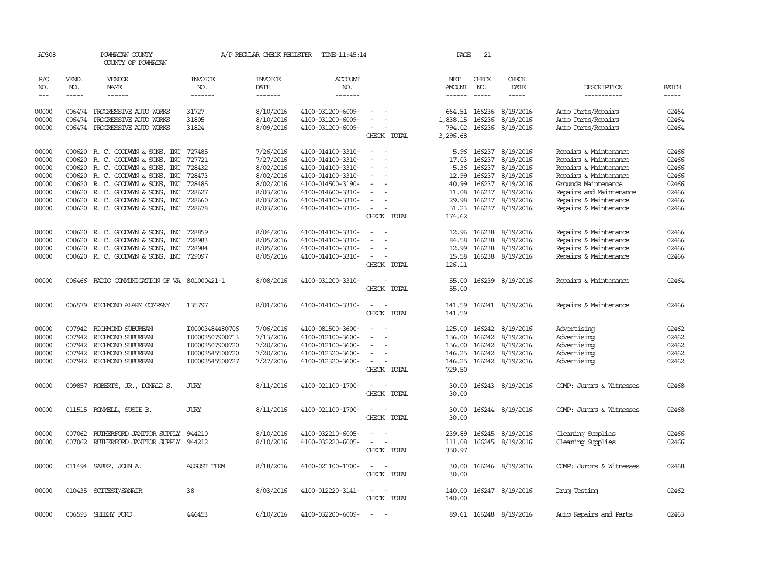AP308 POWHATAN COUNTY A/P REGULAR CHECK REGISTER TIME-11:45:14 PAGE 21

COUNTY OF POWHATAN

| P/O NO. | VEND. NO. | VENDOR NAME | INVOICE NO. | INVOICE DATE | ACCOUNT NO. | | NET AMOUNT | CHECK NO. | CHECK DATE | DESCRIPTION | BATCH |
|---|---|---|---|---|---|---|---|---|---|---|---|
| --- | ----- | ------ | ------- | ------- | ------- | | ------ | ----- | ----- | ----------- | ----- |
| 00000 | 006474 | PROGRESSIVE AUTO WORKS | 31727 | 8/10/2016 | 4100-031200-6009- | - - | 664.51 | 166236 | 8/19/2016 | Auto Parts/Repairs | 02464 |
| 00000 | 006474 | PROGRESSIVE AUTO WORKS | 31805 | 8/10/2016 | 4100-031200-6009- | - - | 1,838.15 | 166236 | 8/19/2016 | Auto Parts/Repairs | 02464 |
| 00000 | 006474 | PROGRESSIVE AUTO WORKS | 31824 | 8/09/2016 | 4100-031200-6009- | - - | 794.02 | 166236 | 8/19/2016 | Auto Parts/Repairs | 02464 |
| | | | | | | CHECK TOTAL | 3,296.68 | | | | |
| 00000 | 000620 | R. C. GOODWYN & SONS, INC | 727485 | 7/26/2016 | 4100-014100-3310- | - - | 5.96 | 166237 | 8/19/2016 | Repairs & Maintenance | 02466 |
| 00000 | 000620 | R. C. GOODWYN & SONS, INC | 727721 | 7/27/2016 | 4100-014100-3310- | - - | 17.03 | 166237 | 8/19/2016 | Repairs & Maintenance | 02466 |
| 00000 | 000620 | R. C. GOODWYN & SONS, INC | 728432 | 8/02/2016 | 4100-014100-3310- | - - | 5.36 | 166237 | 8/19/2016 | Repairs & Maintenance | 02466 |
| 00000 | 000620 | R. C. GOODWYN & SONS, INC | 728473 | 8/02/2016 | 4100-014100-3310- | - - | 12.99 | 166237 | 8/19/2016 | Repairs & Maintenance | 02466 |
| 00000 | 000620 | R. C. GOODWYN & SONS, INC | 728485 | 8/02/2016 | 4100-014500-3190- | - - | 40.99 | 166237 | 8/19/2016 | Grounds Maintenance | 02466 |
| 00000 | 000620 | R. C. GOODWYN & SONS, INC | 728627 | 8/03/2016 | 4100-014600-3310- | - - | 11.08 | 166237 | 8/19/2016 | Repairs and Maintenance | 02466 |
| 00000 | 000620 | R. C. GOODWYN & SONS, INC | 728660 | 8/03/2016 | 4100-014100-3310- | - - | 29.98 | 166237 | 8/19/2016 | Repairs & Maintenance | 02466 |
| 00000 | 000620 | R. C. GOODWYN & SONS, INC | 728678 | 8/03/2016 | 4100-014100-3310- | - - | 51.23 | 166237 | 8/19/2016 | Repairs & Maintenance | 02466 |
| | | | | | | CHECK TOTAL | 174.62 | | | | |
| 00000 | 000620 | R. C. GOODWYN & SONS, INC | 728859 | 8/04/2016 | 4100-014100-3310- | - - | 12.96 | 166238 | 8/19/2016 | Repairs & Maintenance | 02466 |
| 00000 | 000620 | R. C. GOODWYN & SONS, INC | 728983 | 8/05/2016 | 4100-014100-3310- | - - | 84.58 | 166238 | 8/19/2016 | Repairs & Maintenance | 02466 |
| 00000 | 000620 | R. C. GOODWYN & SONS, INC | 728984 | 8/05/2016 | 4100-014100-3310- | - - | 12.99 | 166238 | 8/19/2016 | Repairs & Maintenance | 02466 |
| 00000 | 000620 | R. C. GOODWYN & SONS, INC | 729097 | 8/05/2016 | 4100-014100-3310- | - - | 15.58 | 166238 | 8/19/2016 | Repairs & Maintenance | 02466 |
| | | | | | | CHECK TOTAL | 126.11 | | | | |
| 00000 | 006466 | RADIO COMMUNICATION OF VA | 801000421-1 | 8/08/2016 | 4100-031200-3310- | - - | 55.00 | 166239 | 8/19/2016 | Repairs & Maintenance | 02464 |
| | | | | | | CHECK TOTAL | 55.00 | | | | |
| 00000 | 006579 | RICHMOND ALARM COMPANY | 135797 | 8/01/2016 | 4100-014100-3310- | - - | 141.59 | 166241 | 8/19/2016 | Repairs & Maintenance | 02466 |
| | | | | | | CHECK TOTAL | 141.59 | | | | |
| 00000 | 007942 | RICHMOND SUBURBAN | I00003484480706 | 7/06/2016 | 4100-081500-3600- | - - | 125.00 | 166242 | 8/19/2016 | Advertising | 02462 |
| 00000 | 007942 | RICHMOND SUBURBAN | I00003507900713 | 7/13/2016 | 4100-012100-3600- | - - | 156.00 | 166242 | 8/19/2016 | Advertising | 02462 |
| 00000 | 007942 | RICHMOND SUBURBAN | I00003507900720 | 7/20/2016 | 4100-012100-3600- | - - | 156.00 | 166242 | 8/19/2016 | Advertising | 02462 |
| 00000 | 007942 | RICHMOND SUBURBAN | I00003545500720 | 7/20/2016 | 4100-012320-3600- | - - | 146.25 | 166242 | 8/19/2016 | Advertising | 02462 |
| 00000 | 007942 | RICHMOND SUBURBAN | I00003545500727 | 7/27/2016 | 4100-012320-3600- | - - | 146.25 | 166242 | 8/19/2016 | Advertising | 02462 |
| | | | | | | CHECK TOTAL | 729.50 | | | | |
| 00000 | 009857 | ROBERTS, JR., DONALD S. | JURY | 8/11/2016 | 4100-021100-1700- | - - | 30.00 | 166243 | 8/19/2016 | COMP: Jurors & Witnesses | 02468 |
| | | | | | | CHECK TOTAL | 30.00 | | | | |
| 00000 | 011515 | ROMMELL, SUSIE B. | JURY | 8/11/2016 | 4100-021100-1700- | - - | 30.00 | 166244 | 8/19/2016 | COMP: Jurors & Witnesses | 02468 |
| | | | | | | CHECK TOTAL | 30.00 | | | | |
| 00000 | 007062 | RUTHERFORD JANITOR SUPPLY | 944210 | 8/10/2016 | 4100-032210-6005- | - - | 239.89 | 166245 | 8/19/2016 | Cleaning Supplies | 02466 |
| 00000 | 007062 | RUTHERFORD JANITOR SUPPLY | 944212 | 8/10/2016 | 4100-032220-6005- | - - | 111.08 | 166245 | 8/19/2016 | Cleaning Supplies | 02466 |
| | | | | | | CHECK TOTAL | 350.97 | | | | |
| 00000 | 011494 | SABER, JOHN A. | AUGUST TERM | 8/18/2016 | 4100-021100-1700- | - - | 30.00 | 166246 | 8/19/2016 | COMP: Jurors & Witnesses | 02468 |
| | | | | | | CHECK TOTAL | 30.00 | | | | |
| 00000 | 010435 | SCITEST/SANAIR | 38 | 8/03/2016 | 4100-012220-3141- | - - | 140.00 | 166247 | 8/19/2016 | Drug Testing | 02462 |
| | | | | | | CHECK TOTAL | 140.00 | | | | |
| 00000 | 006593 | SHEEHY FORD | 446453 | 6/10/2016 | 4100-032200-6009- | - - | 89.61 | 166248 | 8/19/2016 | Auto Repairs and Parts | 02463 |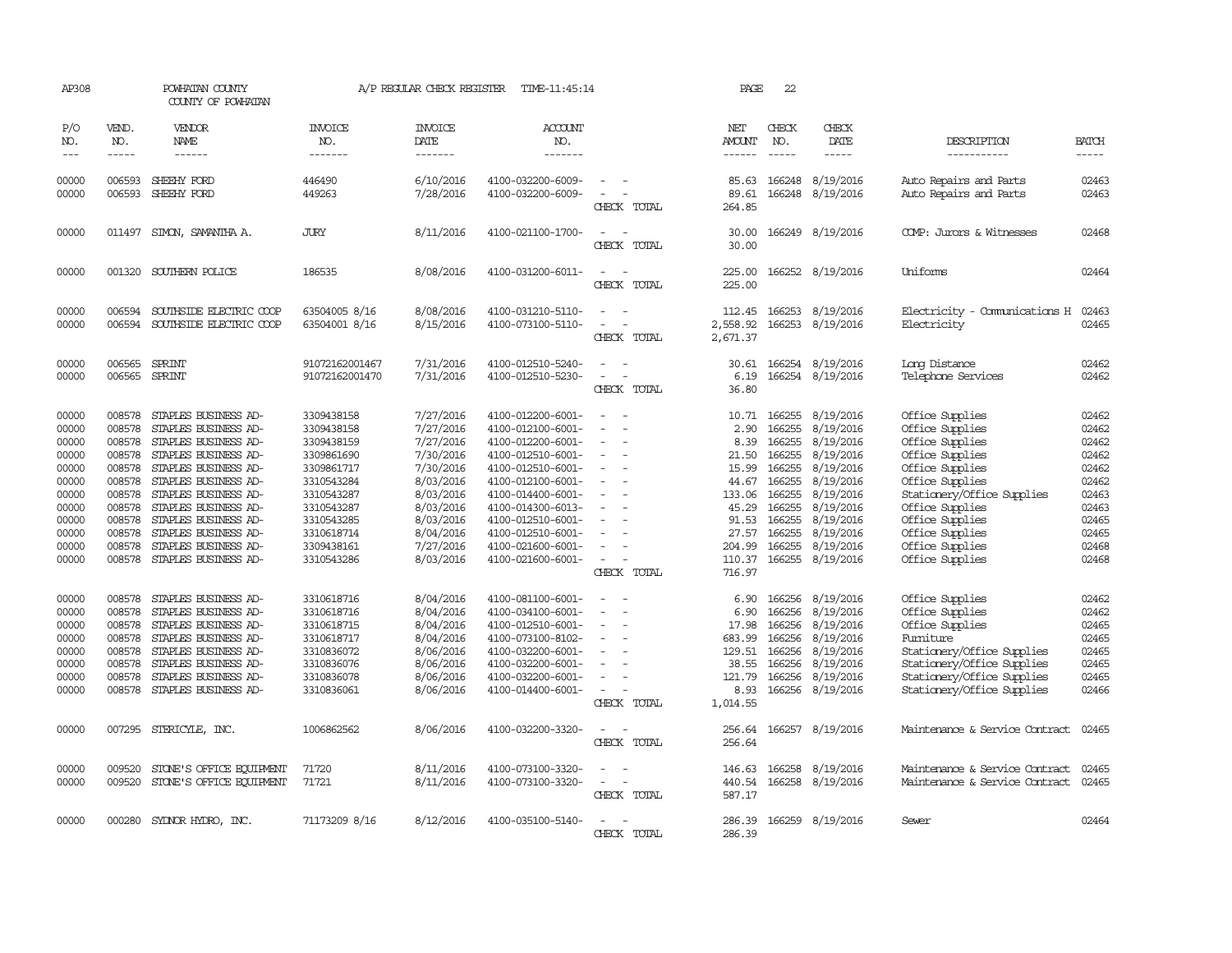AP308 POWHATAN COUNTY A/P REGULAR CHECK REGISTER TIME-11:45:14 PAGE 22
COUNTY OF POWHATAN

| P/O NO. | VEND. NO. | VENDOR NAME | INVOICE NO. | INVOICE DATE | ACCOUNT NO. | | NET AMOUNT | CHECK NO. | CHECK DATE | DESCRIPTION | BATCH |
|---|---|---|---|---|---|---|---|---|---|---|---|
| 00000 | 006593 | SHEEHY FORD | 446490 | 6/10/2016 | 4100-032200-6009- | - - | 85.63 | 166248 | 8/19/2016 | Auto Repairs and Parts | 02463 |
| 00000 | 006593 | SHEEHY FORD | 449263 | 7/28/2016 | 4100-032200-6009- | - - | 89.61 | 166248 | 8/19/2016 | Auto Repairs and Parts | 02463 |
| | | | | | | CHECK TOTAL | 264.85 | | | | |
| 00000 | 011497 | SIMON, SAMANTHA A. | JURY | 8/11/2016 | 4100-021100-1700- | - - | 30.00 | 166249 | 8/19/2016 | COMP: Jurors & Witnesses | 02468 |
| | | | | | | CHECK TOTAL | 30.00 | | | | |
| 00000 | 001320 | SOUTHERN POLICE | 186535 | 8/08/2016 | 4100-031200-6011- | - - | 225.00 | 166252 | 8/19/2016 | Uniforms | 02464 |
| | | | | | | CHECK TOTAL | 225.00 | | | | |
| 00000 | 006594 | SOUTHSIDE ELECTRIC COOP | 63504005 8/16 | 8/08/2016 | 4100-031210-5110- | - - | 112.45 | 166253 | 8/19/2016 | Electricity - Communications H | 02463 |
| 00000 | 006594 | SOUTHSIDE ELECTRIC COOP | 63504001 8/16 | 8/15/2016 | 4100-073100-5110- | - - | 2,558.92 | 166253 | 8/19/2016 | Electricity | 02465 |
| | | | | | | CHECK TOTAL | 2,671.37 | | | | |
| 00000 | 006565 | SPRINT | 91072162001467 | 7/31/2016 | 4100-012510-5240- | - - | 30.61 | 166254 | 8/19/2016 | Long Distance | 02462 |
| 00000 | 006565 | SPRINT | 91072162001470 | 7/31/2016 | 4100-012510-5230- | - - | 6.19 | 166254 | 8/19/2016 | Telephone Services | 02462 |
| | | | | | | CHECK TOTAL | 36.80 | | | | |
| 00000 | 008578 | STAPLES BUSINESS AD- | 3309438158 | 7/27/2016 | 4100-012200-6001- | - - | 10.71 | 166255 | 8/19/2016 | Office Supplies | 02462 |
| 00000 | 008578 | STAPLES BUSINESS AD- | 3309438158 | 7/27/2016 | 4100-012100-6001- | - - | 2.90 | 166255 | 8/19/2016 | Office Supplies | 02462 |
| 00000 | 008578 | STAPLES BUSINESS AD- | 3309438159 | 7/27/2016 | 4100-012200-6001- | - - | 8.39 | 166255 | 8/19/2016 | Office Supplies | 02462 |
| 00000 | 008578 | STAPLES BUSINESS AD- | 3309861690 | 7/30/2016 | 4100-012510-6001- | - - | 21.50 | 166255 | 8/19/2016 | Office Supplies | 02462 |
| 00000 | 008578 | STAPLES BUSINESS AD- | 3309861717 | 7/30/2016 | 4100-012510-6001- | - - | 15.99 | 166255 | 8/19/2016 | Office Supplies | 02462 |
| 00000 | 008578 | STAPLES BUSINESS AD- | 3310543284 | 8/03/2016 | 4100-012100-6001- | - - | 44.67 | 166255 | 8/19/2016 | Office Supplies | 02462 |
| 00000 | 008578 | STAPLES BUSINESS AD- | 3310543287 | 8/03/2016 | 4100-014400-6001- | - - | 133.06 | 166255 | 8/19/2016 | Stationery/Office Supplies | 02463 |
| 00000 | 008578 | STAPLES BUSINESS AD- | 3310543287 | 8/03/2016 | 4100-014300-6013- | - - | 45.29 | 166255 | 8/19/2016 | Office Supplies | 02463 |
| 00000 | 008578 | STAPLES BUSINESS AD- | 3310543285 | 8/03/2016 | 4100-012510-6001- | - - | 91.53 | 166255 | 8/19/2016 | Office Supplies | 02465 |
| 00000 | 008578 | STAPLES BUSINESS AD- | 3310618714 | 8/04/2016 | 4100-012510-6001- | - - | 27.57 | 166255 | 8/19/2016 | Office Supplies | 02465 |
| 00000 | 008578 | STAPLES BUSINESS AD- | 3309438161 | 7/27/2016 | 4100-021600-6001- | - - | 204.99 | 166255 | 8/19/2016 | Office Supplies | 02468 |
| 00000 | 008578 | STAPLES BUSINESS AD- | 3310543286 | 8/03/2016 | 4100-021600-6001- | - - | 110.37 | 166255 | 8/19/2016 | Office Supplies | 02468 |
| | | | | | | CHECK TOTAL | 716.97 | | | | |
| 00000 | 008578 | STAPLES BUSINESS AD- | 3310618716 | 8/04/2016 | 4100-081100-6001- | - - | 6.90 | 166256 | 8/19/2016 | Office Supplies | 02462 |
| 00000 | 008578 | STAPLES BUSINESS AD- | 3310618716 | 8/04/2016 | 4100-034100-6001- | - - | 6.90 | 166256 | 8/19/2016 | Office Supplies | 02462 |
| 00000 | 008578 | STAPLES BUSINESS AD- | 3310618715 | 8/04/2016 | 4100-012510-6001- | - - | 17.98 | 166256 | 8/19/2016 | Office Supplies | 02465 |
| 00000 | 008578 | STAPLES BUSINESS AD- | 3310618717 | 8/04/2016 | 4100-073100-8102- | - - | 683.99 | 166256 | 8/19/2016 | Furniture | 02465 |
| 00000 | 008578 | STAPLES BUSINESS AD- | 3310836072 | 8/06/2016 | 4100-032200-6001- | - - | 129.51 | 166256 | 8/19/2016 | Stationery/Office Supplies | 02465 |
| 00000 | 008578 | STAPLES BUSINESS AD- | 3310836076 | 8/06/2016 | 4100-032200-6001- | - - | 38.55 | 166256 | 8/19/2016 | Stationery/Office Supplies | 02465 |
| 00000 | 008578 | STAPLES BUSINESS AD- | 3310836078 | 8/06/2016 | 4100-032200-6001- | - - | 121.79 | 166256 | 8/19/2016 | Stationery/Office Supplies | 02465 |
| 00000 | 008578 | STAPLES BUSINESS AD- | 3310836061 | 8/06/2016 | 4100-014400-6001- | - - | 8.93 | 166256 | 8/19/2016 | Stationery/Office Supplies | 02466 |
| | | | | | | CHECK TOTAL | 1,014.55 | | | | |
| 00000 | 007295 | STERICYLE, INC. | 1006862562 | 8/06/2016 | 4100-032200-3320- | - - | 256.64 | 166257 | 8/19/2016 | Maintenance & Service Contract | 02465 |
| | | | | | | CHECK TOTAL | 256.64 | | | | |
| 00000 | 009520 | STONE'S OFFICE EQUIPMENT | 71720 | 8/11/2016 | 4100-073100-3320- | - - | 146.63 | 166258 | 8/19/2016 | Maintenance & Service Contract | 02465 |
| 00000 | 009520 | STONE'S OFFICE EQUIPMENT | 71721 | 8/11/2016 | 4100-073100-3320- | - - | 440.54 | 166258 | 8/19/2016 | Maintenance & Service Contract | 02465 |
| | | | | | | CHECK TOTAL | 587.17 | | | | |
| 00000 | 000280 | SYDNOR HYDRO, INC. | 71173209 8/16 | 8/12/2016 | 4100-035100-5140- | - - | 286.39 | 166259 | 8/19/2016 | Sewer | 02464 |
| | | | | | | CHECK TOTAL | 286.39 | | | | |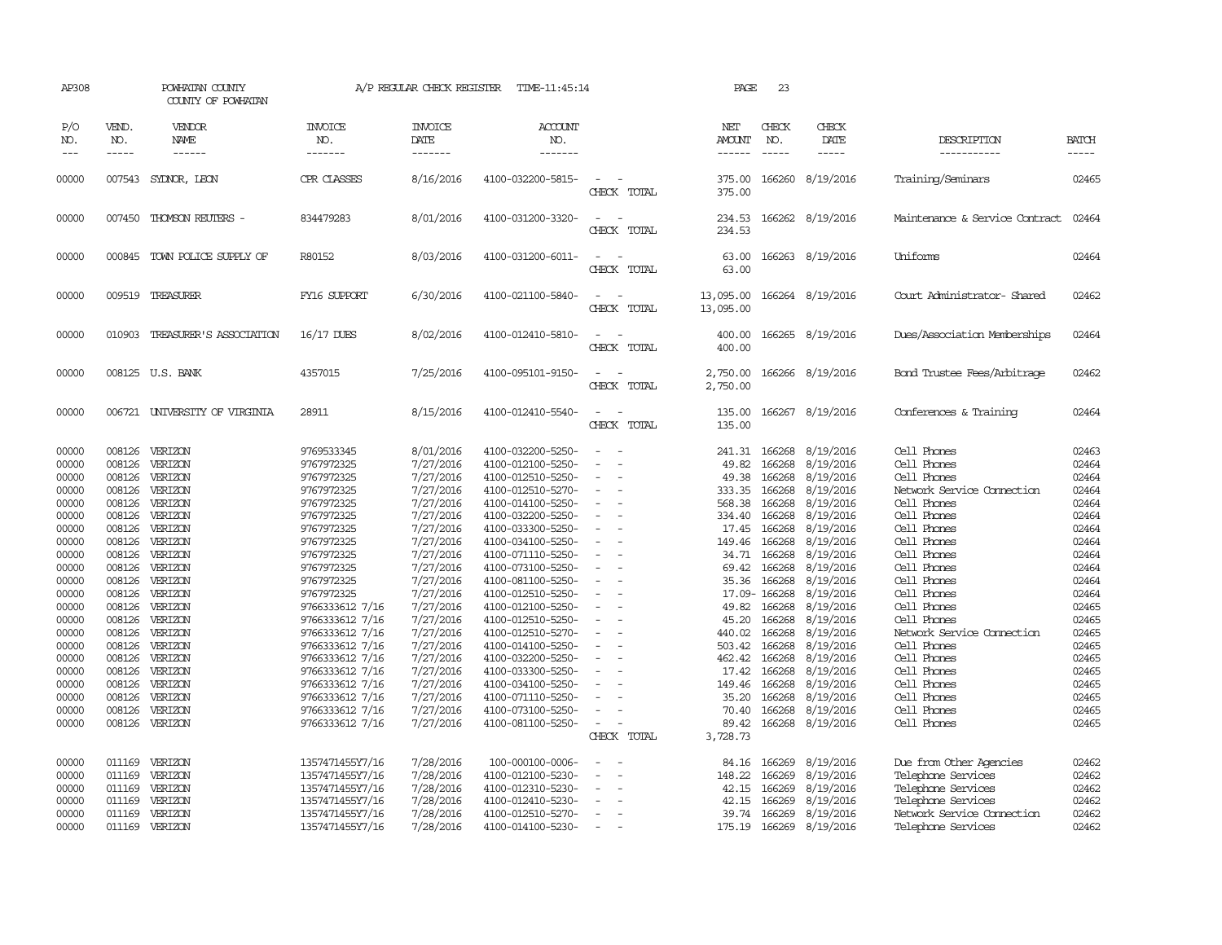AP308 POWHATAN COUNTY A/P REGULAR CHECK REGISTER TIME-11:45:14 PAGE 23

COUNTY OF POWHATAN

| P/O NO. | VEND. NO. | VENDOR NAME | INVOICE NO. | INVOICE DATE | ACCOUNT NO. | | NET AMOUNT | CHECK NO. | CHECK DATE | DESCRIPTION | BATCH |
|---|---|---|---|---|---|---|---|---|---|---|---|
| 00000 | 007543 | SYDNOR, LEON | CPR CLASSES | 8/16/2016 | 4100-032200-5815- | - - | 375.00 | 166260 | 8/19/2016 | Training/Seminars | 02465 |
| | | | | | | CHECK TOTAL | 375.00 | | | | |
| 00000 | 007450 | THOMSON REUTERS - | 834479283 | 8/01/2016 | 4100-031200-3320- | - - | 234.53 | 166262 | 8/19/2016 | Maintenance & Service Contract | 02464 |
| | | | | | | CHECK TOTAL | 234.53 | | | | |
| 00000 | 000845 | TOWN POLICE SUPPLY OF | R80152 | 8/03/2016 | 4100-031200-6011- | - - | 63.00 | 166263 | 8/19/2016 | Uniforms | 02464 |
| | | | | | | CHECK TOTAL | 63.00 | | | | |
| 00000 | 009519 | TREASURER | FY16 SUPPORT | 6/30/2016 | 4100-021100-5840- | - - | 13,095.00 | 166264 | 8/19/2016 | Court Administrator- Shared | 02462 |
| | | | | | | CHECK TOTAL | 13,095.00 | | | | |
| 00000 | 010903 | TREASURER'S ASSOCIATION | 16/17 DUES | 8/02/2016 | 4100-012410-5810- | - - | 400.00 | 166265 | 8/19/2016 | Dues/Association Memberships | 02464 |
| | | | | | | CHECK TOTAL | 400.00 | | | | |
| 00000 | 008125 | U.S. BANK | 4357015 | 7/25/2016 | 4100-095101-9150- | - - | 2,750.00 | 166266 | 8/19/2016 | Bond Trustee Fees/Arbitrage | 02462 |
| | | | | | | CHECK TOTAL | 2,750.00 | | | | |
| 00000 | 006721 | UNIVERSITY OF VIRGINIA | 28911 | 8/15/2016 | 4100-012410-5540- | - - | 135.00 | 166267 | 8/19/2016 | Conferences & Training | 02464 |
| | | | | | | CHECK TOTAL | 135.00 | | | | |
| 00000 | 008126 | VERIZON | 9769533345 | 8/01/2016 | 4100-032200-5250- | - - | 241.31 | 166268 | 8/19/2016 | Cell Phones | 02463 |
| 00000 | 008126 | VERIZON | 9767972325 | 7/27/2016 | 4100-012100-5250- | - - | 49.82 | 166268 | 8/19/2016 | Cell Phones | 02464 |
| 00000 | 008126 | VERIZON | 9767972325 | 7/27/2016 | 4100-012510-5250- | - - | 49.38 | 166268 | 8/19/2016 | Cell Phones | 02464 |
| 00000 | 008126 | VERIZON | 9767972325 | 7/27/2016 | 4100-012510-5270- | - - | 333.35 | 166268 | 8/19/2016 | Network Service Connection | 02464 |
| 00000 | 008126 | VERIZON | 9767972325 | 7/27/2016 | 4100-014100-5250- | - - | 568.38 | 166268 | 8/19/2016 | Cell Phones | 02464 |
| 00000 | 008126 | VERIZON | 9767972325 | 7/27/2016 | 4100-032200-5250- | - - | 334.40 | 166268 | 8/19/2016 | Cell Phones | 02464 |
| 00000 | 008126 | VERIZON | 9767972325 | 7/27/2016 | 4100-033300-5250- | - - | 17.45 | 166268 | 8/19/2016 | Cell Phones | 02464 |
| 00000 | 008126 | VERIZON | 9767972325 | 7/27/2016 | 4100-034100-5250- | - - | 149.46 | 166268 | 8/19/2016 | Cell Phones | 02464 |
| 00000 | 008126 | VERIZON | 9767972325 | 7/27/2016 | 4100-071110-5250- | - - | 34.71 | 166268 | 8/19/2016 | Cell Phones | 02464 |
| 00000 | 008126 | VERIZON | 9767972325 | 7/27/2016 | 4100-073100-5250- | - - | 69.42 | 166268 | 8/19/2016 | Cell Phones | 02464 |
| 00000 | 008126 | VERIZON | 9767972325 | 7/27/2016 | 4100-081100-5250- | - - | 35.36 | 166268 | 8/19/2016 | Cell Phones | 02464 |
| 00000 | 008126 | VERIZON | 9767972325 | 7/27/2016 | 4100-012510-5250- | - - | 17.09- | 166268 | 8/19/2016 | Cell Phones | 02464 |
| 00000 | 008126 | VERIZON | 9766333612 7/16 | 7/27/2016 | 4100-012100-5250- | - - | 49.82 | 166268 | 8/19/2016 | Cell Phones | 02465 |
| 00000 | 008126 | VERIZON | 9766333612 7/16 | 7/27/2016 | 4100-012510-5250- | - - | 45.20 | 166268 | 8/19/2016 | Cell Phones | 02465 |
| 00000 | 008126 | VERIZON | 9766333612 7/16 | 7/27/2016 | 4100-012510-5270- | - - | 440.02 | 166268 | 8/19/2016 | Network Service Connection | 02465 |
| 00000 | 008126 | VERIZON | 9766333612 7/16 | 7/27/2016 | 4100-014100-5250- | - - | 503.42 | 166268 | 8/19/2016 | Cell Phones | 02465 |
| 00000 | 008126 | VERIZON | 9766333612 7/16 | 7/27/2016 | 4100-032200-5250- | - - | 462.42 | 166268 | 8/19/2016 | Cell Phones | 02465 |
| 00000 | 008126 | VERIZON | 9766333612 7/16 | 7/27/2016 | 4100-033300-5250- | - - | 17.42 | 166268 | 8/19/2016 | Cell Phones | 02465 |
| 00000 | 008126 | VERIZON | 9766333612 7/16 | 7/27/2016 | 4100-034100-5250- | - - | 149.46 | 166268 | 8/19/2016 | Cell Phones | 02465 |
| 00000 | 008126 | VERIZON | 9766333612 7/16 | 7/27/2016 | 4100-071110-5250- | - - | 35.20 | 166268 | 8/19/2016 | Cell Phones | 02465 |
| 00000 | 008126 | VERIZON | 9766333612 7/16 | 7/27/2016 | 4100-073100-5250- | - - | 70.40 | 166268 | 8/19/2016 | Cell Phones | 02465 |
| 00000 | 008126 | VERIZON | 9766333612 7/16 | 7/27/2016 | 4100-081100-5250- | - - | 89.42 | 166268 | 8/19/2016 | Cell Phones | 02465 |
| | | | | | | CHECK TOTAL | 3,728.73 | | | | |
| 00000 | 011169 | VERIZON | 1357471455Y7/16 | 7/28/2016 | 100-000100-0006- | - - | 84.16 | 166269 | 8/19/2016 | Due from Other Agencies | 02462 |
| 00000 | 011169 | VERIZON | 1357471455Y7/16 | 7/28/2016 | 4100-012100-5230- | - - | 148.22 | 166269 | 8/19/2016 | Telephone Services | 02462 |
| 00000 | 011169 | VERIZON | 1357471455Y7/16 | 7/28/2016 | 4100-012310-5230- | - - | 42.15 | 166269 | 8/19/2016 | Telephone Services | 02462 |
| 00000 | 011169 | VERIZON | 1357471455Y7/16 | 7/28/2016 | 4100-012410-5230- | - - | 42.15 | 166269 | 8/19/2016 | Telephone Services | 02462 |
| 00000 | 011169 | VERIZON | 1357471455Y7/16 | 7/28/2016 | 4100-012510-5270- | - - | 39.74 | 166269 | 8/19/2016 | Network Service Connection | 02462 |
| 00000 | 011169 | VERIZON | 1357471455Y7/16 | 7/28/2016 | 4100-014100-5230- | - - | 175.19 | 166269 | 8/19/2016 | Telephone Services | 02462 |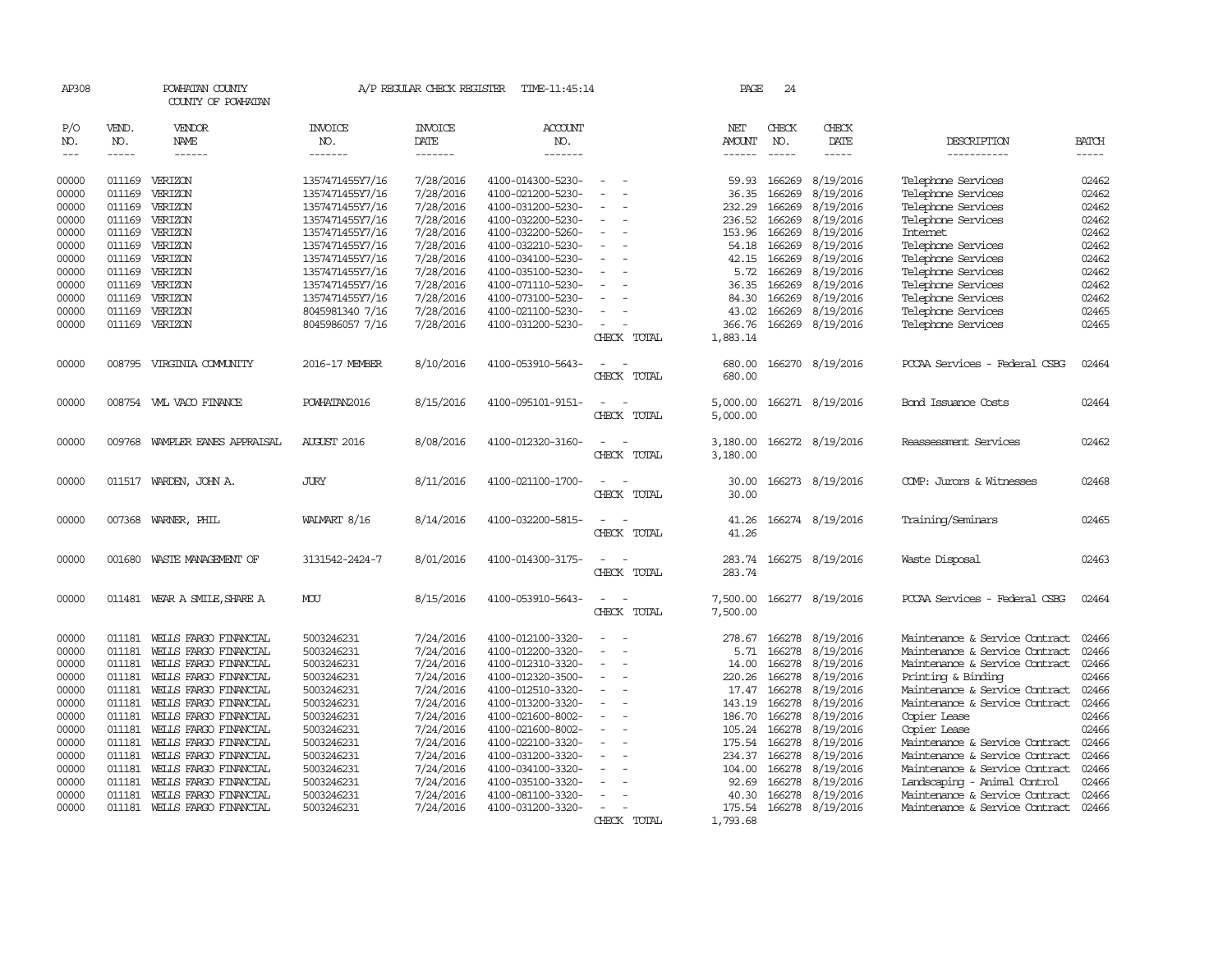AP308 POWHATAN COUNTY COUNTY OF POWHATAN A/P REGULAR CHECK REGISTER TIME-11:45:14 PAGE 24

| P/O NO. | VEND. NO. | VENDOR NAME | INVOICE NO. | INVOICE DATE | ACCOUNT NO. | | NET AMOUNT | CHECK NO. | CHECK DATE | DESCRIPTION | BATCH |
|---|---|---|---|---|---|---|---|---|---|---|---|
| 00000 | 011169 | VERIZON | 1357471455Y7/16 | 7/28/2016 | 4100-014300-5230- | - - | 59.93 | 166269 | 8/19/2016 | Telephone Services | 02462 |
| 00000 | 011169 | VERIZON | 1357471455Y7/16 | 7/28/2016 | 4100-021200-5230- | - - | 36.35 | 166269 | 8/19/2016 | Telephone Services | 02462 |
| 00000 | 011169 | VERIZON | 1357471455Y7/16 | 7/28/2016 | 4100-031200-5230- | - - | 232.29 | 166269 | 8/19/2016 | Telephone Services | 02462 |
| 00000 | 011169 | VERIZON | 1357471455Y7/16 | 7/28/2016 | 4100-032200-5230- | - - | 236.52 | 166269 | 8/19/2016 | Telephone Services | 02462 |
| 00000 | 011169 | VERIZON | 1357471455Y7/16 | 7/28/2016 | 4100-032200-5260- | - - | 153.96 | 166269 | 8/19/2016 | Internet | 02462 |
| 00000 | 011169 | VERIZON | 1357471455Y7/16 | 7/28/2016 | 4100-032210-5230- | - - | 54.18 | 166269 | 8/19/2016 | Telephone Services | 02462 |
| 00000 | 011169 | VERIZON | 1357471455Y7/16 | 7/28/2016 | 4100-034100-5230- | - - | 42.15 | 166269 | 8/19/2016 | Telephone Services | 02462 |
| 00000 | 011169 | VERIZON | 1357471455Y7/16 | 7/28/2016 | 4100-035100-5230- | - - | 5.72 | 166269 | 8/19/2016 | Telephone Services | 02462 |
| 00000 | 011169 | VERIZON | 1357471455Y7/16 | 7/28/2016 | 4100-071110-5230- | - - | 36.35 | 166269 | 8/19/2016 | Telephone Services | 02462 |
| 00000 | 011169 | VERIZON | 1357471455Y7/16 | 7/28/2016 | 4100-073100-5230- | - - | 84.30 | 166269 | 8/19/2016 | Telephone Services | 02462 |
| 00000 | 011169 | VERIZON | 8045981340 7/16 | 7/28/2016 | 4100-021100-5230- | - - | 43.02 | 166269 | 8/19/2016 | Telephone Services | 02465 |
| 00000 | 011169 | VERIZON | 8045986057 7/16 | 7/28/2016 | 4100-031200-5230- | - - | 366.76 | 166269 | 8/19/2016 | Telephone Services | 02465 |
| | | | | | | CHECK TOTAL | 1,883.14 | | | | |
| 00000 | 008795 | VIRGINIA COMMUNITY | 2016-17 MEMBER | 8/10/2016 | 4100-053910-5643- | - - | 680.00 | 166270 | 8/19/2016 | PCCAA Services - Federal CSBG | 02464 |
| | | | | | | CHECK TOTAL | 680.00 | | | | |
| 00000 | 008754 | VML VACO FINANCE | POWHATAN2016 | 8/15/2016 | 4100-095101-9151- | - - | 5,000.00 | 166271 | 8/19/2016 | Bond Issuance Costs | 02464 |
| | | | | | | CHECK TOTAL | 5,000.00 | | | | |
| 00000 | 009768 | WAMPLER EANES APPRAISAL | AUGUST 2016 | 8/08/2016 | 4100-012320-3160- | - - | 3,180.00 | 166272 | 8/19/2016 | Reassessment Services | 02462 |
| | | | | | | CHECK TOTAL | 3,180.00 | | | | |
| 00000 | 011517 | WARDEN, JOHN A. | JURY | 8/11/2016 | 4100-021100-1700- | - - | 30.00 | 166273 | 8/19/2016 | COMP: Jurors & Witnesses | 02468 |
| | | | | | | CHECK TOTAL | 30.00 | | | | |
| 00000 | 007368 | WARNER, PHIL | WALMART 8/16 | 8/14/2016 | 4100-032200-5815- | - - | 41.26 | 166274 | 8/19/2016 | Training/Seminars | 02465 |
| | | | | | | CHECK TOTAL | 41.26 | | | | |
| 00000 | 001680 | WASTE MANAGEMENT OF | 3131542-2424-7 | 8/01/2016 | 4100-014300-3175- | - - | 283.74 | 166275 | 8/19/2016 | Waste Disposal | 02463 |
| | | | | | | CHECK TOTAL | 283.74 | | | | |
| 00000 | 011481 | WEAR A SMILE,SHARE A | MOU | 8/15/2016 | 4100-053910-5643- | - - | 7,500.00 | 166277 | 8/19/2016 | PCCAA Services - Federal CSBG | 02464 |
| | | | | | | CHECK TOTAL | 7,500.00 | | | | |
| 00000 | 011181 | WELLS FARGO FINANCIAL | 5003246231 | 7/24/2016 | 4100-012100-3320- | - - | 278.67 | 166278 | 8/19/2016 | Maintenance & Service Contract | 02466 |
| 00000 | 011181 | WELLS FARGO FINANCIAL | 5003246231 | 7/24/2016 | 4100-012200-3320- | - - | 5.71 | 166278 | 8/19/2016 | Maintenance & Service Contract | 02466 |
| 00000 | 011181 | WELLS FARGO FINANCIAL | 5003246231 | 7/24/2016 | 4100-012310-3320- | - - | 14.00 | 166278 | 8/19/2016 | Maintenance & Service Contract | 02466 |
| 00000 | 011181 | WELLS FARGO FINANCIAL | 5003246231 | 7/24/2016 | 4100-012320-3500- | - - | 220.26 | 166278 | 8/19/2016 | Printing & Binding | 02466 |
| 00000 | 011181 | WELLS FARGO FINANCIAL | 5003246231 | 7/24/2016 | 4100-012510-3320- | - - | 17.47 | 166278 | 8/19/2016 | Maintenance & Service Contract | 02466 |
| 00000 | 011181 | WELLS FARGO FINANCIAL | 5003246231 | 7/24/2016 | 4100-013200-3320- | - - | 143.19 | 166278 | 8/19/2016 | Maintenance & Service Contract | 02466 |
| 00000 | 011181 | WELLS FARGO FINANCIAL | 5003246231 | 7/24/2016 | 4100-021600-8002- | - - | 186.70 | 166278 | 8/19/2016 | Copier Lease | 02466 |
| 00000 | 011181 | WELLS FARGO FINANCIAL | 5003246231 | 7/24/2016 | 4100-021600-8002- | - - | 105.24 | 166278 | 8/19/2016 | Copier Lease | 02466 |
| 00000 | 011181 | WELLS FARGO FINANCIAL | 5003246231 | 7/24/2016 | 4100-022100-3320- | - - | 175.54 | 166278 | 8/19/2016 | Maintenance & Service Contract | 02466 |
| 00000 | 011181 | WELLS FARGO FINANCIAL | 5003246231 | 7/24/2016 | 4100-031200-3320- | - - | 234.37 | 166278 | 8/19/2016 | Maintenance & Service Contract | 02466 |
| 00000 | 011181 | WELLS FARGO FINANCIAL | 5003246231 | 7/24/2016 | 4100-034100-3320- | - - | 104.00 | 166278 | 8/19/2016 | Maintenance & Service Contract | 02466 |
| 00000 | 011181 | WELLS FARGO FINANCIAL | 5003246231 | 7/24/2016 | 4100-035100-3320- | - - | 92.69 | 166278 | 8/19/2016 | Landscaping - Animal Control | 02466 |
| 00000 | 011181 | WELLS FARGO FINANCIAL | 5003246231 | 7/24/2016 | 4100-081100-3320- | - - | 40.30 | 166278 | 8/19/2016 | Maintenance & Service Contract | 02466 |
| 00000 | 011181 | WELLS FARGO FINANCIAL | 5003246231 | 7/24/2016 | 4100-031200-3320- | - - | 175.54 | 166278 | 8/19/2016 | Maintenance & Service Contract | 02466 |
| | | | | | | CHECK TOTAL | 1,793.68 | | | | |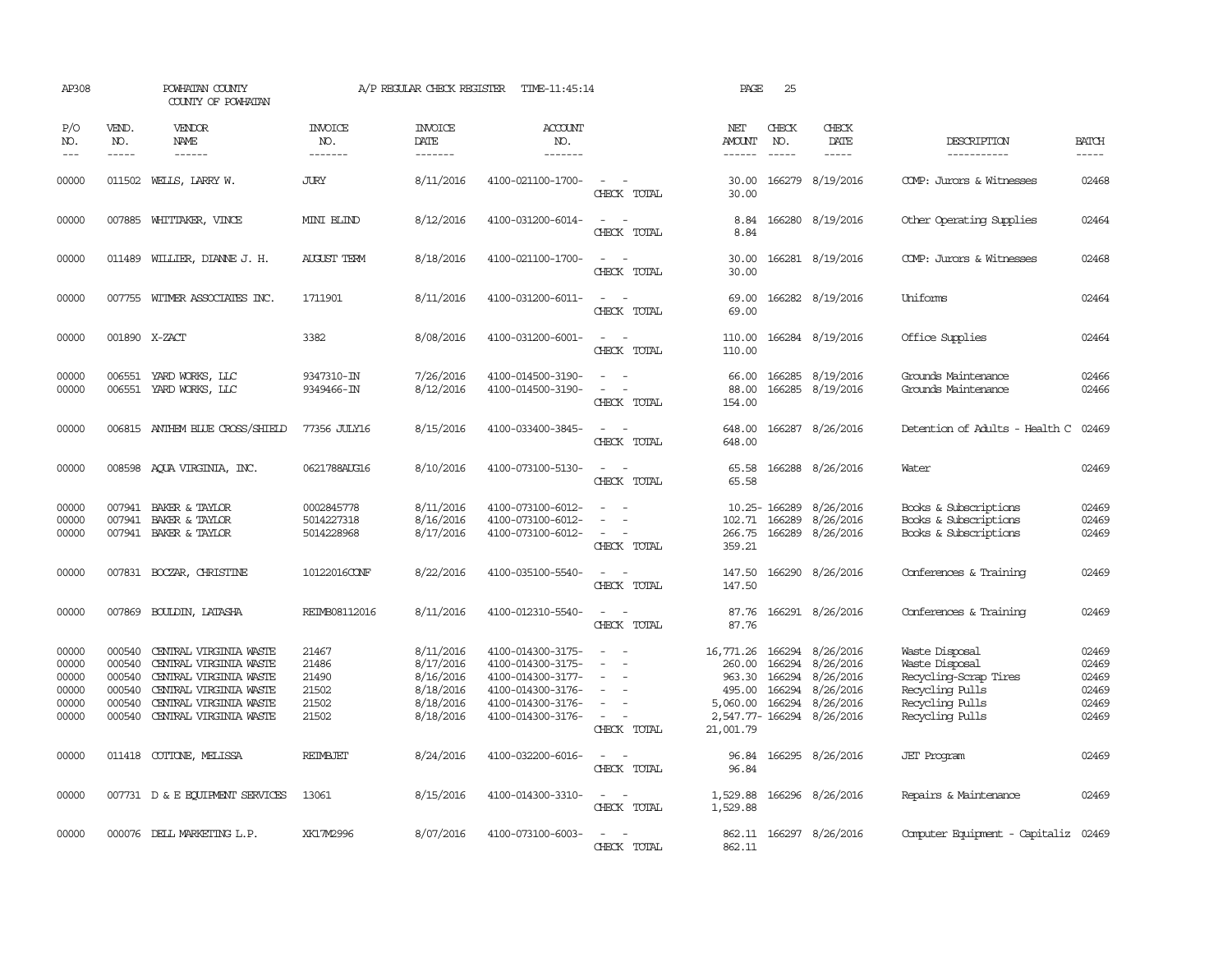AP308 POWHATAN COUNTY A/P REGULAR CHECK REGISTER TIME-11:45:14 PAGE 25
COUNTY OF POWHATAN

| P/O NO. | VEND. NO. | VENDOR NAME | INVOICE NO. | INVOICE DATE | ACCOUNT NO. | | NET AMOUNT | CHECK NO. | CHECK DATE | DESCRIPTION | BATCH |
|---|---|---|---|---|---|---|---|---|---|---|---|
| 00000 | 011502 | WELLS, LARRY W. | JURY | 8/11/2016 | 4100-021100-1700- | - - | 30.00 | 166279 | 8/19/2016 | COMP: Jurors & Witnesses | 02468 |
| | | | | | | CHECK TOTAL | 30.00 | | | | |
| 00000 | 007885 | WHITTAKER, VINCE | MINI BLIND | 8/12/2016 | 4100-031200-6014- | - - | 8.84 | 166280 | 8/19/2016 | Other Operating Supplies | 02464 |
| | | | | | | CHECK TOTAL | 8.84 | | | | |
| 00000 | 011489 | WILLIER, DIANNE J. H. | AUGUST TERM | 8/18/2016 | 4100-021100-1700- | - - | 30.00 | 166281 | 8/19/2016 | COMP: Jurors & Witnesses | 02468 |
| | | | | | | CHECK TOTAL | 30.00 | | | | |
| 00000 | 007755 | WITMER ASSOCIATES INC. | 1711901 | 8/11/2016 | 4100-031200-6011- | - - | 69.00 | 166282 | 8/19/2016 | Uniforms | 02464 |
| | | | | | | CHECK TOTAL | 69.00 | | | | |
| 00000 | 001890 | X-ZACT | 3382 | 8/08/2016 | 4100-031200-6001- | - - | 110.00 | 166284 | 8/19/2016 | Office Supplies | 02464 |
| | | | | | | CHECK TOTAL | 110.00 | | | | |
| 00000 | 006551 | YARD WORKS, LLC | 9347310-IN | 7/26/2016 | 4100-014500-3190- | - - | 66.00 | 166285 | 8/19/2016 | Grounds Maintenance | 02466 |
| 00000 | 006551 | YARD WORKS, LLC | 9349466-IN | 8/12/2016 | 4100-014500-3190- | - - | 88.00 | 166285 | 8/19/2016 | Grounds Maintenance | 02466 |
| | | | | | | CHECK TOTAL | 154.00 | | | | |
| 00000 | 006815 | ANTHEM BLUE CROSS/SHIELD | 77356 JULY16 | 8/15/2016 | 4100-033400-3845- | - - | 648.00 | 166287 | 8/26/2016 | Detention of Adults - Health C | 02469 |
| | | | | | | CHECK TOTAL | 648.00 | | | | |
| 00000 | 008598 | AQUA VIRGINIA, INC. | 0621788AUG16 | 8/10/2016 | 4100-073100-5130- | - - | 65.58 | 166288 | 8/26/2016 | Water | 02469 |
| | | | | | | CHECK TOTAL | 65.58 | | | | |
| 00000 | 007941 | BAKER & TAYLOR | 0002845778 | 8/11/2016 | 4100-073100-6012- | - - | 10.25- | 166289 | 8/26/2016 | Books & Subscriptions | 02469 |
| 00000 | 007941 | BAKER & TAYLOR | 5014227318 | 8/16/2016 | 4100-073100-6012- | - - | 102.71 | 166289 | 8/26/2016 | Books & Subscriptions | 02469 |
| 00000 | 007941 | BAKER & TAYLOR | 5014228968 | 8/17/2016 | 4100-073100-6012- | - - | 266.75 | 166289 | 8/26/2016 | Books & Subscriptions | 02469 |
| | | | | | | CHECK TOTAL | 359.21 | | | | |
| 00000 | 007831 | BOCZAR, CHRISTINE | 10122016CONF | 8/22/2016 | 4100-035100-5540- | - - | 147.50 | 166290 | 8/26/2016 | Conferences & Training | 02469 |
| | | | | | | CHECK TOTAL | 147.50 | | | | |
| 00000 | 007869 | BOULDIN, LATASHA | REIMB08112016 | 8/11/2016 | 4100-012310-5540- | - - | 87.76 | 166291 | 8/26/2016 | Conferences & Training | 02469 |
| | | | | | | CHECK TOTAL | 87.76 | | | | |
| 00000 | 000540 | CENTRAL VIRGINIA WASTE | 21467 | 8/11/2016 | 4100-014300-3175- | - - | 16,771.26 | 166294 | 8/26/2016 | Waste Disposal | 02469 |
| 00000 | 000540 | CENTRAL VIRGINIA WASTE | 21486 | 8/17/2016 | 4100-014300-3175- | - - | 260.00 | 166294 | 8/26/2016 | Waste Disposal | 02469 |
| 00000 | 000540 | CENTRAL VIRGINIA WASTE | 21490 | 8/16/2016 | 4100-014300-3177- | - - | 963.30 | 166294 | 8/26/2016 | Recycling-Scrap Tires | 02469 |
| 00000 | 000540 | CENTRAL VIRGINIA WASTE | 21502 | 8/18/2016 | 4100-014300-3176- | - - | 495.00 | 166294 | 8/26/2016 | Recycling Pulls | 02469 |
| 00000 | 000540 | CENTRAL VIRGINIA WASTE | 21502 | 8/18/2016 | 4100-014300-3176- | - - | 5,060.00 | 166294 | 8/26/2016 | Recycling Pulls | 02469 |
| 00000 | 000540 | CENTRAL VIRGINIA WASTE | 21502 | 8/18/2016 | 4100-014300-3176- | - - | 2,547.77- | 166294 | 8/26/2016 | Recycling Pulls | 02469 |
| | | | | | | CHECK TOTAL | 21,001.79 | | | | |
| 00000 | 011418 | COTTONE, MELISSA | REIMBJET | 8/24/2016 | 4100-032200-6016- | - - | 96.84 | 166295 | 8/26/2016 | JET Program | 02469 |
| | | | | | | CHECK TOTAL | 96.84 | | | | |
| 00000 | 007731 | D & E EQUIPMENT SERVICES | 13061 | 8/15/2016 | 4100-014300-3310- | - - | 1,529.88 | 166296 | 8/26/2016 | Repairs & Maintenance | 02469 |
| | | | | | | CHECK TOTAL | 1,529.88 | | | | |
| 00000 | 000076 | DELL MARKETING L.P. | XK17M2996 | 8/07/2016 | 4100-073100-6003- | - - | 862.11 | 166297 | 8/26/2016 | Computer Equipment - Capitaliz | 02469 |
| | | | | | | CHECK TOTAL | 862.11 | | | | |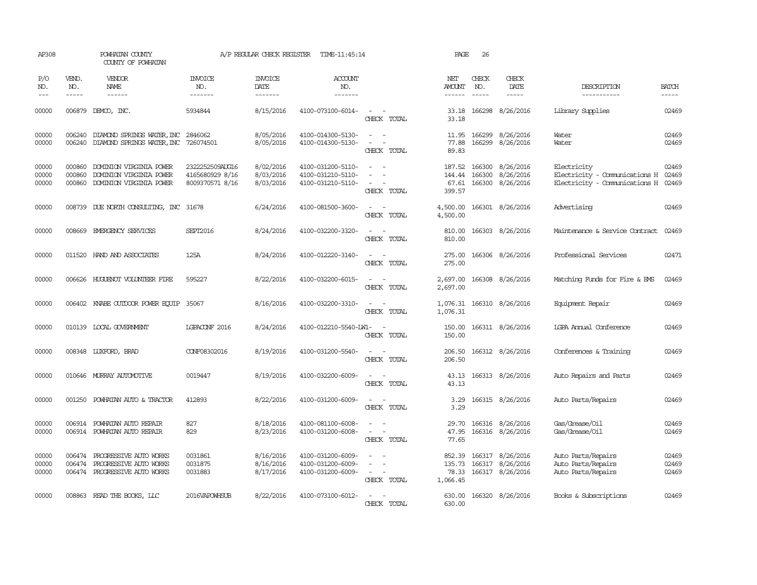AP308 POWHATAN COUNTY A/P REGULAR CHECK REGISTER TIME-11:45:14 PAGE 26

COUNTY OF POWHATAN

| P/O NO. | VEND. NO. | VENDOR NAME | INVOICE NO. | INVOICE DATE | ACCOUNT NO. | | NET AMOUNT | CHECK NO. | CHECK DATE | DESCRIPTION | BATCH |
|---|---|---|---|---|---|---|---|---|---|---|---|
| 00000 | 006879 | DEMCO, INC. | 5934844 | 8/15/2016 | 4100-073100-6014- | - - | 33.18 | 166298 | 8/26/2016 | Library Supplies | 02469 |
| | | | | | | CHECK TOTAL | 33.18 | | | | |
| 00000 | 006240 | DIAMOND SPRINGS WATER,INC | 2846062 | 8/05/2016 | 4100-014300-5130- | - - | 11.95 | 166299 | 8/26/2016 | Water | 02469 |
| 00000 | 006240 | DIAMOND SPRINGS WATER,INC | 726074501 | 8/05/2016 | 4100-014300-5130- | - - | 77.88 | 166299 | 8/26/2016 | Water | 02469 |
| | | | | | | CHECK TOTAL | 89.83 | | | | |
| 00000 | 000860 | DOMINION VIRGINIA POWER | 2322252509AUG16 | 8/02/2016 | 4100-031200-5110- | - - | 187.52 | 166300 | 8/26/2016 | Electricity | 02469 |
| 00000 | 000860 | DOMINION VIRGINIA POWER | 4165680929 8/16 | 8/03/2016 | 4100-031210-5110- | - - | 144.44 | 166300 | 8/26/2016 | Electricity - Communications H | 02469 |
| 00000 | 000860 | DOMINION VIRGINIA POWER | 8009370571 8/16 | 8/03/2016 | 4100-031210-5110- | - - | 67.61 | 166300 | 8/26/2016 | Electricity - Communications H | 02469 |
| | | | | | | CHECK TOTAL | 399.57 | | | | |
| 00000 | 008739 | DUE NORTH CONSULTING, INC | 31678 | 6/24/2016 | 4100-081500-3600- | - - | 4,500.00 | 166301 | 8/26/2016 | Advertising | 02469 |
| | | | | | | CHECK TOTAL | 4,500.00 | | | | |
| 00000 | 008669 | EMERGENCY SERVICES | SEPT2016 | 8/24/2016 | 4100-032200-3320- | - - | 810.00 | 166303 | 8/26/2016 | Maintenance & Service Contract | 02469 |
| | | | | | | CHECK TOTAL | 810.00 | | | | |
| 00000 | 011520 | HAND AND ASSOCIATES | 125A | 8/24/2016 | 4100-012220-3140- | - - | 275.00 | 166306 | 8/26/2016 | Professional Services | 02471 |
| | | | | | | CHECK TOTAL | 275.00 | | | | |
| 00000 | 006626 | HUGUENOT VOLUNTEER FIRE | 595227 | 8/22/2016 | 4100-032200-6015- | - - | 2,697.00 | 166308 | 8/26/2016 | Matching Funds for Fire & EMS | 02469 |
| | | | | | | CHECK TOTAL | 2,697.00 | | | | |
| 00000 | 006402 | KNABE OUTDOOR POWER EQUIP | 35067 | 8/16/2016 | 4100-032200-3310- | - - | 1,076.31 | 166310 | 8/26/2016 | Equipment Repair | 02469 |
| | | | | | | CHECK TOTAL | 1,076.31 | | | | |
| 00000 | 010139 | LOCAL GOVERNMENT | LGPACONF 2016 | 8/24/2016 | 4100-012210-5540-LW1- | - | 150.00 | 166311 | 8/26/2016 | LGPA Annual Conference | 02469 |
| | | | | | | CHECK TOTAL | 150.00 | | | | |
| 00000 | 008348 | LUXFORD, BRAD | CONF08302016 | 8/19/2016 | 4100-031200-5540- | - - | 206.50 | 166312 | 8/26/2016 | Conferences & Training | 02469 |
| | | | | | | CHECK TOTAL | 206.50 | | | | |
| 00000 | 010646 | MURRAY AUTOMOTIVE | 0019447 | 8/19/2016 | 4100-032200-6009- | - - | 43.13 | 166313 | 8/26/2016 | Auto Repairs and Parts | 02469 |
| | | | | | | CHECK TOTAL | 43.13 | | | | |
| 00000 | 001250 | POWHATAN AUTO & TRACTOR | 412893 | 8/22/2016 | 4100-031200-6009- | - - | 3.29 | 166315 | 8/26/2016 | Auto Parts/Repairs | 02469 |
| | | | | | | CHECK TOTAL | 3.29 | | | | |
| 00000 | 006914 | POWHATAN AUTO REPAIR | 827 | 8/18/2016 | 4100-081100-6008- | - - | 29.70 | 166316 | 8/26/2016 | Gas/Grease/Oil | 02469 |
| 00000 | 006914 | POWHATAN AUTO REPAIR | 829 | 8/23/2016 | 4100-031200-6008- | - - | 47.95 | 166316 | 8/26/2016 | Gas/Grease/Oil | 02469 |
| | | | | | | CHECK TOTAL | 77.65 | | | | |
| 00000 | 006474 | PROGRESSIVE AUTO WORKS | 0031861 | 8/16/2016 | 4100-031200-6009- | - - | 852.39 | 166317 | 8/26/2016 | Auto Parts/Repairs | 02469 |
| 00000 | 006474 | PROGRESSIVE AUTO WORKS | 0031875 | 8/16/2016 | 4100-031200-6009- | - - | 135.73 | 166317 | 8/26/2016 | Auto Parts/Repairs | 02469 |
| 00000 | 006474 | PROGRESSIVE AUTO WORKS | 0031883 | 8/17/2016 | 4100-031200-6009- | - - | 78.33 | 166317 | 8/26/2016 | Auto Parts/Repairs | 02469 |
| | | | | | | CHECK TOTAL | 1,066.45 | | | | |
| 00000 | 008863 | READ THE BOOKS, LLC | 2016VAPOWHSUB | 8/22/2016 | 4100-073100-6012- | - - | 630.00 | 166320 | 8/26/2016 | Books & Subscriptions | 02469 |
| | | | | | | CHECK TOTAL | 630.00 | | | | |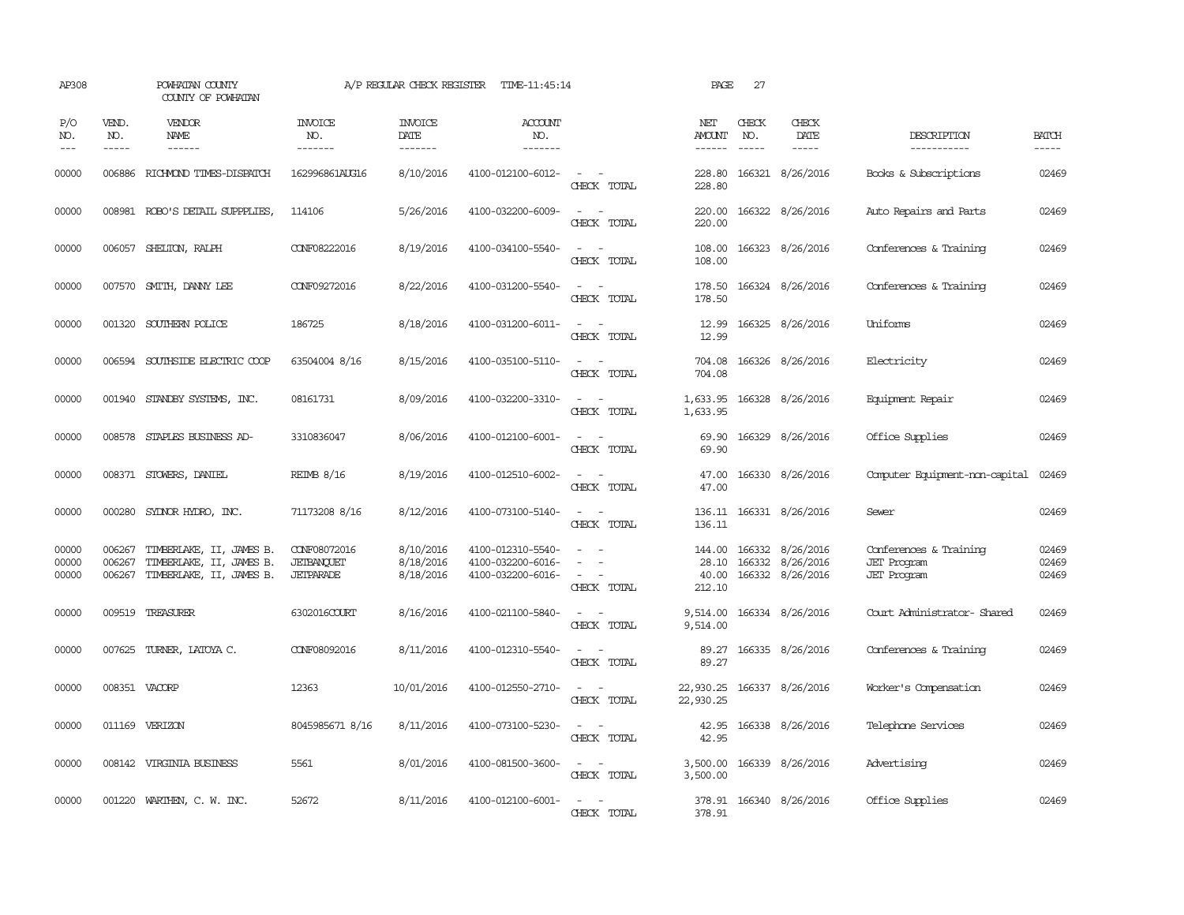AP308 POWHATAN COUNTY A/P REGULAR CHECK REGISTER TIME-11:45:14 PAGE 27
COUNTY OF POWHATAN

| P/O NO. | VEND. NO. | VENDOR NAME | INVOICE NO. | INVOICE DATE | ACCOUNT NO. | | NET AMOUNT | CHECK NO. | CHECK DATE | DESCRIPTION | BATCH |
|---|---|---|---|---|---|---|---|---|---|---|---|
| 00000 | 006886 | RICHMOND TIMES-DISPATCH | 162996861AUG16 | 8/10/2016 | 4100-012100-6012- | - - | 228.80 | 166321 | 8/26/2016 | Books & Subscriptions | 02469 |
| | | | | | | CHECK TOTAL | 228.80 | | | | |
| 00000 | 008981 | ROBO'S DETAIL SUPPPLIES, | 114106 | 5/26/2016 | 4100-032200-6009- | - - | 220.00 | 166322 | 8/26/2016 | Auto Repairs and Parts | 02469 |
| | | | | | | CHECK TOTAL | 220.00 | | | | |
| 00000 | 006057 | SHELTON, RALPH | CONF08222016 | 8/19/2016 | 4100-034100-5540- | - - | 108.00 | 166323 | 8/26/2016 | Conferences & Training | 02469 |
| | | | | | | CHECK TOTAL | 108.00 | | | | |
| 00000 | 007570 | SMITH, DANNY LEE | CONF09272016 | 8/22/2016 | 4100-031200-5540- | - - | 178.50 | 166324 | 8/26/2016 | Conferences & Training | 02469 |
| | | | | | | CHECK TOTAL | 178.50 | | | | |
| 00000 | 001320 | SOUTHERN POLICE | 186725 | 8/18/2016 | 4100-031200-6011- | - - | 12.99 | 166325 | 8/26/2016 | Uniforms | 02469 |
| | | | | | | CHECK TOTAL | 12.99 | | | | |
| 00000 | 006594 | SOUTHSIDE ELECTRIC COOP | 63504004 8/16 | 8/15/2016 | 4100-035100-5110- | - - | 704.08 | 166326 | 8/26/2016 | Electricity | 02469 |
| | | | | | | CHECK TOTAL | 704.08 | | | | |
| 00000 | 001940 | STANDBY SYSTEMS, INC. | 08161731 | 8/09/2016 | 4100-032200-3310- | - - | 1,633.95 | 166328 | 8/26/2016 | Equipment Repair | 02469 |
| | | | | | | CHECK TOTAL | 1,633.95 | | | | |
| 00000 | 008578 | STAPLES BUSINESS AD- | 3310836047 | 8/06/2016 | 4100-012100-6001- | - - | 69.90 | 166329 | 8/26/2016 | Office Supplies | 02469 |
| | | | | | | CHECK TOTAL | 69.90 | | | | |
| 00000 | 008371 | STOWERS, DANIEL | REIMB 8/16 | 8/19/2016 | 4100-012510-6002- | - - | 47.00 | 166330 | 8/26/2016 | Computer Equipment-non-capital | 02469 |
| | | | | | | CHECK TOTAL | 47.00 | | | | |
| 00000 | 000280 | SYDNOR HYDRO, INC. | 71173208 8/16 | 8/12/2016 | 4100-073100-5140- | - - | 136.11 | 166331 | 8/26/2016 | Sewer | 02469 |
| | | | | | | CHECK TOTAL | 136.11 | | | | |
| 00000 | 006267 | TIMBERLAKE, II, JAMES B. | CONF08072016 | 8/10/2016 | 4100-012310-5540- | - - | 144.00 | 166332 | 8/26/2016 | Conferences & Training | 02469 |
| 00000 | 006267 | TIMBERLAKE, II, JAMES B. | JETBANQUET | 8/18/2016 | 4100-032200-6016- | - - | 28.10 | 166332 | 8/26/2016 | JET Program | 02469 |
| 00000 | 006267 | TIMBERLAKE, II, JAMES B. | JETPARADE | 8/18/2016 | 4100-032200-6016- | - - | 40.00 | 166332 | 8/26/2016 | JET Program | 02469 |
| | | | | | | CHECK TOTAL | 212.10 | | | | |
| 00000 | 009519 | TREASURER | 6302016COURT | 8/16/2016 | 4100-021100-5840- | - - | 9,514.00 | 166334 | 8/26/2016 | Court Administrator- Shared | 02469 |
| | | | | | | CHECK TOTAL | 9,514.00 | | | | |
| 00000 | 007625 | TURNER, LATOYA C. | CONF08092016 | 8/11/2016 | 4100-012310-5540- | - - | 89.27 | 166335 | 8/26/2016 | Conferences & Training | 02469 |
| | | | | | | CHECK TOTAL | 89.27 | | | | |
| 00000 | 008351 | VACORP | 12363 | 10/01/2016 | 4100-012550-2710- | - - | 22,930.25 | 166337 | 8/26/2016 | Worker's Compensation | 02469 |
| | | | | | | CHECK TOTAL | 22,930.25 | | | | |
| 00000 | 011169 | VERIZON | 8045985671 8/16 | 8/11/2016 | 4100-073100-5230- | - - | 42.95 | 166338 | 8/26/2016 | Telephone Services | 02469 |
| | | | | | | CHECK TOTAL | 42.95 | | | | |
| 00000 | 008142 | VIRGINIA BUSINESS | 5561 | 8/01/2016 | 4100-081500-3600- | - - | 3,500.00 | 166339 | 8/26/2016 | Advertising | 02469 |
| | | | | | | CHECK TOTAL | 3,500.00 | | | | |
| 00000 | 001220 | WARTHEN, C. W. INC. | 52672 | 8/11/2016 | 4100-012100-6001- | - - | 378.91 | 166340 | 8/26/2016 | Office Supplies | 02469 |
| | | | | | | CHECK TOTAL | 378.91 | | | | |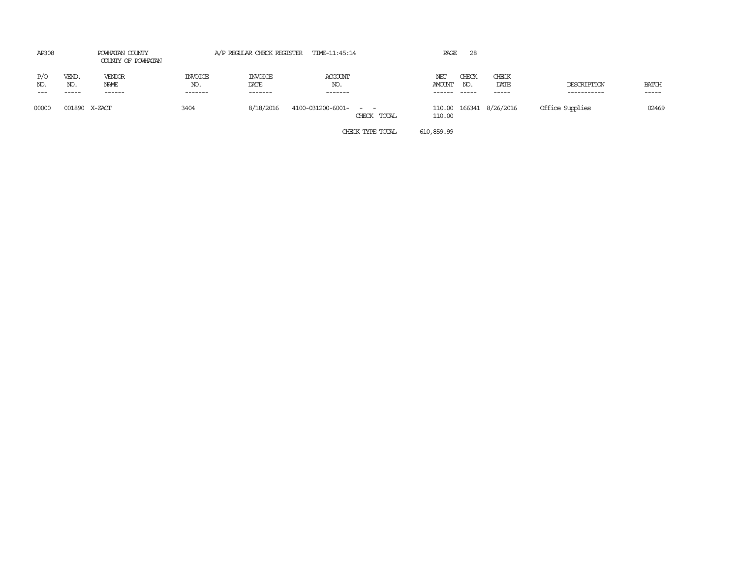AP308 POWHATAN COUNTY A/P REGULAR CHECK REGISTER TIME-11:45:14

COUNTY OF POWHATAN

| P/O NO. | VEND. NO. | VENDOR NAME | INVOICE NO. | INVOICE DATE | ACCOUNT NO. | | NET AMOUNT | CHECK NO. | CHECK DATE | DESCRIPTION | BATCH |
|---|---|---|---|---|---|---|---|---|---|---|---|
| 00000 | 001890 | X-ZACT | 3404 | 8/18/2016 | 4100-031200-6001- - - | | 110.00 | 166341 | 8/26/2016 | Office Supplies | 02469 |
| | | | | | | CHECK TOTAL | 110.00 | | | | |
| | | | | | | CHECK TYPE TOTAL | 610,859.99 | | | | |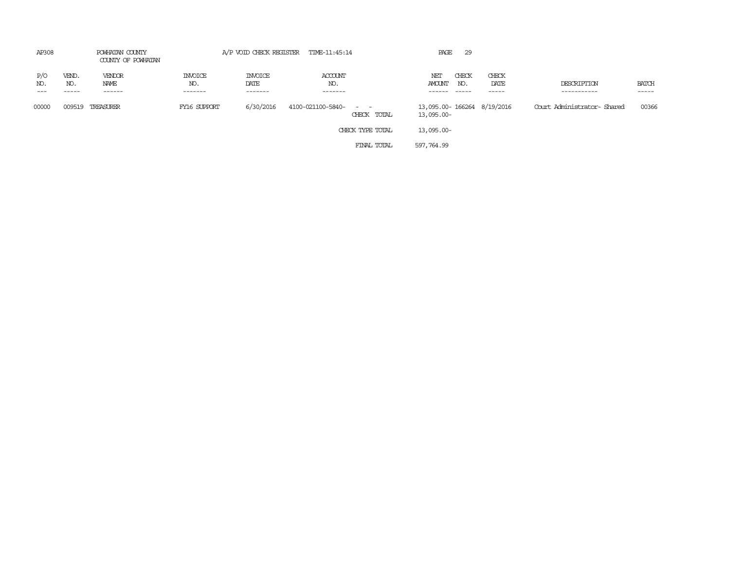AP308 POWHATAN COUNTY A/P VOID CHECK REGISTER TIME-11:45:14

COUNTY OF POWHATAN

| P/O NO. | VEND. NO. | VENDOR NAME | INVOICE NO. | INVOICE DATE | ACCOUNT NO. | | NET AMOUNT | CHECK NO. | CHECK DATE | DESCRIPTION | BATCH |
|---|---|---|---|---|---|---|---|---|---|---|---|
| 00000 | 009519 | TREASURER | FY16 SUPPORT | 6/30/2016 | 4100-021100-5840- - - | | 13,095.00- | 166264 | 8/19/2016 | Court Administrator- Shared | 00366 |
| | | | | | | CHECK TOTAL | 13,095.00- | | | | |
| | | | | | | CHECK TYPE TOTAL | 13,095.00- | | | | |
| | | | | | | FINAL TOTAL | 597,764.99 | | | | |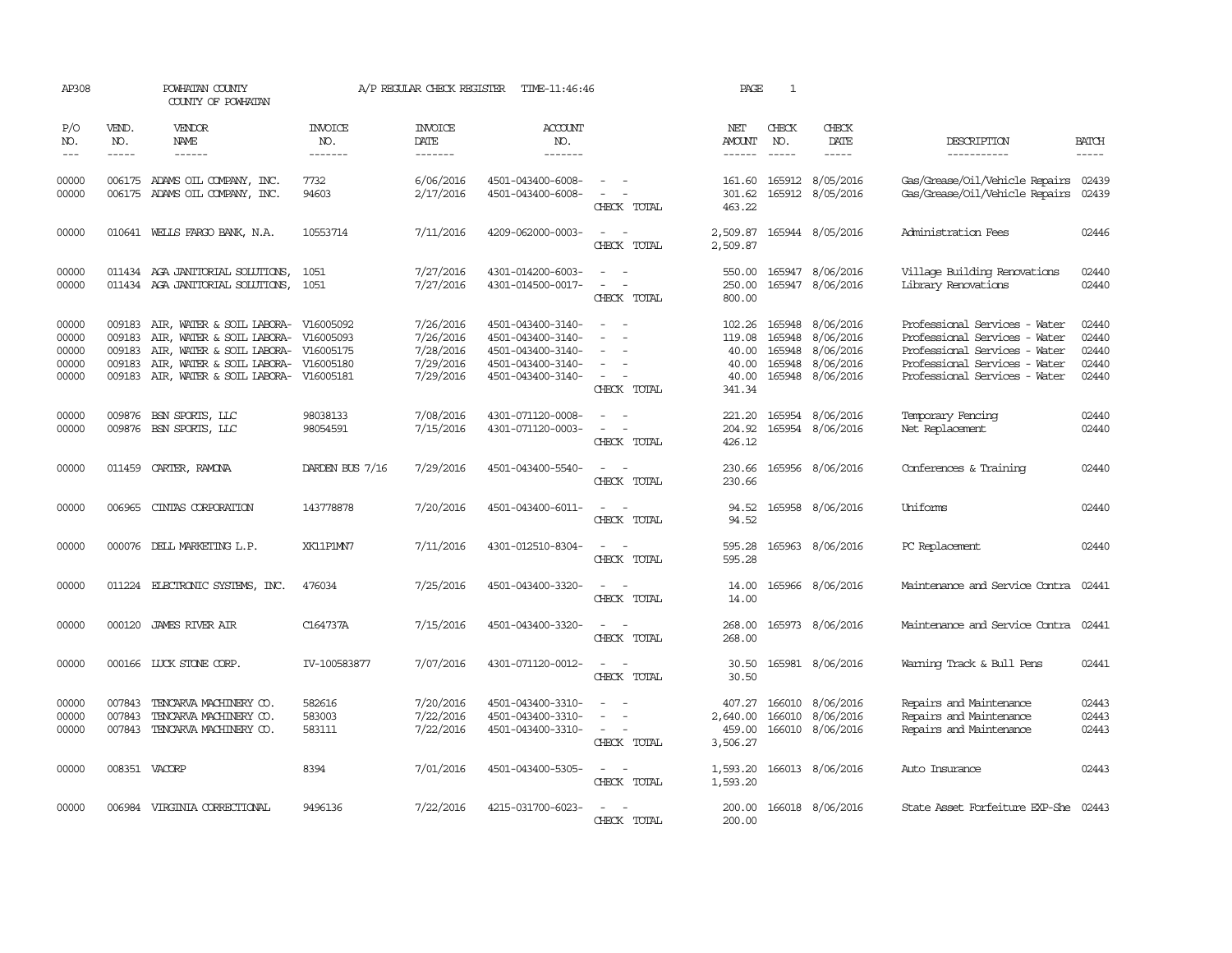AP308 POWHATAN COUNTY A/P REGULAR CHECK REGISTER TIME-11:46:46 PAGE 1

COUNTY OF POWHATAN

| P/O NO. | VEND. NO. | VENDOR NAME | INVOICE NO. | INVOICE DATE | ACCOUNT NO. | | NET AMOUNT | CHECK NO. | CHECK DATE | DESCRIPTION | BATCH |
|---|---|---|---|---|---|---|---|---|---|---|---|
| 00000 | 006175 | ADAMS OIL COMPANY, INC. | 7732 | 6/06/2016 | 4501-043400-6008- | - - | 161.60 | 165912 | 8/05/2016 | Gas/Grease/Oil/Vehicle Repairs | 02439 |
| 00000 | 006175 | ADAMS OIL COMPANY, INC. | 94603 | 2/17/2016 | 4501-043400-6008- | - - | 301.62 | 165912 | 8/05/2016 | Gas/Grease/Oil/Vehicle Repairs | 02439 |
| | | | | | | CHECK TOTAL | 463.22 | | | | |
| 00000 | 010641 | WELLS FARGO BANK, N.A. | 10553714 | 7/11/2016 | 4209-062000-0003- | - - | 2,509.87 | 165944 | 8/05/2016 | Administration Fees | 02446 |
| | | | | | | CHECK TOTAL | 2,509.87 | | | | |
| 00000 | 011434 | AGA JANITORIAL SOLUTIONS, | 1051 | 7/27/2016 | 4301-014200-6003- | - - | 550.00 | 165947 | 8/06/2016 | Village Building Renovations | 02440 |
| 00000 | 011434 | AGA JANITORIAL SOLUTIONS, | 1051 | 7/27/2016 | 4301-014500-0017- | - - | 250.00 | 165947 | 8/06/2016 | Library Renovations | 02440 |
| | | | | | | CHECK TOTAL | 800.00 | | | | |
| 00000 | 009183 | AIR, WATER & SOIL LABORA- | V16005092 | 7/26/2016 | 4501-043400-3140- | - - | 102.26 | 165948 | 8/06/2016 | Professional Services - Water | 02440 |
| 00000 | 009183 | AIR, WATER & SOIL LABORA- | V16005093 | 7/26/2016 | 4501-043400-3140- | - - | 119.08 | 165948 | 8/06/2016 | Professional Services - Water | 02440 |
| 00000 | 009183 | AIR, WATER & SOIL LABORA- | V16005175 | 7/28/2016 | 4501-043400-3140- | - - | 40.00 | 165948 | 8/06/2016 | Professional Services - Water | 02440 |
| 00000 | 009183 | AIR, WATER & SOIL LABORA- | V16005180 | 7/29/2016 | 4501-043400-3140- | - - | 40.00 | 165948 | 8/06/2016 | Professional Services - Water | 02440 |
| 00000 | 009183 | AIR, WATER & SOIL LABORA- | V16005181 | 7/29/2016 | 4501-043400-3140- | - - | 40.00 | 165948 | 8/06/2016 | Professional Services - Water | 02440 |
| | | | | | | CHECK TOTAL | 341.34 | | | | |
| 00000 | 009876 | BSN SPORTS, LLC | 98038133 | 7/08/2016 | 4301-071120-0008- | - - | 221.20 | 165954 | 8/06/2016 | Temporary Fencing | 02440 |
| 00000 | 009876 | BSN SPORTS, LLC | 98054591 | 7/15/2016 | 4301-071120-0003- | - - | 204.92 | 165954 | 8/06/2016 | Net Replacement | 02440 |
| | | | | | | CHECK TOTAL | 426.12 | | | | |
| 00000 | 011459 | CARTER, RAMONA | DARDEN BUS 7/16 | 7/29/2016 | 4501-043400-5540- | - - | 230.66 | 165956 | 8/06/2016 | Conferences & Training | 02440 |
| | | | | | | CHECK TOTAL | 230.66 | | | | |
| 00000 | 006965 | CINTAS CORPORATION | 143778878 | 7/20/2016 | 4501-043400-6011- | - - | 94.52 | 165958 | 8/06/2016 | Uniforms | 02440 |
| | | | | | | CHECK TOTAL | 94.52 | | | | |
| 00000 | 000076 | DELL MARKETING L.P. | XK11P1MN7 | 7/11/2016 | 4301-012510-8304- | - - | 595.28 | 165963 | 8/06/2016 | PC Replacement | 02440 |
| | | | | | | CHECK TOTAL | 595.28 | | | | |
| 00000 | 011224 | ELECTRONIC SYSTEMS, INC. | 476034 | 7/25/2016 | 4501-043400-3320- | - - | 14.00 | 165966 | 8/06/2016 | Maintenance and Service Contra | 02441 |
| | | | | | | CHECK TOTAL | 14.00 | | | | |
| 00000 | 000120 | JAMES RIVER AIR | C164737A | 7/15/2016 | 4501-043400-3320- | - - | 268.00 | 165973 | 8/06/2016 | Maintenance and Service Contra | 02441 |
| | | | | | | CHECK TOTAL | 268.00 | | | | |
| 00000 | 000166 | LUCK STONE CORP. | IV-100583877 | 7/07/2016 | 4301-071120-0012- | - - | 30.50 | 165981 | 8/06/2016 | Warning Track & Bull Pens | 02441 |
| | | | | | | CHECK TOTAL | 30.50 | | | | |
| 00000 | 007843 | TENCARVA MACHINERY CO. | 582616 | 7/20/2016 | 4501-043400-3310- | - - | 407.27 | 166010 | 8/06/2016 | Repairs and Maintenance | 02443 |
| 00000 | 007843 | TENCARVA MACHINERY CO. | 583003 | 7/22/2016 | 4501-043400-3310- | - - | 2,640.00 | 166010 | 8/06/2016 | Repairs and Maintenance | 02443 |
| 00000 | 007843 | TENCARVA MACHINERY CO. | 583111 | 7/22/2016 | 4501-043400-3310- | - - | 459.00 | 166010 | 8/06/2016 | Repairs and Maintenance | 02443 |
| | | | | | | CHECK TOTAL | 3,506.27 | | | | |
| 00000 | 008351 | VACORP | 8394 | 7/01/2016 | 4501-043400-5305- | - - | 1,593.20 | 166013 | 8/06/2016 | Auto Insurance | 02443 |
| | | | | | | CHECK TOTAL | 1,593.20 | | | | |
| 00000 | 006984 | VIRGINIA CORRECTIONAL | 9496136 | 7/22/2016 | 4215-031700-6023- | - - | 200.00 | 166018 | 8/06/2016 | State Asset Forfeiture EXP-She | 02443 |
| | | | | | | CHECK TOTAL | 200.00 | | | | |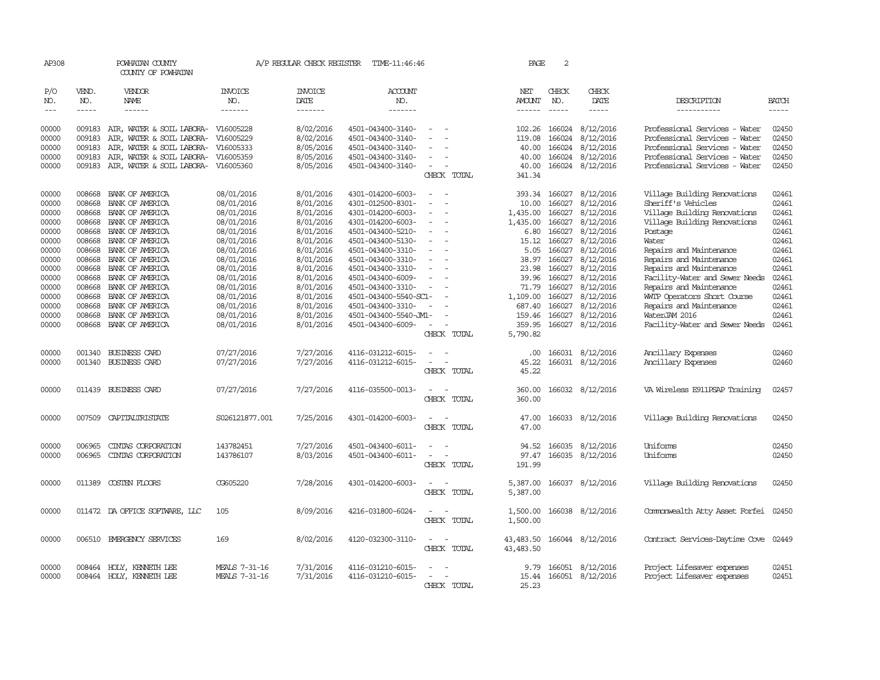AP308 POWHATAN COUNTY A/P REGULAR CHECK REGISTER TIME-11:46:46 PAGE 2

COUNTY OF POWHATAN

| P/O NO. | VEND. NO. | VENDOR NAME | INVOICE NO. | INVOICE DATE | ACCOUNT NO. | | NET AMOUNT | CHECK NO. | CHECK DATE | DESCRIPTION | BATCH |
|---|---|---|---|---|---|---|---|---|---|---|---|
| --- | ----- | ------ | ------- | ------- | ------- | | ------ | ----- | ----- | ----------- | ----- |
| 00000 | 009183 | AIR, WATER & SOIL LABORA- | V16005228 | 8/02/2016 | 4501-043400-3140- | - - | 102.26 | 166024 | 8/12/2016 | Professional Services - Water | 02450 |
| 00000 | 009183 | AIR, WATER & SOIL LABORA- | V16005229 | 8/02/2016 | 4501-043400-3140- | - - | 119.08 | 166024 | 8/12/2016 | Professional Services - Water | 02450 |
| 00000 | 009183 | AIR, WATER & SOIL LABORA- | V16005333 | 8/05/2016 | 4501-043400-3140- | - - | 40.00 | 166024 | 8/12/2016 | Professional Services - Water | 02450 |
| 00000 | 009183 | AIR, WATER & SOIL LABORA- | V16005359 | 8/05/2016 | 4501-043400-3140- | - - | 40.00 | 166024 | 8/12/2016 | Professional Services - Water | 02450 |
| 00000 | 009183 | AIR, WATER & SOIL LABORA- | V16005360 | 8/05/2016 | 4501-043400-3140- | - - | 40.00 | 166024 | 8/12/2016 | Professional Services - Water | 02450 |
| | | | | | | CHECK TOTAL | 341.34 | | | | |
| 00000 | 008668 | BANK OF AMERICA | 08/01/2016 | 8/01/2016 | 4301-014200-6003- | - - | 393.34 | 166027 | 8/12/2016 | Village Building Renovations | 02461 |
| 00000 | 008668 | BANK OF AMERICA | 08/01/2016 | 8/01/2016 | 4301-012500-8301- | - - | 10.00 | 166027 | 8/12/2016 | Sheriff's Vehicles | 02461 |
| 00000 | 008668 | BANK OF AMERICA | 08/01/2016 | 8/01/2016 | 4301-014200-6003- | - - | 1,435.00 | 166027 | 8/12/2016 | Village Building Renovations | 02461 |
| 00000 | 008668 | BANK OF AMERICA | 08/01/2016 | 8/01/2016 | 4301-014200-6003- | - - | 1,435.00 | 166027 | 8/12/2016 | Village Building Renovations | 02461 |
| 00000 | 008668 | BANK OF AMERICA | 08/01/2016 | 8/01/2016 | 4501-043400-5210- | - - | 6.80 | 166027 | 8/12/2016 | Postage | 02461 |
| 00000 | 008668 | BANK OF AMERICA | 08/01/2016 | 8/01/2016 | 4501-043400-5130- | - - | 15.12 | 166027 | 8/12/2016 | Water | 02461 |
| 00000 | 008668 | BANK OF AMERICA | 08/01/2016 | 8/01/2016 | 4501-043400-3310- | - - | 5.05 | 166027 | 8/12/2016 | Repairs and Maintenance | 02461 |
| 00000 | 008668 | BANK OF AMERICA | 08/01/2016 | 8/01/2016 | 4501-043400-3310- | - - | 38.97 | 166027 | 8/12/2016 | Repairs and Maintenance | 02461 |
| 00000 | 008668 | BANK OF AMERICA | 08/01/2016 | 8/01/2016 | 4501-043400-3310- | - - | 23.98 | 166027 | 8/12/2016 | Repairs and Maintenance | 02461 |
| 00000 | 008668 | BANK OF AMERICA | 08/01/2016 | 8/01/2016 | 4501-043400-6009- | - - | 39.96 | 166027 | 8/12/2016 | Facility-Water and Sewer Needs | 02461 |
| 00000 | 008668 | BANK OF AMERICA | 08/01/2016 | 8/01/2016 | 4501-043400-3310- | - - | 71.79 | 166027 | 8/12/2016 | Repairs and Maintenance | 02461 |
| 00000 | 008668 | BANK OF AMERICA | 08/01/2016 | 8/01/2016 | 4501-043400-5540-SC1- | - | 1,109.00 | 166027 | 8/12/2016 | WWTP Operators Short Course | 02461 |
| 00000 | 008668 | BANK OF AMERICA | 08/01/2016 | 8/01/2016 | 4501-043400-3310- | - - | 687.40 | 166027 | 8/12/2016 | Repairs and Maintenance | 02461 |
| 00000 | 008668 | BANK OF AMERICA | 08/01/2016 | 8/01/2016 | 4501-043400-5540-JM1- | - | 159.46 | 166027 | 8/12/2016 | WaterJAM 2016 | 02461 |
| 00000 | 008668 | BANK OF AMERICA | 08/01/2016 | 8/01/2016 | 4501-043400-6009- | - - | 359.95 | 166027 | 8/12/2016 | Facility-Water and Sewer Needs | 02461 |
| | | | | | | CHECK TOTAL | 5,790.82 | | | | |
| 00000 | 001340 | BUSINESS CARD | 07/27/2016 | 7/27/2016 | 4116-031212-6015- | - - | .00 | 166031 | 8/12/2016 | Ancillary Expenses | 02460 |
| 00000 | 001340 | BUSINESS CARD | 07/27/2016 | 7/27/2016 | 4116-031212-6015- | - - | 45.22 | 166031 | 8/12/2016 | Ancillary Expenses | 02460 |
| | | | | | | CHECK TOTAL | 45.22 | | | | |
| 00000 | 011439 | BUSINESS CARD | 07/27/2016 | 7/27/2016 | 4116-035500-0013- | - - | 360.00 | 166032 | 8/12/2016 | VA Wireless E911PSAP Training | 02457 |
| | | | | | | CHECK TOTAL | 360.00 | | | | |
| 00000 | 007509 | CAPITALTRISTATE | S026121877.001 | 7/25/2016 | 4301-014200-6003- | - - | 47.00 | 166033 | 8/12/2016 | Village Building Renovations | 02450 |
| | | | | | | CHECK TOTAL | 47.00 | | | | |
| 00000 | 006965 | CINTAS CORPORATION | 143782451 | 7/27/2016 | 4501-043400-6011- | - - | 94.52 | 166035 | 8/12/2016 | Uniforms | 02450 |
| 00000 | 006965 | CINTAS CORPORATION | 143786107 | 8/03/2016 | 4501-043400-6011- | - - | 97.47 | 166035 | 8/12/2016 | Uniforms | 02450 |
| | | | | | | CHECK TOTAL | 191.99 | | | | |
| 00000 | 011389 | COSTEN FLOORS | CG605220 | 7/28/2016 | 4301-014200-6003- | - - | 5,387.00 | 166037 | 8/12/2016 | Village Building Renovations | 02450 |
| | | | | | | CHECK TOTAL | 5,387.00 | | | | |
| 00000 | 011472 | DA OFFICE SOFTWARE, LLC | 105 | 8/09/2016 | 4216-031800-6024- | - - | 1,500.00 | 166038 | 8/12/2016 | Commonwealth Atty Asset Forfei | 02450 |
| | | | | | | CHECK TOTAL | 1,500.00 | | | | |
| 00000 | 006510 | EMERGENCY SERVICES | 169 | 8/02/2016 | 4120-032300-3110- | - - | 43,483.50 | 166044 | 8/12/2016 | Contract Services-Daytime Cove | 02449 |
| | | | | | | CHECK TOTAL | 43,483.50 | | | | |
| 00000 | 008464 | HOLY, KENNETH LEE | MEALS 7-31-16 | 7/31/2016 | 4116-031210-6015- | - - | 9.79 | 166051 | 8/12/2016 | Project Lifesaver expenses | 02451 |
| 00000 | 008464 | HOLY, KENNETH LEE | MEALS 7-31-16 | 7/31/2016 | 4116-031210-6015- | - - | 15.44 | 166051 | 8/12/2016 | Project Lifesaver expenses | 02451 |
| | | | | | | CHECK TOTAL | 25.23 | | | | |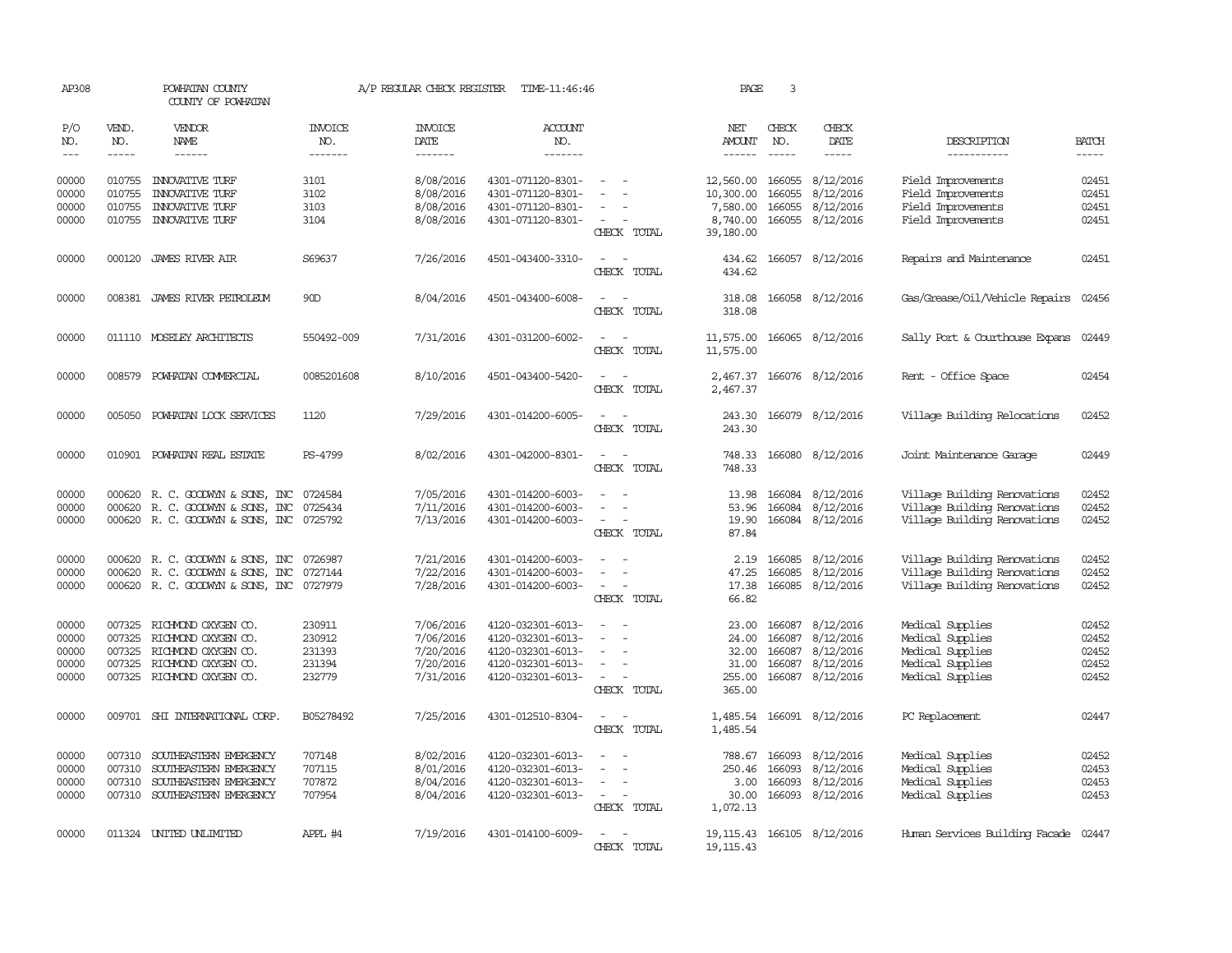AP308 POWHATAN COUNTY A/P REGULAR CHECK REGISTER TIME-11:46:46 PAGE 3

COUNTY OF POWHATAN

| P/O NO. | VEND. NO. | VENDOR NAME | INVOICE NO. | INVOICE DATE | ACCOUNT NO. | | NET AMOUNT | CHECK NO. | CHECK DATE | DESCRIPTION | BATCH |
|---|---|---|---|---|---|---|---|---|---|---|---|
| 00000 | 010755 | INNOVATIVE TURF | 3101 | 8/08/2016 | 4301-071120-8301- | - - | 12,560.00 | 166055 | 8/12/2016 | Field Improvements | 02451 |
| 00000 | 010755 | INNOVATIVE TURF | 3102 | 8/08/2016 | 4301-071120-8301- | - - | 10,300.00 | 166055 | 8/12/2016 | Field Improvements | 02451 |
| 00000 | 010755 | INNOVATIVE TURF | 3103 | 8/08/2016 | 4301-071120-8301- | - - | 7,580.00 | 166055 | 8/12/2016 | Field Improvements | 02451 |
| 00000 | 010755 | INNOVATIVE TURF | 3104 | 8/08/2016 | 4301-071120-8301- | - - | 8,740.00 | 166055 | 8/12/2016 | Field Improvements | 02451 |
| | | | | | | CHECK TOTAL | 39,180.00 | | | | |
| 00000 | 000120 | JAMES RIVER AIR | S69637 | 7/26/2016 | 4501-043400-3310- | - - | 434.62 | 166057 | 8/12/2016 | Repairs and Maintenance | 02451 |
| | | | | | | CHECK TOTAL | 434.62 | | | | |
| 00000 | 008381 | JAMES RIVER PETROLEUM | 90D | 8/04/2016 | 4501-043400-6008- | - - | 318.08 | 166058 | 8/12/2016 | Gas/Grease/Oil/Vehicle Repairs | 02456 |
| | | | | | | CHECK TOTAL | 318.08 | | | | |
| 00000 | 011110 | MOSELEY ARCHITECTS | 550492-009 | 7/31/2016 | 4301-031200-6002- | - - | 11,575.00 | 166065 | 8/12/2016 | Sally Port & Courthouse Expans | 02449 |
| | | | | | | CHECK TOTAL | 11,575.00 | | | | |
| 00000 | 008579 | POWHATAN COMMERCIAL | 0085201608 | 8/10/2016 | 4501-043400-5420- | - - | 2,467.37 | 166076 | 8/12/2016 | Rent - Office Space | 02454 |
| | | | | | | CHECK TOTAL | 2,467.37 | | | | |
| 00000 | 005050 | POWHATAN LOCK SERVICES | 1120 | 7/29/2016 | 4301-014200-6005- | - - | 243.30 | 166079 | 8/12/2016 | Village Building Relocations | 02452 |
| | | | | | | CHECK TOTAL | 243.30 | | | | |
| 00000 | 010901 | POWHATAN REAL ESTATE | PS-4799 | 8/02/2016 | 4301-042000-8301- | - - | 748.33 | 166080 | 8/12/2016 | Joint Maintenance Garage | 02449 |
| | | | | | | CHECK TOTAL | 748.33 | | | | |
| 00000 | 000620 | R. C. GOODWYN & SONS, INC | 0724584 | 7/05/2016 | 4301-014200-6003- | - - | 13.98 | 166084 | 8/12/2016 | Village Building Renovations | 02452 |
| 00000 | 000620 | R. C. GOODWYN & SONS, INC | 0725434 | 7/11/2016 | 4301-014200-6003- | - - | 53.96 | 166084 | 8/12/2016 | Village Building Renovations | 02452 |
| 00000 | 000620 | R. C. GOODWYN & SONS, INC | 0725792 | 7/13/2016 | 4301-014200-6003- | - - | 19.90 | 166084 | 8/12/2016 | Village Building Renovations | 02452 |
| | | | | | | CHECK TOTAL | 87.84 | | | | |
| 00000 | 000620 | R. C. GOODWYN & SONS, INC | 0726987 | 7/21/2016 | 4301-014200-6003- | - - | 2.19 | 166085 | 8/12/2016 | Village Building Renovations | 02452 |
| 00000 | 000620 | R. C. GOODWYN & SONS, INC | 0727144 | 7/22/2016 | 4301-014200-6003- | - - | 47.25 | 166085 | 8/12/2016 | Village Building Renovations | 02452 |
| 00000 | 000620 | R. C. GOODWYN & SONS, INC | 0727979 | 7/28/2016 | 4301-014200-6003- | - - | 17.38 | 166085 | 8/12/2016 | Village Building Renovations | 02452 |
| | | | | | | CHECK TOTAL | 66.82 | | | | |
| 00000 | 007325 | RICHMOND OXYGEN CO. | 230911 | 7/06/2016 | 4120-032301-6013- | - - | 23.00 | 166087 | 8/12/2016 | Medical Supplies | 02452 |
| 00000 | 007325 | RICHMOND OXYGEN CO. | 230912 | 7/06/2016 | 4120-032301-6013- | - - | 24.00 | 166087 | 8/12/2016 | Medical Supplies | 02452 |
| 00000 | 007325 | RICHMOND OXYGEN CO. | 231393 | 7/20/2016 | 4120-032301-6013- | - - | 32.00 | 166087 | 8/12/2016 | Medical Supplies | 02452 |
| 00000 | 007325 | RICHMOND OXYGEN CO. | 231394 | 7/20/2016 | 4120-032301-6013- | - - | 31.00 | 166087 | 8/12/2016 | Medical Supplies | 02452 |
| 00000 | 007325 | RICHMOND OXYGEN CO. | 232779 | 7/31/2016 | 4120-032301-6013- | - - | 255.00 | 166087 | 8/12/2016 | Medical Supplies | 02452 |
| | | | | | | CHECK TOTAL | 365.00 | | | | |
| 00000 | 009701 | SHI INTERNATIONAL CORP. | B05278492 | 7/25/2016 | 4301-012510-8304- | - - | 1,485.54 | 166091 | 8/12/2016 | PC Replacement | 02447 |
| | | | | | | CHECK TOTAL | 1,485.54 | | | | |
| 00000 | 007310 | SOUTHEASTERN EMERGENCY | 707148 | 8/02/2016 | 4120-032301-6013- | - - | 788.67 | 166093 | 8/12/2016 | Medical Supplies | 02452 |
| 00000 | 007310 | SOUTHEASTERN EMERGENCY | 707115 | 8/01/2016 | 4120-032301-6013- | - - | 250.46 | 166093 | 8/12/2016 | Medical Supplies | 02453 |
| 00000 | 007310 | SOUTHEASTERN EMERGENCY | 707872 | 8/04/2016 | 4120-032301-6013- | - - | 3.00 | 166093 | 8/12/2016 | Medical Supplies | 02453 |
| 00000 | 007310 | SOUTHEASTERN EMERGENCY | 707954 | 8/04/2016 | 4120-032301-6013- | - - | 30.00 | 166093 | 8/12/2016 | Medical Supplies | 02453 |
| | | | | | | CHECK TOTAL | 1,072.13 | | | | |
| 00000 | 011324 | UNITED UNLIMITED | APPL #4 | 7/19/2016 | 4301-014100-6009- | - - | 19,115.43 | 166105 | 8/12/2016 | Human Services Building Facade | 02447 |
| | | | | | | CHECK TOTAL | 19,115.43 | | | | |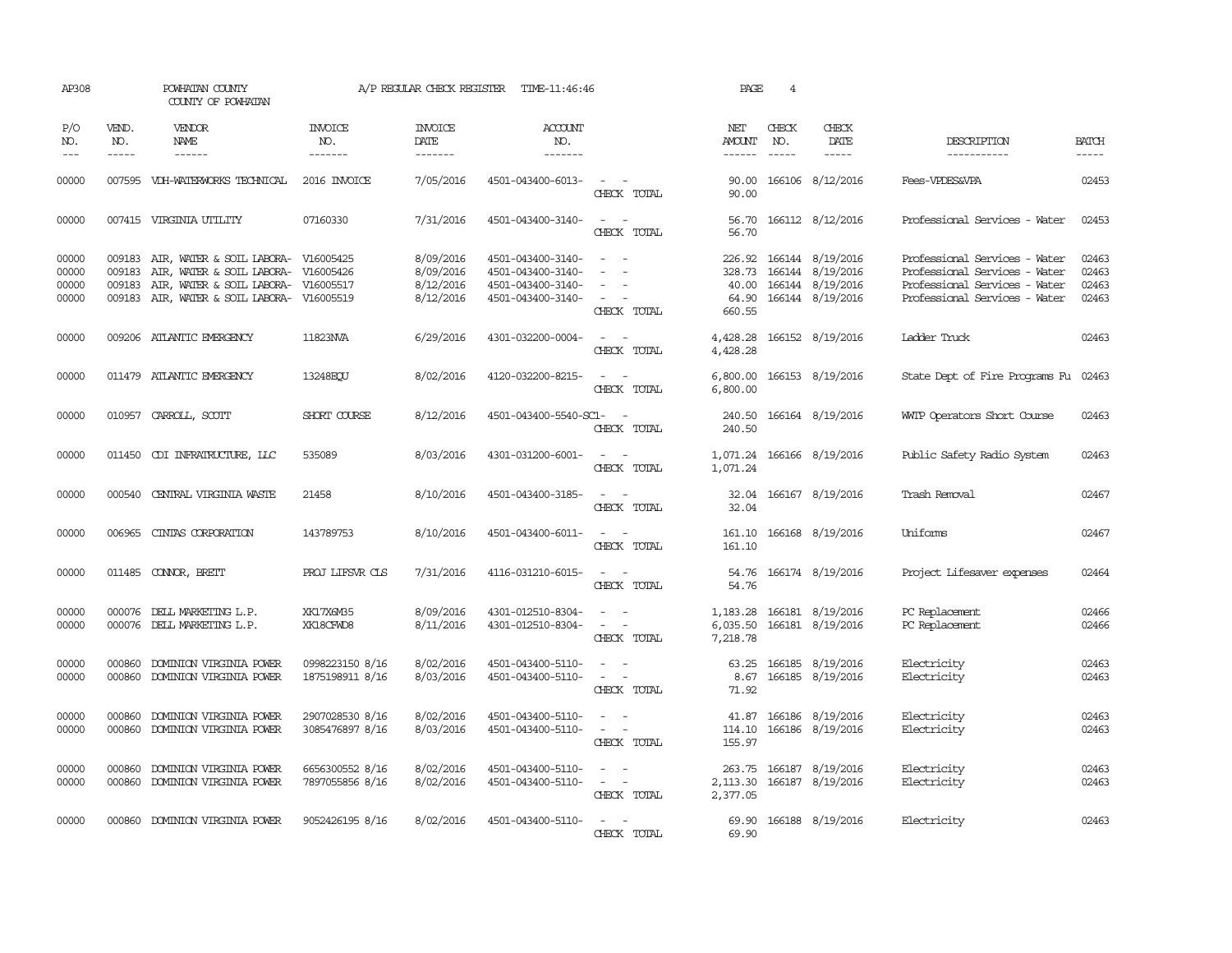AP308 POWHATAN COUNTY A/P REGULAR CHECK REGISTER TIME-11:46:46 PAGE 4

COUNTY OF POWHATAN

| P/O NO. | VEND. NO. | VENDOR NAME | INVOICE NO. | INVOICE DATE | ACCOUNT NO. | | NET AMOUNT | CHECK NO. | CHECK DATE | DESCRIPTION | BATCH |
|---|---|---|---|---|---|---|---|---|---|---|---|
| 00000 | 007595 | VDH-WATERWORKS TECHNICAL | 2016 INVOICE | 7/05/2016 | 4501-043400-6013- | - - | 90.00 | 166106 | 8/12/2016 | Fees-VPDES&VPA | 02453 |
| | | | | | | CHECK TOTAL | 90.00 | | | | |
| 00000 | 007415 | VIRGINIA UTILITY | 07160330 | 7/31/2016 | 4501-043400-3140- | - - | 56.70 | 166112 | 8/12/2016 | Professional Services - Water | 02453 |
| | | | | | | CHECK TOTAL | 56.70 | | | | |
| 00000 | 009183 | AIR, WATER & SOIL LABORA- | V16005425 | 8/09/2016 | 4501-043400-3140- | - - | 226.92 | 166144 | 8/19/2016 | Professional Services - Water | 02463 |
| 00000 | 009183 | AIR, WATER & SOIL LABORA- | V16005426 | 8/09/2016 | 4501-043400-3140- | - - | 328.73 | 166144 | 8/19/2016 | Professional Services - Water | 02463 |
| 00000 | 009183 | AIR, WATER & SOIL LABORA- | V16005517 | 8/12/2016 | 4501-043400-3140- | - - | 40.00 | 166144 | 8/19/2016 | Professional Services - Water | 02463 |
| 00000 | 009183 | AIR, WATER & SOIL LABORA- | V16005519 | 8/12/2016 | 4501-043400-3140- | - - | 64.90 | 166144 | 8/19/2016 | Professional Services - Water | 02463 |
| | | | | | | CHECK TOTAL | 660.55 | | | | |
| 00000 | 009206 | ATLANTIC EMERGENCY | 11823NVA | 6/29/2016 | 4301-032200-0004- | - - | 4,428.28 | 166152 | 8/19/2016 | Ladder Truck | 02463 |
| | | | | | | CHECK TOTAL | 4,428.28 | | | | |
| 00000 | 011479 | ATLANTIC EMERGENCY | 13248EQU | 8/02/2016 | 4120-032200-8215- | - - | 6,800.00 | 166153 | 8/19/2016 | State Dept of Fire Programs Fu | 02463 |
| | | | | | | CHECK TOTAL | 6,800.00 | | | | |
| 00000 | 010957 | CARROLL, SCOTT | SHORT COURSE | 8/12/2016 | 4501-043400-5540-SC1- | - | 240.50 | 166164 | 8/19/2016 | WWTP Operators Short Course | 02463 |
| | | | | | | CHECK TOTAL | 240.50 | | | | |
| 00000 | 011450 | CDI INFRATRUCTURE, LLC | 535089 | 8/03/2016 | 4301-031200-6001- | - - | 1,071.24 | 166166 | 8/19/2016 | Public Safety Radio System | 02463 |
| | | | | | | CHECK TOTAL | 1,071.24 | | | | |
| 00000 | 000540 | CENTRAL VIRGINIA WASTE | 21458 | 8/10/2016 | 4501-043400-3185- | - - | 32.04 | 166167 | 8/19/2016 | Trash Removal | 02467 |
| | | | | | | CHECK TOTAL | 32.04 | | | | |
| 00000 | 006965 | CINTAS CORPORATION | 143789753 | 8/10/2016 | 4501-043400-6011- | - - | 161.10 | 166168 | 8/19/2016 | Uniforms | 02467 |
| | | | | | | CHECK TOTAL | 161.10 | | | | |
| 00000 | 011485 | CONNOR, BRETT | PROJ LIFSVR CLS | 7/31/2016 | 4116-031210-6015- | - - | 54.76 | 166174 | 8/19/2016 | Project Lifesaver expenses | 02464 |
| | | | | | | CHECK TOTAL | 54.76 | | | | |
| 00000 | 000076 | DELL MARKETING L.P. | XK17X6M35 | 8/09/2016 | 4301-012510-8304- | - - | 1,183.28 | 166181 | 8/19/2016 | PC Replacement | 02466 |
| 00000 | 000076 | DELL MARKETING L.P. | XK18CFWD8 | 8/11/2016 | 4301-012510-8304- | - - | 6,035.50 | 166181 | 8/19/2016 | PC Replacement | 02466 |
| | | | | | | CHECK TOTAL | 7,218.78 | | | | |
| 00000 | 000860 | DOMINION VIRGINIA POWER | 0998223150 8/16 | 8/02/2016 | 4501-043400-5110- | - - | 63.25 | 166185 | 8/19/2016 | Electricity | 02463 |
| 00000 | 000860 | DOMINION VIRGINIA POWER | 1875198911 8/16 | 8/03/2016 | 4501-043400-5110- | - - | 8.67 | 166185 | 8/19/2016 | Electricity | 02463 |
| | | | | | | CHECK TOTAL | 71.92 | | | | |
| 00000 | 000860 | DOMINION VIRGINIA POWER | 2907028530 8/16 | 8/02/2016 | 4501-043400-5110- | - - | 41.87 | 166186 | 8/19/2016 | Electricity | 02463 |
| 00000 | 000860 | DOMINION VIRGINIA POWER | 3085476897 8/16 | 8/03/2016 | 4501-043400-5110- | - - | 114.10 | 166186 | 8/19/2016 | Electricity | 02463 |
| | | | | | | CHECK TOTAL | 155.97 | | | | |
| 00000 | 000860 | DOMINION VIRGINIA POWER | 6656300552 8/16 | 8/02/2016 | 4501-043400-5110- | - - | 263.75 | 166187 | 8/19/2016 | Electricity | 02463 |
| 00000 | 000860 | DOMINION VIRGINIA POWER | 7897055856 8/16 | 8/02/2016 | 4501-043400-5110- | - - | 2,113.30 | 166187 | 8/19/2016 | Electricity | 02463 |
| | | | | | | CHECK TOTAL | 2,377.05 | | | | |
| 00000 | 000860 | DOMINION VIRGINIA POWER | 9052426195 8/16 | 8/02/2016 | 4501-043400-5110- | - - | 69.90 | 166188 | 8/19/2016 | Electricity | 02463 |
| | | | | | | CHECK TOTAL | 69.90 | | | | |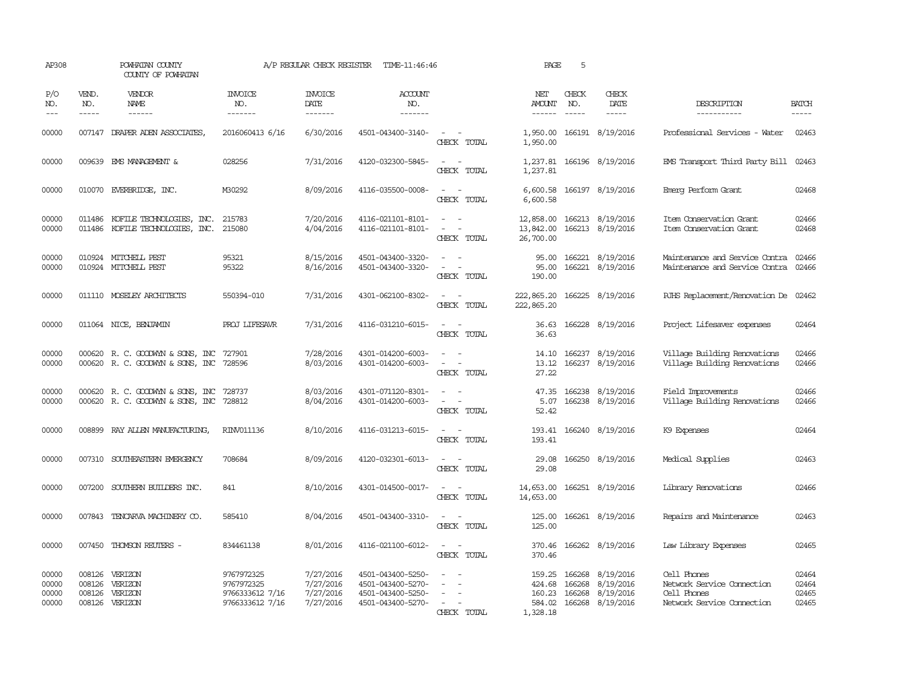AP308 POWHATAN COUNTY A/P REGULAR CHECK REGISTER TIME-11:46:46 PAGE 5

COUNTY OF POWHATAN

| P/O NO. | VEND. NO. | VENDOR NAME | INVOICE NO. | INVOICE DATE | ACCOUNT NO. | | NET AMOUNT | CHECK NO. | CHECK DATE | DESCRIPTION | BATCH |
|---|---|---|---|---|---|---|---|---|---|---|---|
| 00000 | 007147 | DRAPER ADEN ASSOCIATES, | 2016060413 6/16 | 6/30/2016 | 4501-043400-3140- | - - | 1,950.00 | 166191 | 8/19/2016 | Professional Services - Water | 02463 |
| | | | | | | CHECK TOTAL | 1,950.00 | | | | |
| 00000 | 009639 | EMS MANAGEMENT & | 028256 | 7/31/2016 | 4120-032300-5845- | - - | 1,237.81 | 166196 | 8/19/2016 | EMS Transport Third Party Bill | 02463 |
| | | | | | | CHECK TOTAL | 1,237.81 | | | | |
| 00000 | 010070 | EVERBRIDGE, INC. | M30292 | 8/09/2016 | 4116-035500-0008- | - - | 6,600.58 | 166197 | 8/19/2016 | Emerg Perform Grant | 02468 |
| | | | | | | CHECK TOTAL | 6,600.58 | | | | |
| 00000 | 011486 | KOFILE TECHNOLOGIES, INC. | 215783 | 7/20/2016 | 4116-021101-8101- | - - | 12,858.00 | 166213 | 8/19/2016 | Item Conservation Grant | 02466 |
| 00000 | 011486 | KOFILE TECHNOLOGIES, INC. | 215080 | 4/04/2016 | 4116-021101-8101- | - - | 13,842.00 | 166213 | 8/19/2016 | Item Conservation Grant | 02468 |
| | | | | | | CHECK TOTAL | 26,700.00 | | | | |
| 00000 | 010924 | MITCHELL PEST | 95321 | 8/15/2016 | 4501-043400-3320- | - - | 95.00 | 166221 | 8/19/2016 | Maintenance and Service Contra | 02466 |
| 00000 | 010924 | MITCHELL PEST | 95322 | 8/16/2016 | 4501-043400-3320- | - - | 95.00 | 166221 | 8/19/2016 | Maintenance and Service Contra | 02466 |
| | | | | | | CHECK TOTAL | 190.00 | | | | |
| 00000 | 011110 | MOSELEY ARCHITECTS | 550394-010 | 7/31/2016 | 4301-062100-8302- | - - | 222,865.20 | 166225 | 8/19/2016 | PJHS Replacement/Renovation De | 02462 |
| | | | | | | CHECK TOTAL | 222,865.20 | | | | |
| 00000 | 011064 | NICE, BENJAMIN | PROJ LIFESAVR | 7/31/2016 | 4116-031210-6015- | - - | 36.63 | 166228 | 8/19/2016 | Project Lifesaver expenses | 02464 |
| | | | | | | CHECK TOTAL | 36.63 | | | | |
| 00000 | 000620 | R. C. GOODWYN & SONS, INC | 727901 | 7/28/2016 | 4301-014200-6003- | - - | 14.10 | 166237 | 8/19/2016 | Village Building Renovations | 02466 |
| 00000 | 000620 | R. C. GOODWYN & SONS, INC | 728596 | 8/03/2016 | 4301-014200-6003- | - - | 13.12 | 166237 | 8/19/2016 | Village Building Renovations | 02466 |
| | | | | | | CHECK TOTAL | 27.22 | | | | |
| 00000 | 000620 | R. C. GOODWYN & SONS, INC | 728737 | 8/03/2016 | 4301-071120-8301- | - - | 47.35 | 166238 | 8/19/2016 | Field Improvements | 02466 |
| 00000 | 000620 | R. C. GOODWYN & SONS, INC | 728812 | 8/04/2016 | 4301-014200-6003- | - - | 5.07 | 166238 | 8/19/2016 | Village Building Renovations | 02466 |
| | | | | | | CHECK TOTAL | 52.42 | | | | |
| 00000 | 008899 | RAY ALLEN MANUFACTURING, | RINV011136 | 8/10/2016 | 4116-031213-6015- | - - | 193.41 | 166240 | 8/19/2016 | K9 Expenses | 02464 |
| | | | | | | CHECK TOTAL | 193.41 | | | | |
| 00000 | 007310 | SOUTHEASTERN EMERGENCY | 708684 | 8/09/2016 | 4120-032301-6013- | - - | 29.08 | 166250 | 8/19/2016 | Medical Supplies | 02463 |
| | | | | | | CHECK TOTAL | 29.08 | | | | |
| 00000 | 007200 | SOUTHERN BUILDERS INC. | 841 | 8/10/2016 | 4301-014500-0017- | - - | 14,653.00 | 166251 | 8/19/2016 | Library Renovations | 02466 |
| | | | | | | CHECK TOTAL | 14,653.00 | | | | |
| 00000 | 007843 | TENCARVA MACHINERY CO. | 585410 | 8/04/2016 | 4501-043400-3310- | - - | 125.00 | 166261 | 8/19/2016 | Repairs and Maintenance | 02463 |
| | | | | | | CHECK TOTAL | 125.00 | | | | |
| 00000 | 007450 | THOMSON REUTERS - | 834461138 | 8/01/2016 | 4116-021100-6012- | - - | 370.46 | 166262 | 8/19/2016 | Law Library Expenses | 02465 |
| | | | | | | CHECK TOTAL | 370.46 | | | | |
| 00000 | 008126 | VERIZON | 9767972325 | 7/27/2016 | 4501-043400-5250- | - - | 159.25 | 166268 | 8/19/2016 | Cell Phones | 02464 |
| 00000 | 008126 | VERIZON | 9767972325 | 7/27/2016 | 4501-043400-5270- | - - | 424.68 | 166268 | 8/19/2016 | Network Service Connection | 02464 |
| 00000 | 008126 | VERIZON | 9766333612 7/16 | 7/27/2016 | 4501-043400-5250- | - - | 160.23 | 166268 | 8/19/2016 | Cell Phones | 02465 |
| 00000 | 008126 | VERIZON | 9766333612 7/16 | 7/27/2016 | 4501-043400-5270- | - - | 584.02 | 166268 | 8/19/2016 | Network Service Connection | 02465 |
| | | | | | | CHECK TOTAL | 1,328.18 | | | | |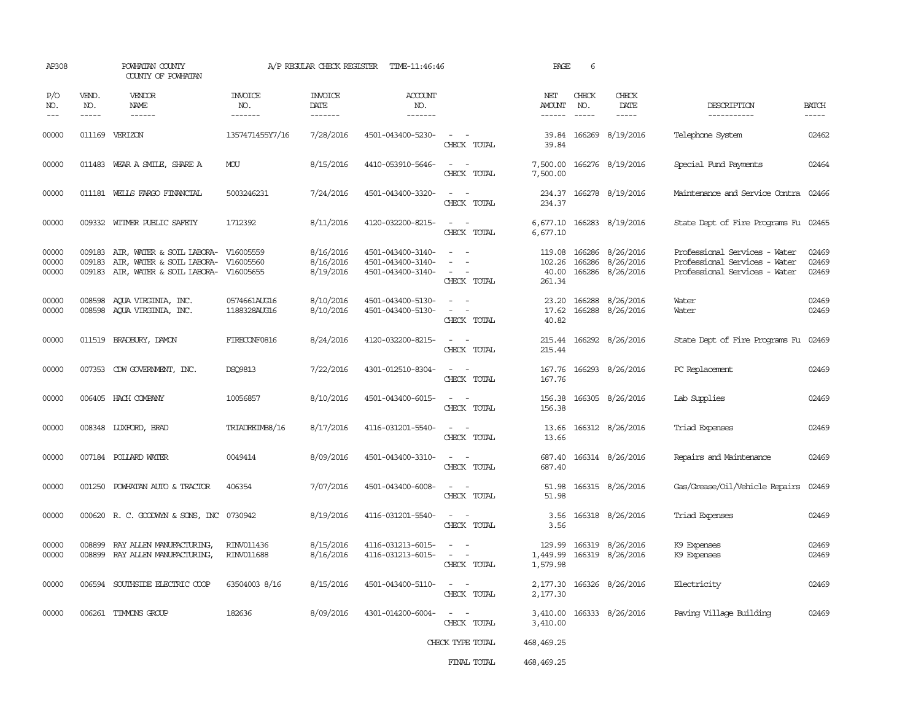AP308 POWHATAN COUNTY A/P REGULAR CHECK REGISTER TIME-11:46:46 PAGE 6

COUNTY OF POWHATAN

| P/O NO. | VEND. NO. | VENDOR NAME | INVOICE NO. | INVOICE DATE | ACCOUNT NO. | | NET AMOUNT | CHECK NO. | CHECK DATE | DESCRIPTION | BATCH |
|---|---|---|---|---|---|---|---|---|---|---|---|
| 00000 | 011169 | VERIZON | 1357471455Y7/16 | 7/28/2016 | 4501-043400-5230- | - - | 39.84 | 166269 | 8/19/2016 | Telephone System | 02462 |
| | | | | | | CHECK TOTAL | 39.84 | | | | |
| 00000 | 011483 | WEAR A SMILE, SHARE A | MOU | 8/15/2016 | 4410-053910-5646- | - - | 7,500.00 | 166276 | 8/19/2016 | Special Fund Payments | 02464 |
| | | | | | | CHECK TOTAL | 7,500.00 | | | | |
| 00000 | 011181 | WELLS FARGO FINANCIAL | 5003246231 | 7/24/2016 | 4501-043400-3320- | - - | 234.37 | 166278 | 8/19/2016 | Maintenance and Service Contra | 02466 |
| | | | | | | CHECK TOTAL | 234.37 | | | | |
| 00000 | 009332 | WITMER PUBLIC SAFETY | 1712392 | 8/11/2016 | 4120-032200-8215- | - - | 6,677.10 | 166283 | 8/19/2016 | State Dept of Fire Programs Fu | 02465 |
| | | | | | | CHECK TOTAL | 6,677.10 | | | | |
| 00000 | 009183 | AIR, WATER & SOIL LABORA- | V16005559 | 8/16/2016 | 4501-043400-3140- | - - | 119.08 | 166286 | 8/26/2016 | Professional Services - Water | 02469 |
| 00000 | 009183 | AIR, WATER & SOIL LABORA- | V16005560 | 8/16/2016 | 4501-043400-3140- | - - | 102.26 | 166286 | 8/26/2016 | Professional Services - Water | 02469 |
| 00000 | 009183 | AIR, WATER & SOIL LABORA- | V16005655 | 8/19/2016 | 4501-043400-3140- | - - | 40.00 | 166286 | 8/26/2016 | Professional Services - Water | 02469 |
| | | | | | | CHECK TOTAL | 261.34 | | | | |
| 00000 | 008598 | AQUA VIRGINIA, INC. | 0574661AUG16 | 8/10/2016 | 4501-043400-5130- | - - | 23.20 | 166288 | 8/26/2016 | Water | 02469 |
| 00000 | 008598 | AQUA VIRGINIA, INC. | 1188328AUG16 | 8/10/2016 | 4501-043400-5130- | - - | 17.62 | 166288 | 8/26/2016 | Water | 02469 |
| | | | | | | CHECK TOTAL | 40.82 | | | | |
| 00000 | 011519 | BRADBURY, DAMON | FIRECONF0816 | 8/24/2016 | 4120-032200-8215- | - - | 215.44 | 166292 | 8/26/2016 | State Dept of Fire Programs Fu | 02469 |
| | | | | | | CHECK TOTAL | 215.44 | | | | |
| 00000 | 007353 | CDW GOVERNMENT, INC. | DSQ9813 | 7/22/2016 | 4301-012510-8304- | - - | 167.76 | 166293 | 8/26/2016 | PC Replacement | 02469 |
| | | | | | | CHECK TOTAL | 167.76 | | | | |
| 00000 | 006405 | HACH COMPANY | 10056857 | 8/10/2016 | 4501-043400-6015- | - - | 156.38 | 166305 | 8/26/2016 | Lab Supplies | 02469 |
| | | | | | | CHECK TOTAL | 156.38 | | | | |
| 00000 | 008348 | LUXFORD, BRAD | TRIADREIMB8/16 | 8/17/2016 | 4116-031201-5540- | - - | 13.66 | 166312 | 8/26/2016 | Triad Expenses | 02469 |
| | | | | | | CHECK TOTAL | 13.66 | | | | |
| 00000 | 007184 | POLLARD WATER | 0049414 | 8/09/2016 | 4501-043400-3310- | - - | 687.40 | 166314 | 8/26/2016 | Repairs and Maintenance | 02469 |
| | | | | | | CHECK TOTAL | 687.40 | | | | |
| 00000 | 001250 | POWHATAN AUTO & TRACTOR | 406354 | 7/07/2016 | 4501-043400-6008- | - - | 51.98 | 166315 | 8/26/2016 | Gas/Grease/Oil/Vehicle Repairs | 02469 |
| | | | | | | CHECK TOTAL | 51.98 | | | | |
| 00000 | 000620 | R. C. GOODWYN & SONS, INC | 0730942 | 8/19/2016 | 4116-031201-5540- | - - | 3.56 | 166318 | 8/26/2016 | Triad Expenses | 02469 |
| | | | | | | CHECK TOTAL | 3.56 | | | | |
| 00000 | 008899 | RAY ALLEN MANUFACTURING, | RINV011436 | 8/15/2016 | 4116-031213-6015- | - - | 129.99 | 166319 | 8/26/2016 | K9 Expenses | 02469 |
| 00000 | 008899 | RAY ALLEN MANUFACTURING, | RINV011688 | 8/16/2016 | 4116-031213-6015- | - - | 1,449.99 | 166319 | 8/26/2016 | K9 Expenses | 02469 |
| | | | | | | CHECK TOTAL | 1,579.98 | | | | |
| 00000 | 006594 | SOUTHSIDE ELECTRIC COOP | 63504003 8/16 | 8/15/2016 | 4501-043400-5110- | - - | 2,177.30 | 166326 | 8/26/2016 | Electricity | 02469 |
| | | | | | | CHECK TOTAL | 2,177.30 | | | | |
| 00000 | 006261 | TIMMONS GROUP | 182636 | 8/09/2016 | 4301-014200-6004- | - - | 3,410.00 | 166333 | 8/26/2016 | Paving Village Building | 02469 |
| | | | | | | CHECK TOTAL | 3,410.00 | | | | |
| | | | | | | CHECK TYPE TOTAL | 468,469.25 | | | | |
| | | | | | | FINAL TOTAL | 468,469.25 | | | | |